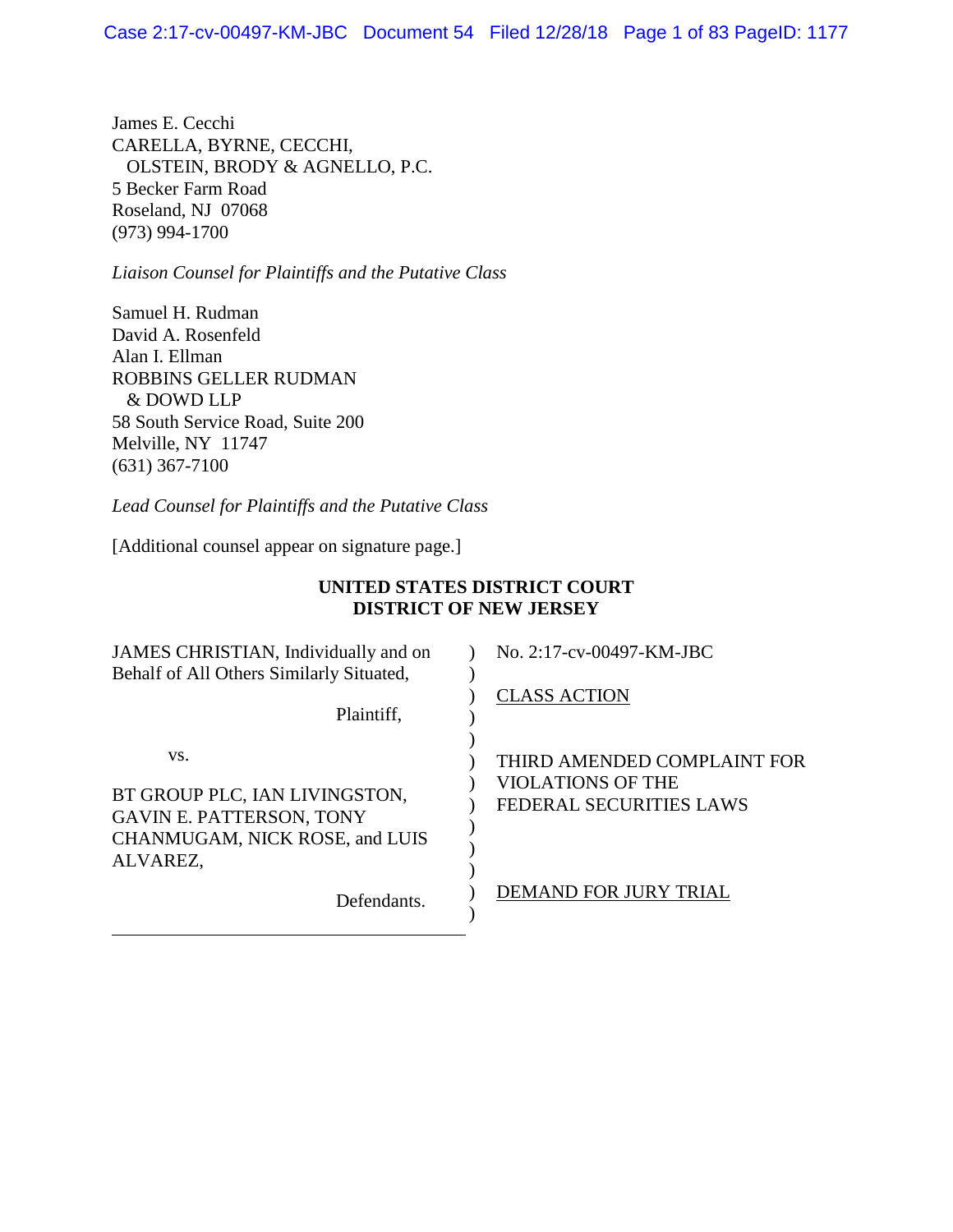James E. Cecchi
CARELLA, BYRNE, CECCHI,
OLSTEIN, BRODY & AGNELLO, P.C.
5 Becker Farm Road
Roseland, NJ 07068
(973) 994-1700

*Liaison Counsel for Plaintiffs and the Putative Class*

Samuel H. Rudman
David A. Rosenfeld
Alan I. Ellman
ROBBINS GELLER RUDMAN
& DOWD LLP
58 South Service Road, Suite 200
Melville, NY 11747
(631) 367-7100

*Lead Counsel for Plaintiffs and the Putative Class*

[Additional counsel appear on signature page.]

**UNITED STATES DISTRICT COURT**
**DISTRICT OF NEW JERSEY**

| | |
|---|---|
| JAMES CHRISTIAN, Individually and on Behalf of All Others Similarly Situated, | No. 2:17-cv-00497-KM-JBC |
| Plaintiff, | CLASS ACTION |
| vs. | |
| BT GROUP PLC, IAN LIVINGSTON, GAVIN E. PATTERSON, TONY CHANMUGAM, NICK ROSE, and LUIS ALVAREZ, | THIRD AMENDED COMPLAINT FOR VIOLATIONS OF THE FEDERAL SECURITIES LAWS |
| Defendants. | DEMAND FOR JURY TRIAL |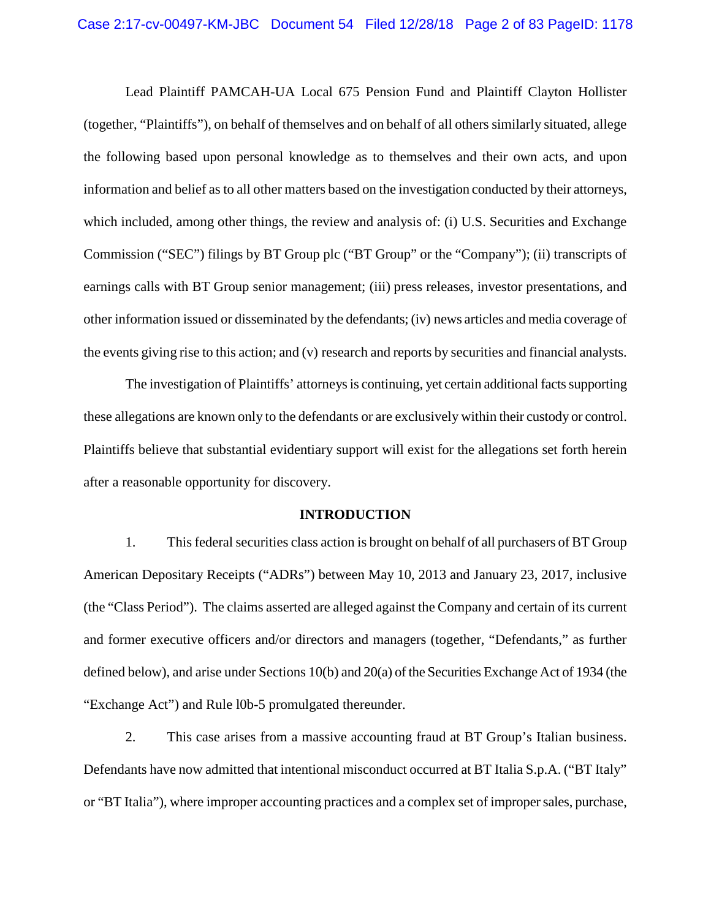Lead Plaintiff PAMCAH-UA Local 675 Pension Fund and Plaintiff Clayton Hollister (together, "Plaintiffs"), on behalf of themselves and on behalf of all others similarly situated, allege the following based upon personal knowledge as to themselves and their own acts, and upon information and belief as to all other matters based on the investigation conducted by their attorneys, which included, among other things, the review and analysis of: (i) U.S. Securities and Exchange Commission ("SEC") filings by BT Group plc ("BT Group" or the "Company"); (ii) transcripts of earnings calls with BT Group senior management; (iii) press releases, investor presentations, and other information issued or disseminated by the defendants; (iv) news articles and media coverage of the events giving rise to this action; and (v) research and reports by securities and financial analysts.

The investigation of Plaintiffs' attorneys is continuing, yet certain additional facts supporting these allegations are known only to the defendants or are exclusively within their custody or control. Plaintiffs believe that substantial evidentiary support will exist for the allegations set forth herein after a reasonable opportunity for discovery.

## INTRODUCTION

1. This federal securities class action is brought on behalf of all purchasers of BT Group American Depositary Receipts ("ADRs") between May 10, 2013 and January 23, 2017, inclusive (the "Class Period"). The claims asserted are alleged against the Company and certain of its current and former executive officers and/or directors and managers (together, "Defendants," as further defined below), and arise under Sections 10(b) and 20(a) of the Securities Exchange Act of 1934 (the "Exchange Act") and Rule l0b-5 promulgated thereunder.

2. This case arises from a massive accounting fraud at BT Group's Italian business. Defendants have now admitted that intentional misconduct occurred at BT Italia S.p.A. ("BT Italy" or "BT Italia"), where improper accounting practices and a complex set of improper sales, purchase,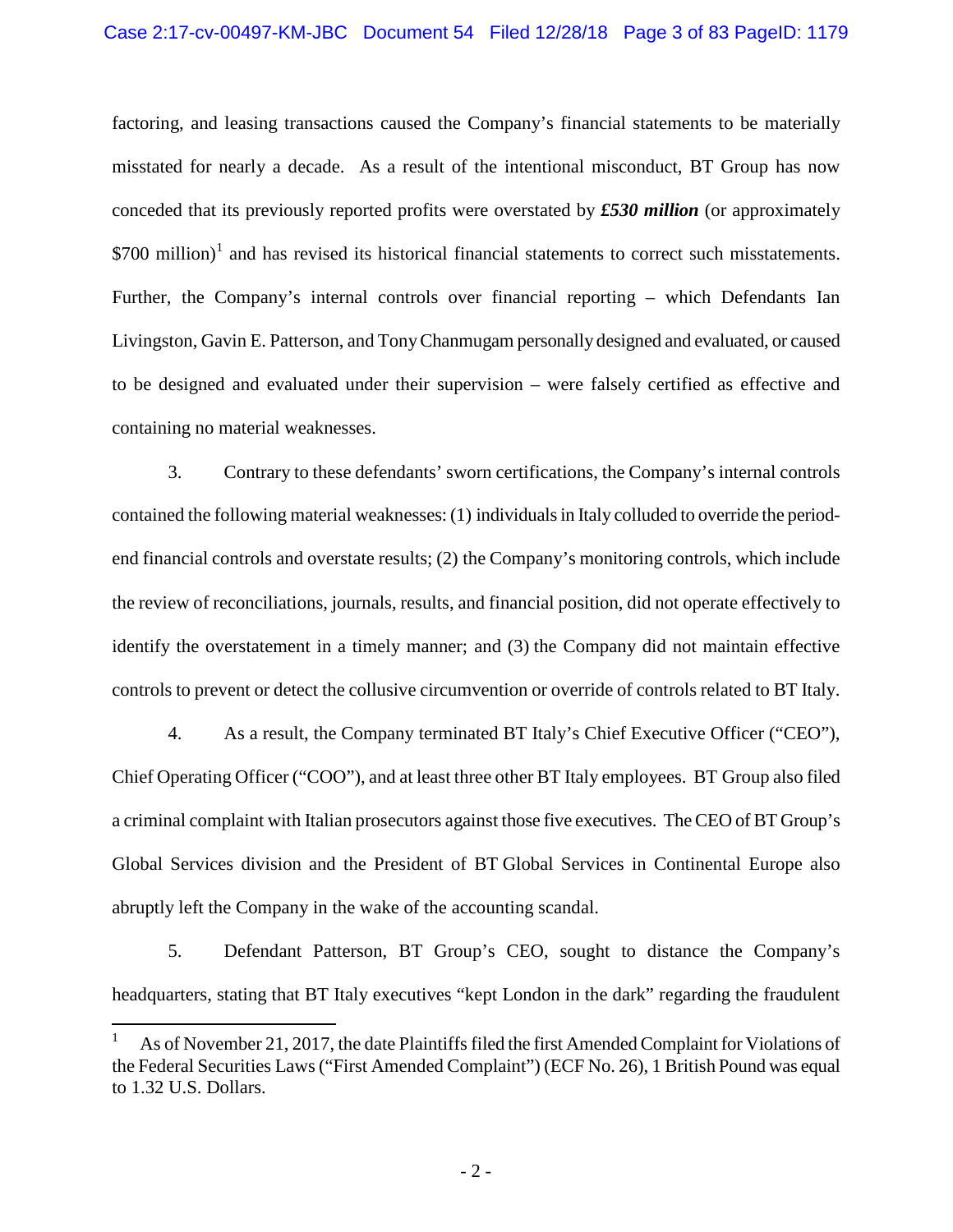factoring, and leasing transactions caused the Company's financial statements to be materially misstated for nearly a decade. As a result of the intentional misconduct, BT Group has now conceded that its previously reported profits were overstated by ***£530 million*** (or approximately $700 million)[1] and has revised its historical financial statements to correct such misstatements. Further, the Company's internal controls over financial reporting – which Defendants Ian Livingston, Gavin E. Patterson, and Tony Chanmugam personally designed and evaluated, or caused to be designed and evaluated under their supervision – were falsely certified as effective and containing no material weaknesses.

3. Contrary to these defendants' sworn certifications, the Company's internal controls contained the following material weaknesses: (1) individuals in Italy colluded to override the period-end financial controls and overstate results; (2) the Company's monitoring controls, which include the review of reconciliations, journals, results, and financial position, did not operate effectively to identify the overstatement in a timely manner; and (3) the Company did not maintain effective controls to prevent or detect the collusive circumvention or override of controls related to BT Italy.

4. As a result, the Company terminated BT Italy's Chief Executive Officer ("CEO"), Chief Operating Officer ("COO"), and at least three other BT Italy employees. BT Group also filed a criminal complaint with Italian prosecutors against those five executives. The CEO of BT Group's Global Services division and the President of BT Global Services in Continental Europe also abruptly left the Company in the wake of the accounting scandal.

5. Defendant Patterson, BT Group's CEO, sought to distance the Company's headquarters, stating that BT Italy executives "kept London in the dark" regarding the fraudulent

[1] As of November 21, 2017, the date Plaintiffs filed the first Amended Complaint for Violations of the Federal Securities Laws ("First Amended Complaint") (ECF No. 26), 1 British Pound was equal to 1.32 U.S. Dollars.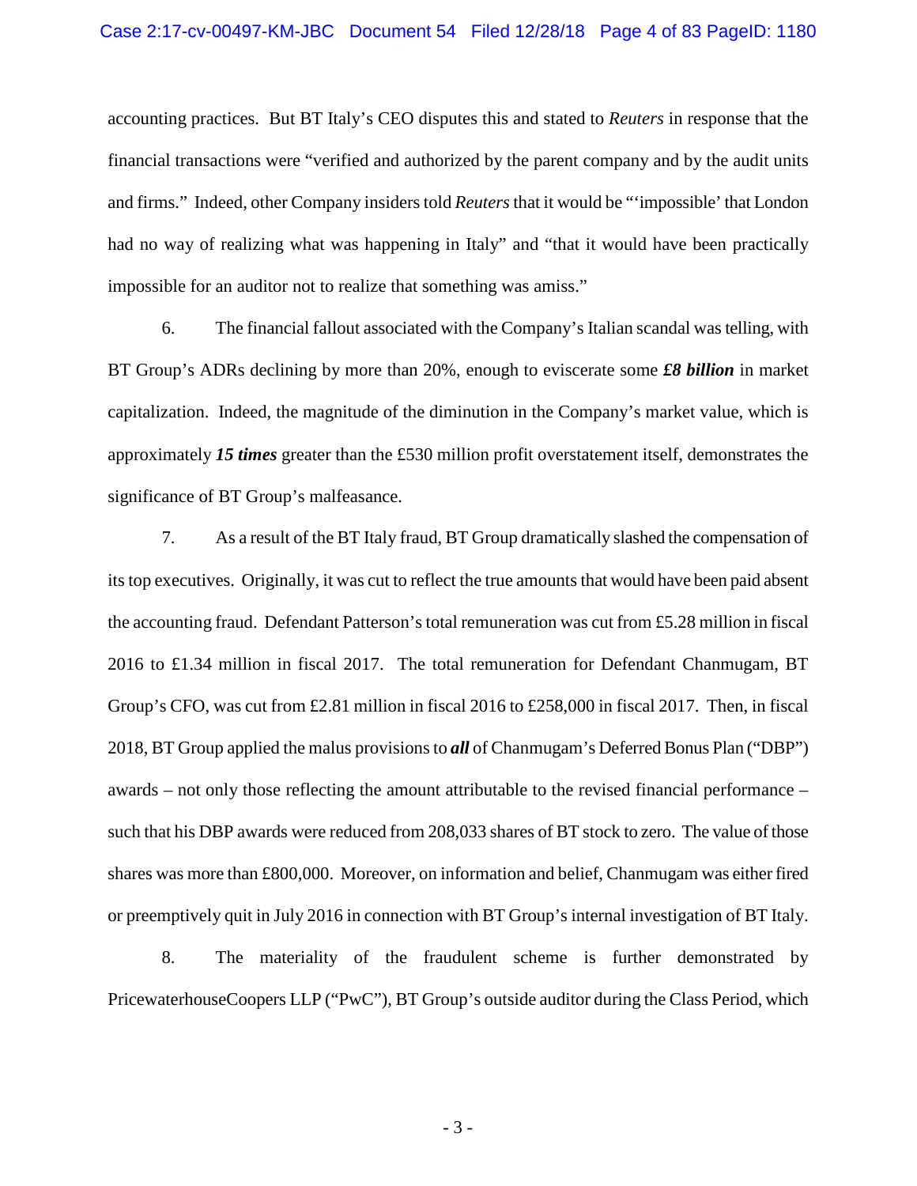accounting practices. But BT Italy's CEO disputes this and stated to *Reuters* in response that the financial transactions were "verified and authorized by the parent company and by the audit units and firms." Indeed, other Company insiders told *Reuters* that it would be "'impossible' that London had no way of realizing what was happening in Italy" and "that it would have been practically impossible for an auditor not to realize that something was amiss."

6. The financial fallout associated with the Company's Italian scandal was telling, with BT Group's ADRs declining by more than 20%, enough to eviscerate some ***£8 billion*** in market capitalization. Indeed, the magnitude of the diminution in the Company's market value, which is approximately ***15 times*** greater than the £530 million profit overstatement itself, demonstrates the significance of BT Group's malfeasance.

7. As a result of the BT Italy fraud, BT Group dramatically slashed the compensation of its top executives. Originally, it was cut to reflect the true amounts that would have been paid absent the accounting fraud. Defendant Patterson's total remuneration was cut from £5.28 million in fiscal 2016 to £1.34 million in fiscal 2017. The total remuneration for Defendant Chanmugam, BT Group's CFO, was cut from £2.81 million in fiscal 2016 to £258,000 in fiscal 2017. Then, in fiscal 2018, BT Group applied the malus provisions to ***all*** of Chanmugam's Deferred Bonus Plan ("DBP") awards – not only those reflecting the amount attributable to the revised financial performance – such that his DBP awards were reduced from 208,033 shares of BT stock to zero. The value of those shares was more than £800,000. Moreover, on information and belief, Chanmugam was either fired or preemptively quit in July 2016 in connection with BT Group's internal investigation of BT Italy.

8. The materiality of the fraudulent scheme is further demonstrated by PricewaterhouseCoopers LLP ("PwC"), BT Group's outside auditor during the Class Period, which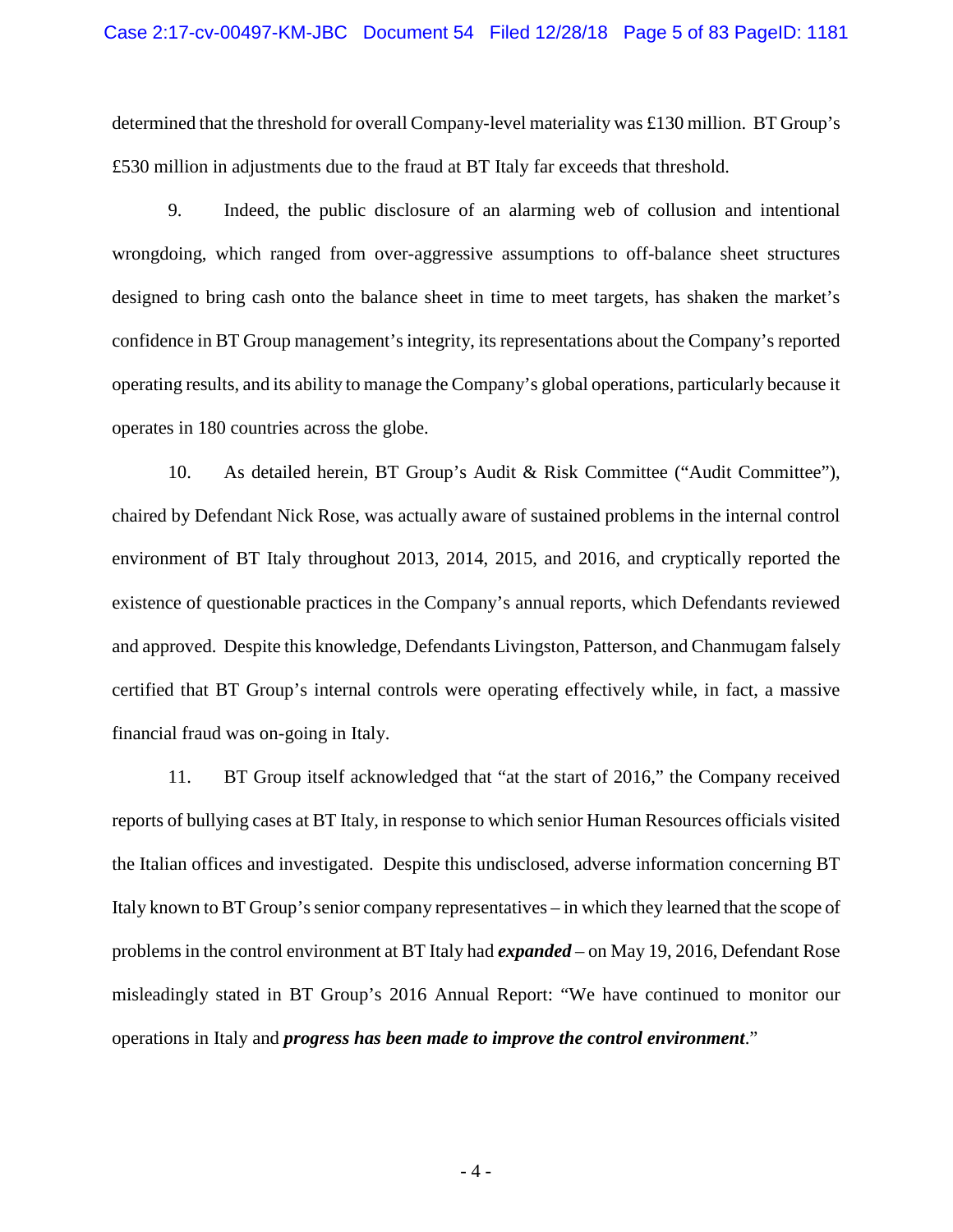determined that the threshold for overall Company-level materiality was £130 million. BT Group's £530 million in adjustments due to the fraud at BT Italy far exceeds that threshold.

9. Indeed, the public disclosure of an alarming web of collusion and intentional wrongdoing, which ranged from over-aggressive assumptions to off-balance sheet structures designed to bring cash onto the balance sheet in time to meet targets, has shaken the market's confidence in BT Group management's integrity, its representations about the Company's reported operating results, and its ability to manage the Company's global operations, particularly because it operates in 180 countries across the globe.

10. As detailed herein, BT Group's Audit & Risk Committee ("Audit Committee"), chaired by Defendant Nick Rose, was actually aware of sustained problems in the internal control environment of BT Italy throughout 2013, 2014, 2015, and 2016, and cryptically reported the existence of questionable practices in the Company's annual reports, which Defendants reviewed and approved. Despite this knowledge, Defendants Livingston, Patterson, and Chanmugam falsely certified that BT Group's internal controls were operating effectively while, in fact, a massive financial fraud was on-going in Italy.

11. BT Group itself acknowledged that "at the start of 2016," the Company received reports of bullying cases at BT Italy, in response to which senior Human Resources officials visited the Italian offices and investigated. Despite this undisclosed, adverse information concerning BT Italy known to BT Group's senior company representatives – in which they learned that the scope of problems in the control environment at BT Italy had ***expanded*** – on May 19, 2016, Defendant Rose misleadingly stated in BT Group's 2016 Annual Report: "We have continued to monitor our operations in Italy and ***progress has been made to improve the control environment***."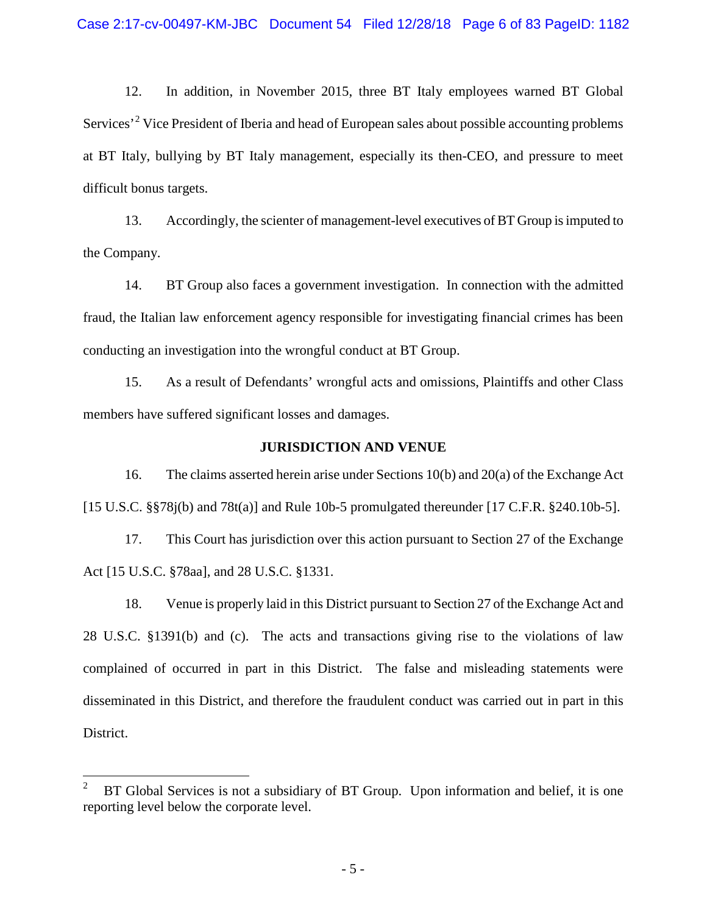12. In addition, in November 2015, three BT Italy employees warned BT Global Services'[2] Vice President of Iberia and head of European sales about possible accounting problems at BT Italy, bullying by BT Italy management, especially its then-CEO, and pressure to meet difficult bonus targets.

13. Accordingly, the scienter of management-level executives of BT Group is imputed to the Company.

14. BT Group also faces a government investigation. In connection with the admitted fraud, the Italian law enforcement agency responsible for investigating financial crimes has been conducting an investigation into the wrongful conduct at BT Group.

15. As a result of Defendants' wrongful acts and omissions, Plaintiffs and other Class members have suffered significant losses and damages.

## JURISDICTION AND VENUE

16. The claims asserted herein arise under Sections 10(b) and 20(a) of the Exchange Act [15 U.S.C. §§78j(b) and 78t(a)] and Rule 10b-5 promulgated thereunder [17 C.F.R. §240.10b-5].

17. This Court has jurisdiction over this action pursuant to Section 27 of the Exchange Act [15 U.S.C. §78aa], and 28 U.S.C. §1331.

18. Venue is properly laid in this District pursuant to Section 27 of the Exchange Act and 28 U.S.C. §1391(b) and (c). The acts and transactions giving rise to the violations of law complained of occurred in part in this District. The false and misleading statements were disseminated in this District, and therefore the fraudulent conduct was carried out in part in this District.

---

[2] BT Global Services is not a subsidiary of BT Group. Upon information and belief, it is one reporting level below the corporate level.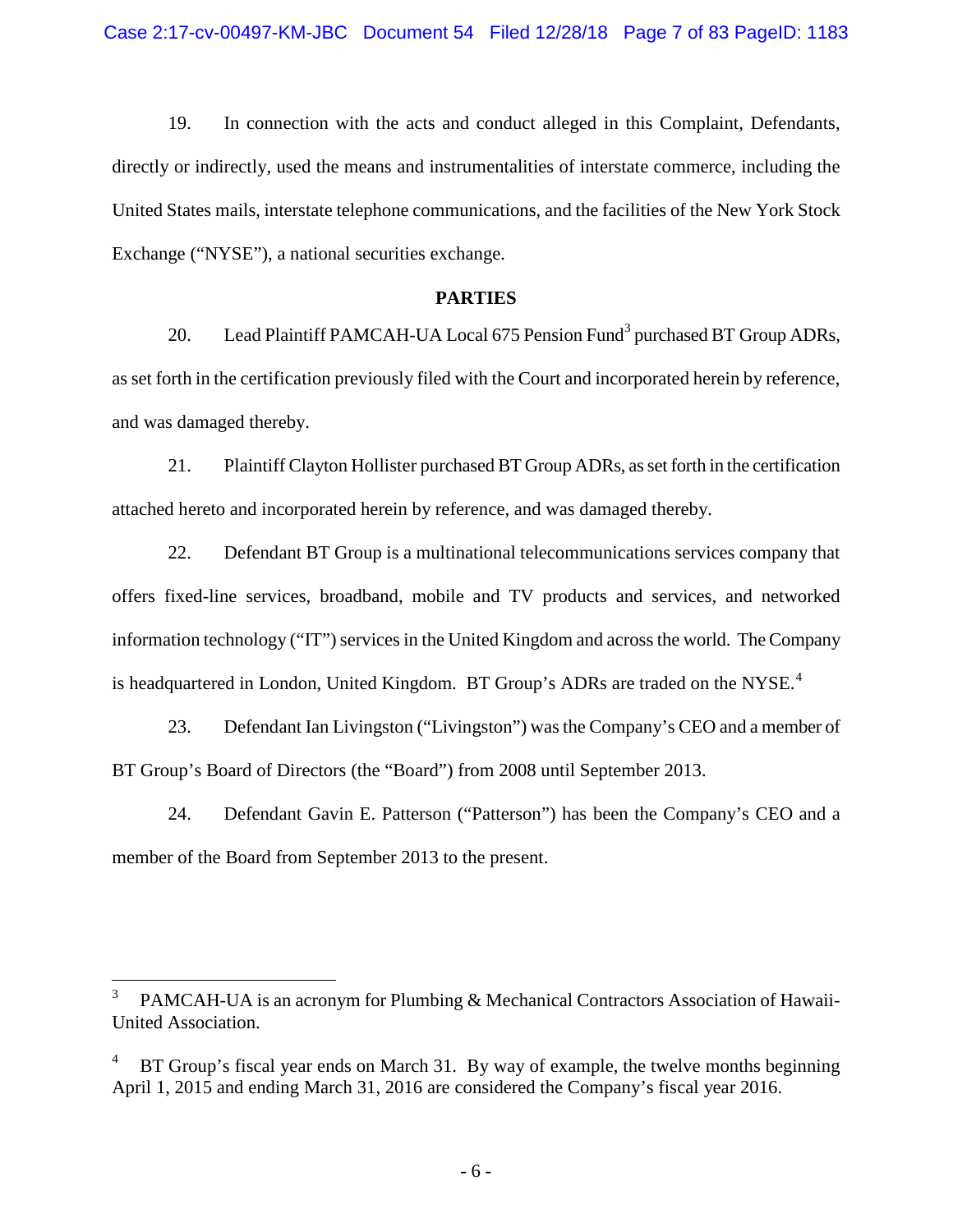19. In connection with the acts and conduct alleged in this Complaint, Defendants, directly or indirectly, used the means and instrumentalities of interstate commerce, including the United States mails, interstate telephone communications, and the facilities of the New York Stock Exchange ("NYSE"), a national securities exchange.

## PARTIES

20. Lead Plaintiff PAMCAH-UA Local 675 Pension Fund[3] purchased BT Group ADRs, as set forth in the certification previously filed with the Court and incorporated herein by reference, and was damaged thereby.

21. Plaintiff Clayton Hollister purchased BT Group ADRs, as set forth in the certification attached hereto and incorporated herein by reference, and was damaged thereby.

22. Defendant BT Group is a multinational telecommunications services company that offers fixed-line services, broadband, mobile and TV products and services, and networked information technology ("IT") services in the United Kingdom and across the world. The Company is headquartered in London, United Kingdom. BT Group's ADRs are traded on the NYSE.[4]

23. Defendant Ian Livingston ("Livingston") was the Company's CEO and a member of BT Group's Board of Directors (the "Board") from 2008 until September 2013.

24. Defendant Gavin E. Patterson ("Patterson") has been the Company's CEO and a member of the Board from September 2013 to the present.

---

[3] PAMCAH-UA is an acronym for Plumbing & Mechanical Contractors Association of Hawaii-United Association.

[4] BT Group's fiscal year ends on March 31. By way of example, the twelve months beginning April 1, 2015 and ending March 31, 2016 are considered the Company's fiscal year 2016.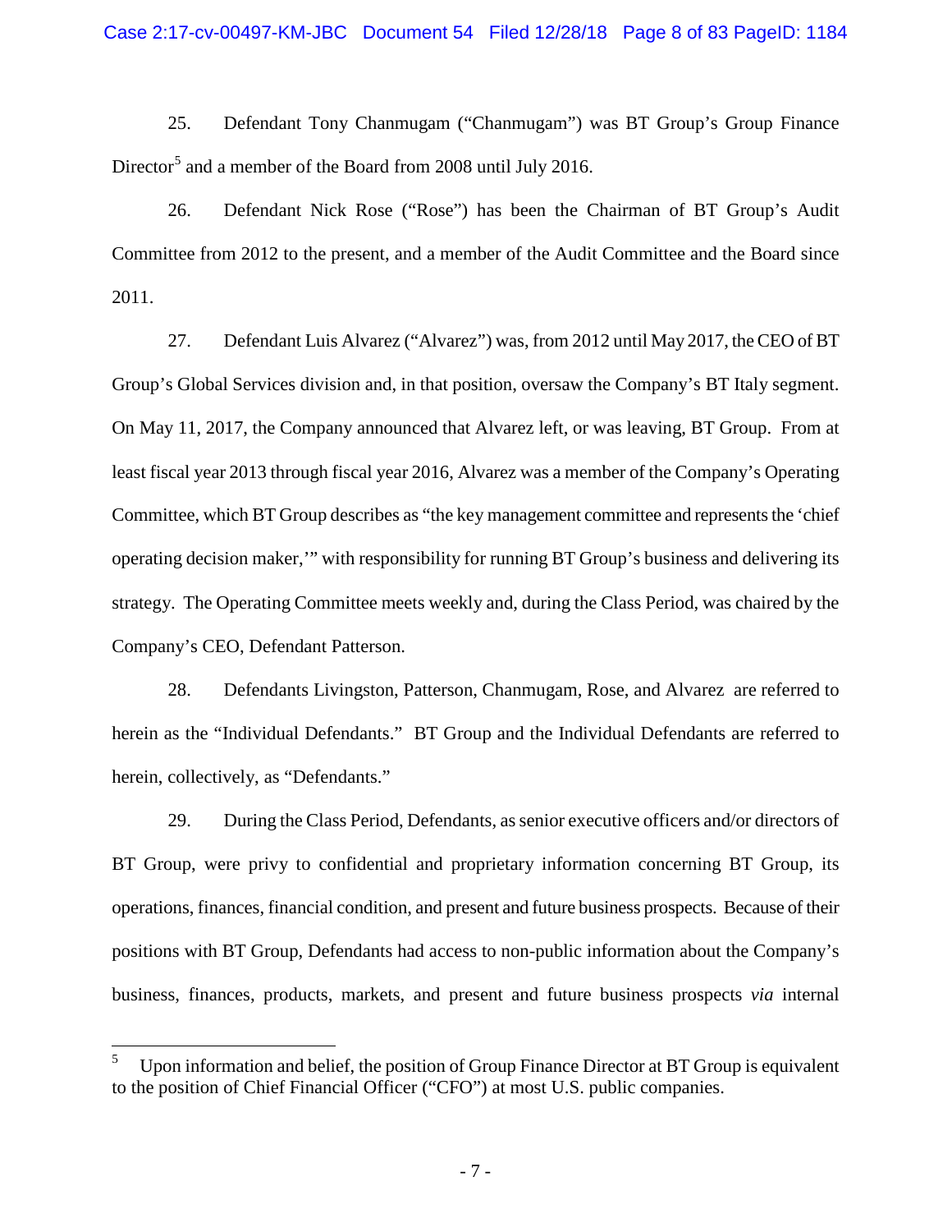25. Defendant Tony Chanmugam ("Chanmugam") was BT Group's Group Finance Director[5] and a member of the Board from 2008 until July 2016.

26. Defendant Nick Rose ("Rose") has been the Chairman of BT Group's Audit Committee from 2012 to the present, and a member of the Audit Committee and the Board since 2011.

27. Defendant Luis Alvarez ("Alvarez") was, from 2012 until May 2017, the CEO of BT Group's Global Services division and, in that position, oversaw the Company's BT Italy segment. On May 11, 2017, the Company announced that Alvarez left, or was leaving, BT Group. From at least fiscal year 2013 through fiscal year 2016, Alvarez was a member of the Company's Operating Committee, which BT Group describes as "the key management committee and represents the 'chief operating decision maker,'" with responsibility for running BT Group's business and delivering its strategy. The Operating Committee meets weekly and, during the Class Period, was chaired by the Company's CEO, Defendant Patterson.

28. Defendants Livingston, Patterson, Chanmugam, Rose, and Alvarez are referred to herein as the "Individual Defendants." BT Group and the Individual Defendants are referred to herein, collectively, as "Defendants."

29. During the Class Period, Defendants, as senior executive officers and/or directors of BT Group, were privy to confidential and proprietary information concerning BT Group, its operations, finances, financial condition, and present and future business prospects. Because of their positions with BT Group, Defendants had access to non-public information about the Company's business, finances, products, markets, and present and future business prospects *via* internal

---

[5] Upon information and belief, the position of Group Finance Director at BT Group is equivalent to the position of Chief Financial Officer ("CFO") at most U.S. public companies.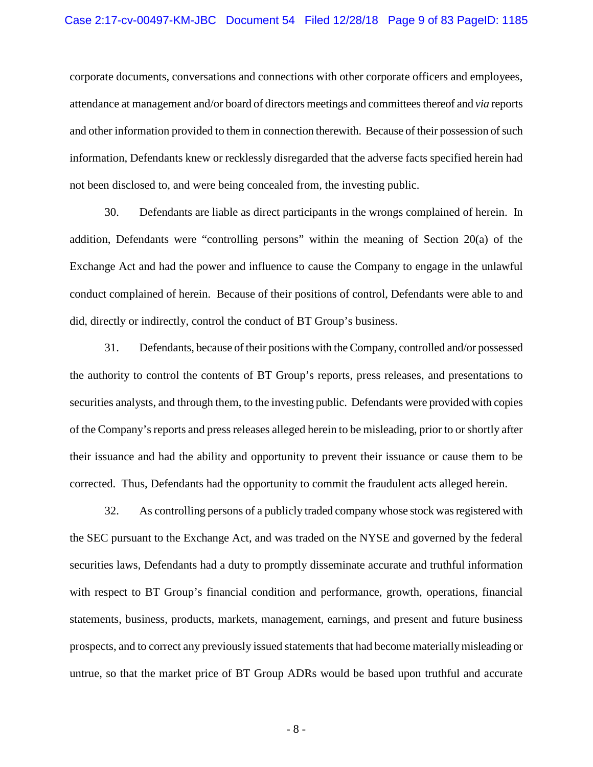corporate documents, conversations and connections with other corporate officers and employees, attendance at management and/or board of directors meetings and committees thereof and *via* reports and other information provided to them in connection therewith. Because of their possession of such information, Defendants knew or recklessly disregarded that the adverse facts specified herein had not been disclosed to, and were being concealed from, the investing public.

30. Defendants are liable as direct participants in the wrongs complained of herein. In addition, Defendants were "controlling persons" within the meaning of Section 20(a) of the Exchange Act and had the power and influence to cause the Company to engage in the unlawful conduct complained of herein. Because of their positions of control, Defendants were able to and did, directly or indirectly, control the conduct of BT Group's business.

31. Defendants, because of their positions with the Company, controlled and/or possessed the authority to control the contents of BT Group's reports, press releases, and presentations to securities analysts, and through them, to the investing public. Defendants were provided with copies of the Company's reports and press releases alleged herein to be misleading, prior to or shortly after their issuance and had the ability and opportunity to prevent their issuance or cause them to be corrected. Thus, Defendants had the opportunity to commit the fraudulent acts alleged herein.

32. As controlling persons of a publicly traded company whose stock was registered with the SEC pursuant to the Exchange Act, and was traded on the NYSE and governed by the federal securities laws, Defendants had a duty to promptly disseminate accurate and truthful information with respect to BT Group's financial condition and performance, growth, operations, financial statements, business, products, markets, management, earnings, and present and future business prospects, and to correct any previously issued statements that had become materially misleading or untrue, so that the market price of BT Group ADRs would be based upon truthful and accurate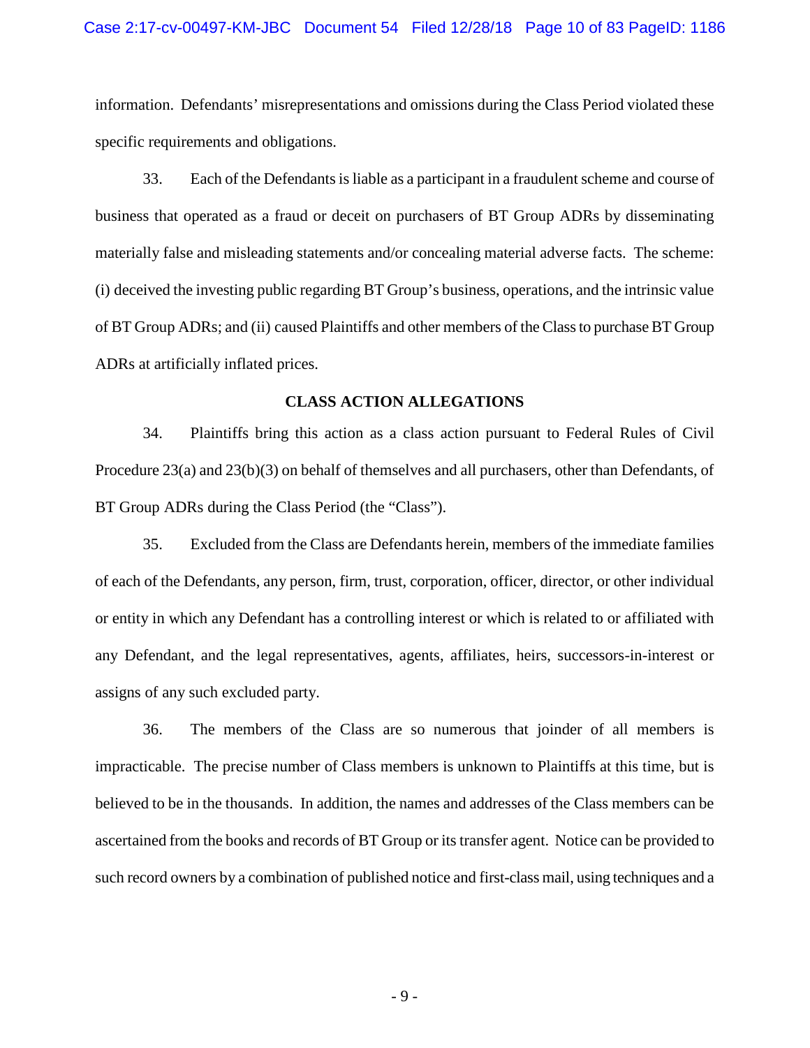information. Defendants' misrepresentations and omissions during the Class Period violated these specific requirements and obligations.

33. Each of the Defendants is liable as a participant in a fraudulent scheme and course of business that operated as a fraud or deceit on purchasers of BT Group ADRs by disseminating materially false and misleading statements and/or concealing material adverse facts. The scheme: (i) deceived the investing public regarding BT Group's business, operations, and the intrinsic value of BT Group ADRs; and (ii) caused Plaintiffs and other members of the Class to purchase BT Group ADRs at artificially inflated prices.

## CLASS ACTION ALLEGATIONS

34. Plaintiffs bring this action as a class action pursuant to Federal Rules of Civil Procedure 23(a) and 23(b)(3) on behalf of themselves and all purchasers, other than Defendants, of BT Group ADRs during the Class Period (the "Class").

35. Excluded from the Class are Defendants herein, members of the immediate families of each of the Defendants, any person, firm, trust, corporation, officer, director, or other individual or entity in which any Defendant has a controlling interest or which is related to or affiliated with any Defendant, and the legal representatives, agents, affiliates, heirs, successors-in-interest or assigns of any such excluded party.

36. The members of the Class are so numerous that joinder of all members is impracticable. The precise number of Class members is unknown to Plaintiffs at this time, but is believed to be in the thousands. In addition, the names and addresses of the Class members can be ascertained from the books and records of BT Group or its transfer agent. Notice can be provided to such record owners by a combination of published notice and first-class mail, using techniques and a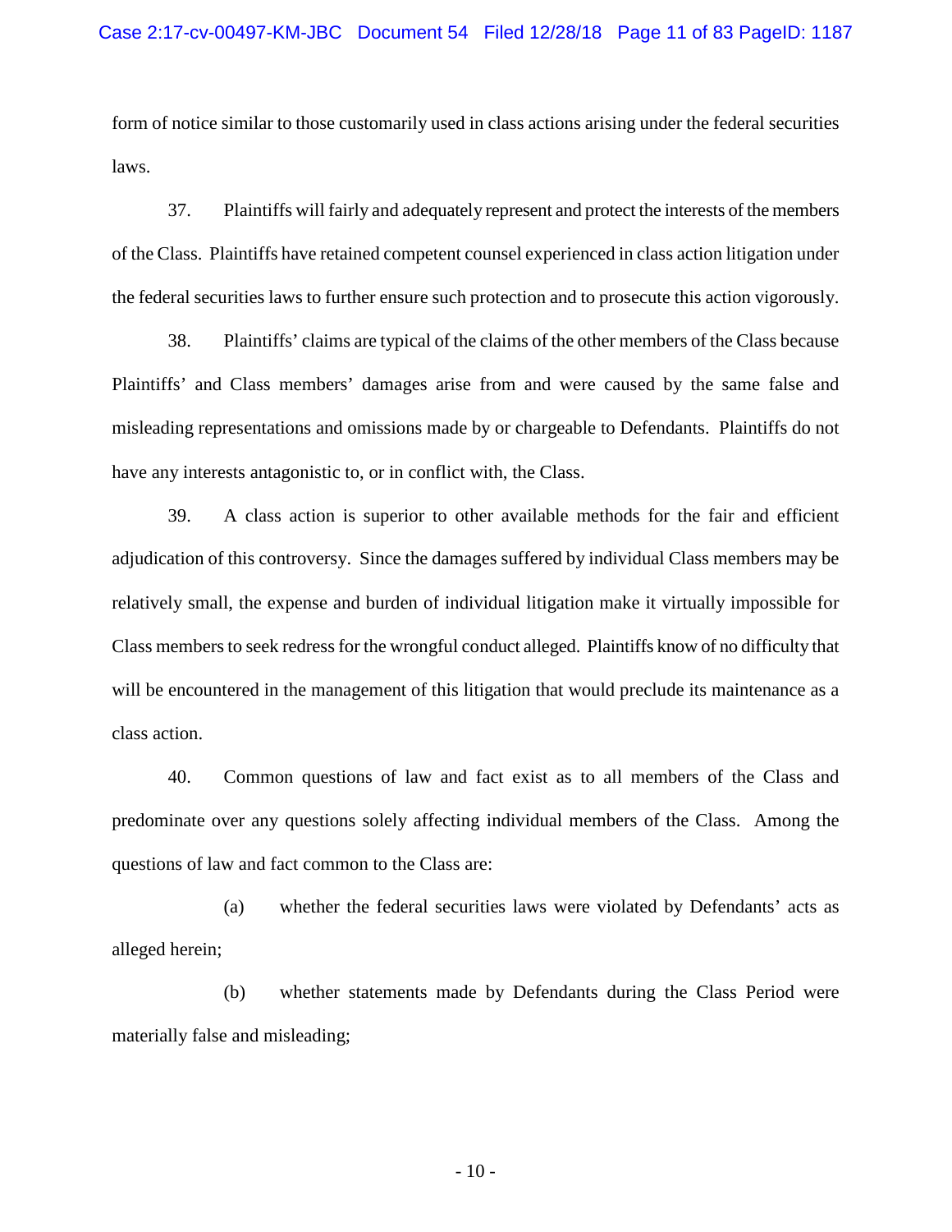form of notice similar to those customarily used in class actions arising under the federal securities laws.

37. Plaintiffs will fairly and adequately represent and protect the interests of the members of the Class. Plaintiffs have retained competent counsel experienced in class action litigation under the federal securities laws to further ensure such protection and to prosecute this action vigorously.

38. Plaintiffs' claims are typical of the claims of the other members of the Class because Plaintiffs' and Class members' damages arise from and were caused by the same false and misleading representations and omissions made by or chargeable to Defendants. Plaintiffs do not have any interests antagonistic to, or in conflict with, the Class.

39. A class action is superior to other available methods for the fair and efficient adjudication of this controversy. Since the damages suffered by individual Class members may be relatively small, the expense and burden of individual litigation make it virtually impossible for Class members to seek redress for the wrongful conduct alleged. Plaintiffs know of no difficulty that will be encountered in the management of this litigation that would preclude its maintenance as a class action.

40. Common questions of law and fact exist as to all members of the Class and predominate over any questions solely affecting individual members of the Class. Among the questions of law and fact common to the Class are:

(a) whether the federal securities laws were violated by Defendants' acts as alleged herein;

(b) whether statements made by Defendants during the Class Period were materially false and misleading;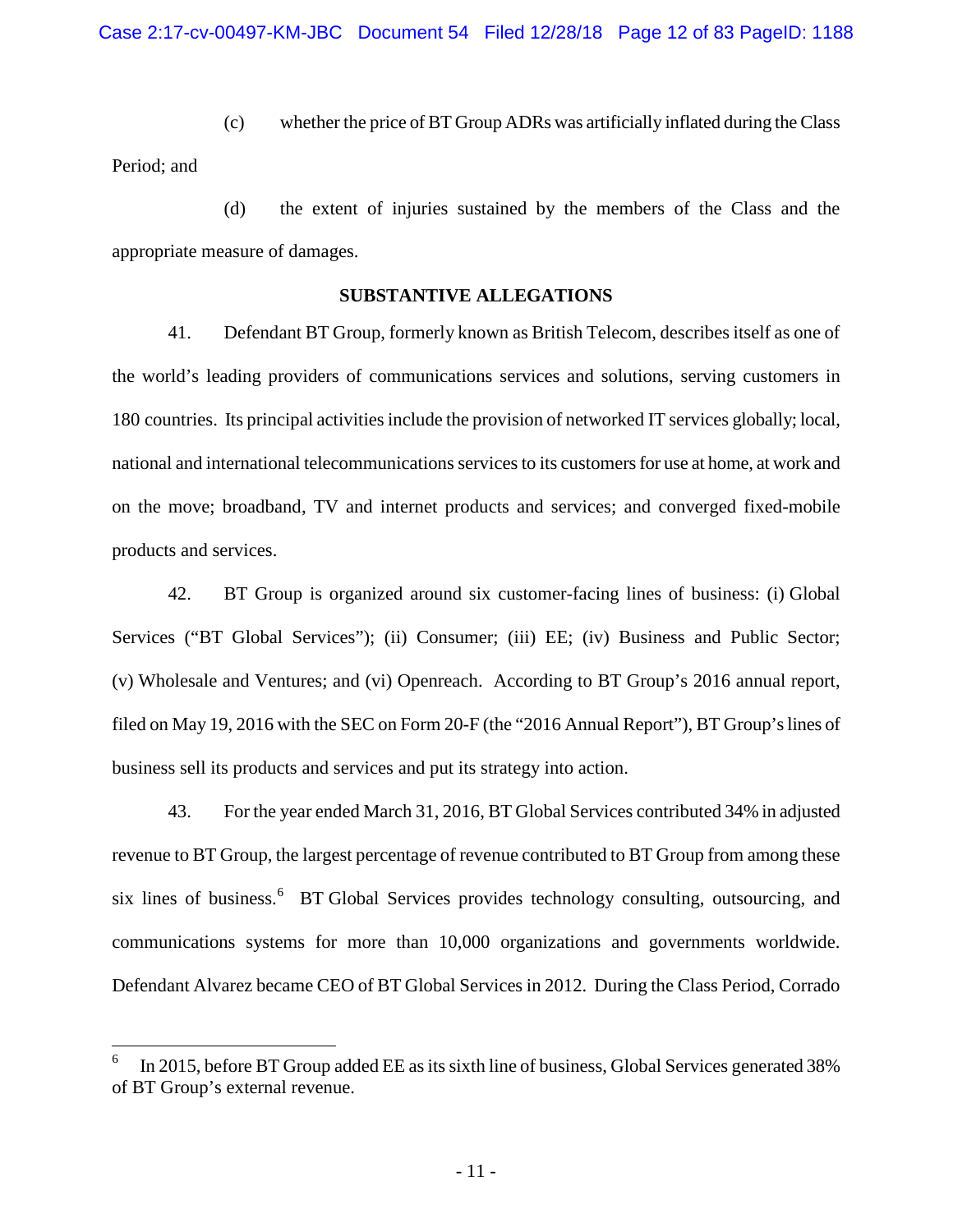(c) whether the price of BT Group ADRs was artificially inflated during the Class Period; and

(d) the extent of injuries sustained by the members of the Class and the appropriate measure of damages.

## SUBSTANTIVE ALLEGATIONS

41. Defendant BT Group, formerly known as British Telecom, describes itself as one of the world's leading providers of communications services and solutions, serving customers in 180 countries. Its principal activities include the provision of networked IT services globally; local, national and international telecommunications services to its customers for use at home, at work and on the move; broadband, TV and internet products and services; and converged fixed-mobile products and services.

42. BT Group is organized around six customer-facing lines of business: (i) Global Services ("BT Global Services"); (ii) Consumer; (iii) EE; (iv) Business and Public Sector; (v) Wholesale and Ventures; and (vi) Openreach. According to BT Group's 2016 annual report, filed on May 19, 2016 with the SEC on Form 20-F (the "2016 Annual Report"), BT Group's lines of business sell its products and services and put its strategy into action.

43. For the year ended March 31, 2016, BT Global Services contributed 34% in adjusted revenue to BT Group, the largest percentage of revenue contributed to BT Group from among these six lines of business.[6] BT Global Services provides technology consulting, outsourcing, and communications systems for more than 10,000 organizations and governments worldwide. Defendant Alvarez became CEO of BT Global Services in 2012. During the Class Period, Corrado

---

[6] In 2015, before BT Group added EE as its sixth line of business, Global Services generated 38% of BT Group's external revenue.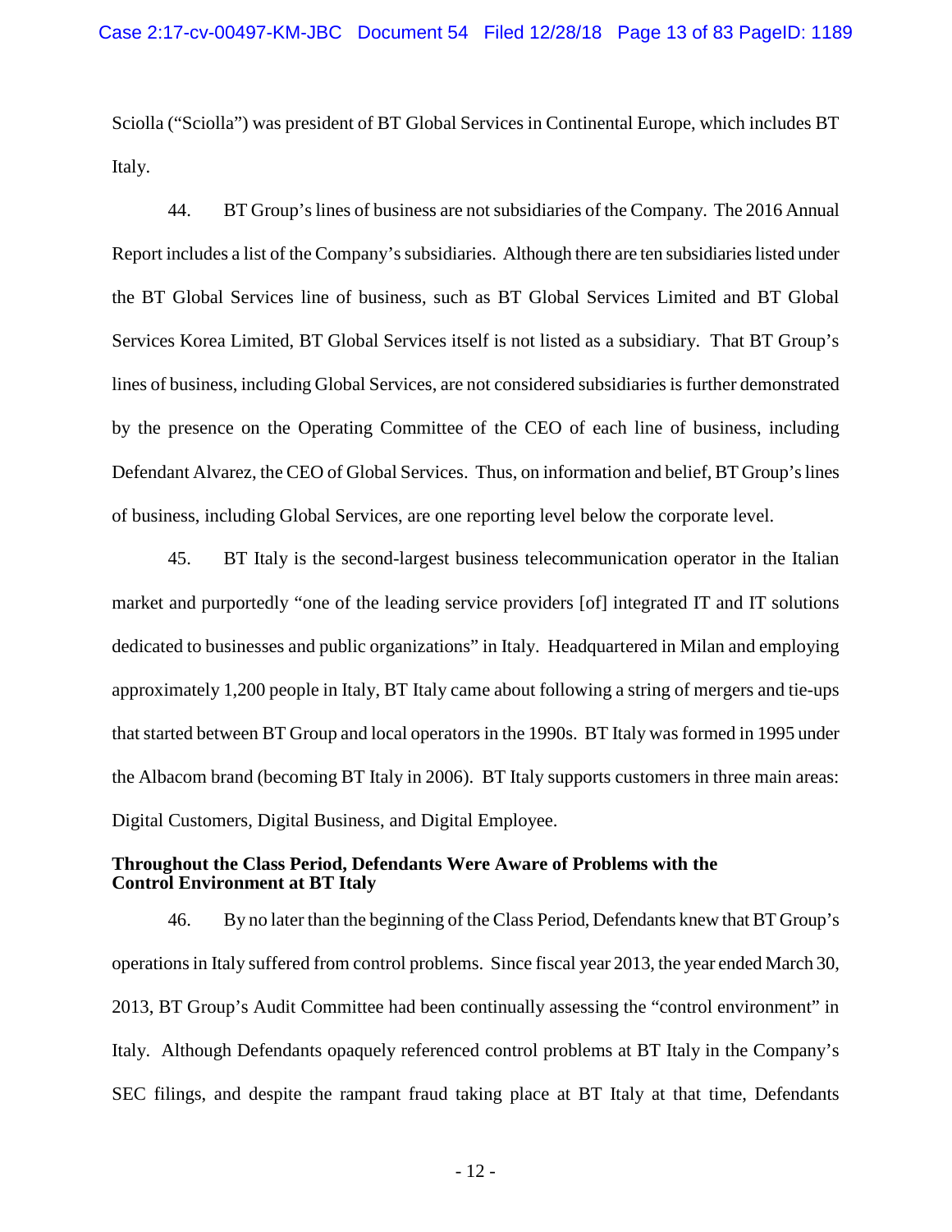Sciolla ("Sciolla") was president of BT Global Services in Continental Europe, which includes BT Italy.

44. BT Group's lines of business are not subsidiaries of the Company. The 2016 Annual Report includes a list of the Company's subsidiaries. Although there are ten subsidiaries listed under the BT Global Services line of business, such as BT Global Services Limited and BT Global Services Korea Limited, BT Global Services itself is not listed as a subsidiary. That BT Group's lines of business, including Global Services, are not considered subsidiaries is further demonstrated by the presence on the Operating Committee of the CEO of each line of business, including Defendant Alvarez, the CEO of Global Services. Thus, on information and belief, BT Group's lines of business, including Global Services, are one reporting level below the corporate level.

45. BT Italy is the second-largest business telecommunication operator in the Italian market and purportedly "one of the leading service providers [of] integrated IT and IT solutions dedicated to businesses and public organizations" in Italy. Headquartered in Milan and employing approximately 1,200 people in Italy, BT Italy came about following a string of mergers and tie-ups that started between BT Group and local operators in the 1990s. BT Italy was formed in 1995 under the Albacom brand (becoming BT Italy in 2006). BT Italy supports customers in three main areas: Digital Customers, Digital Business, and Digital Employee.

**Throughout the Class Period, Defendants Were Aware of Problems with the Control Environment at BT Italy**

46. By no later than the beginning of the Class Period, Defendants knew that BT Group's operations in Italy suffered from control problems. Since fiscal year 2013, the year ended March 30, 2013, BT Group's Audit Committee had been continually assessing the "control environment" in Italy. Although Defendants opaquely referenced control problems at BT Italy in the Company's SEC filings, and despite the rampant fraud taking place at BT Italy at that time, Defendants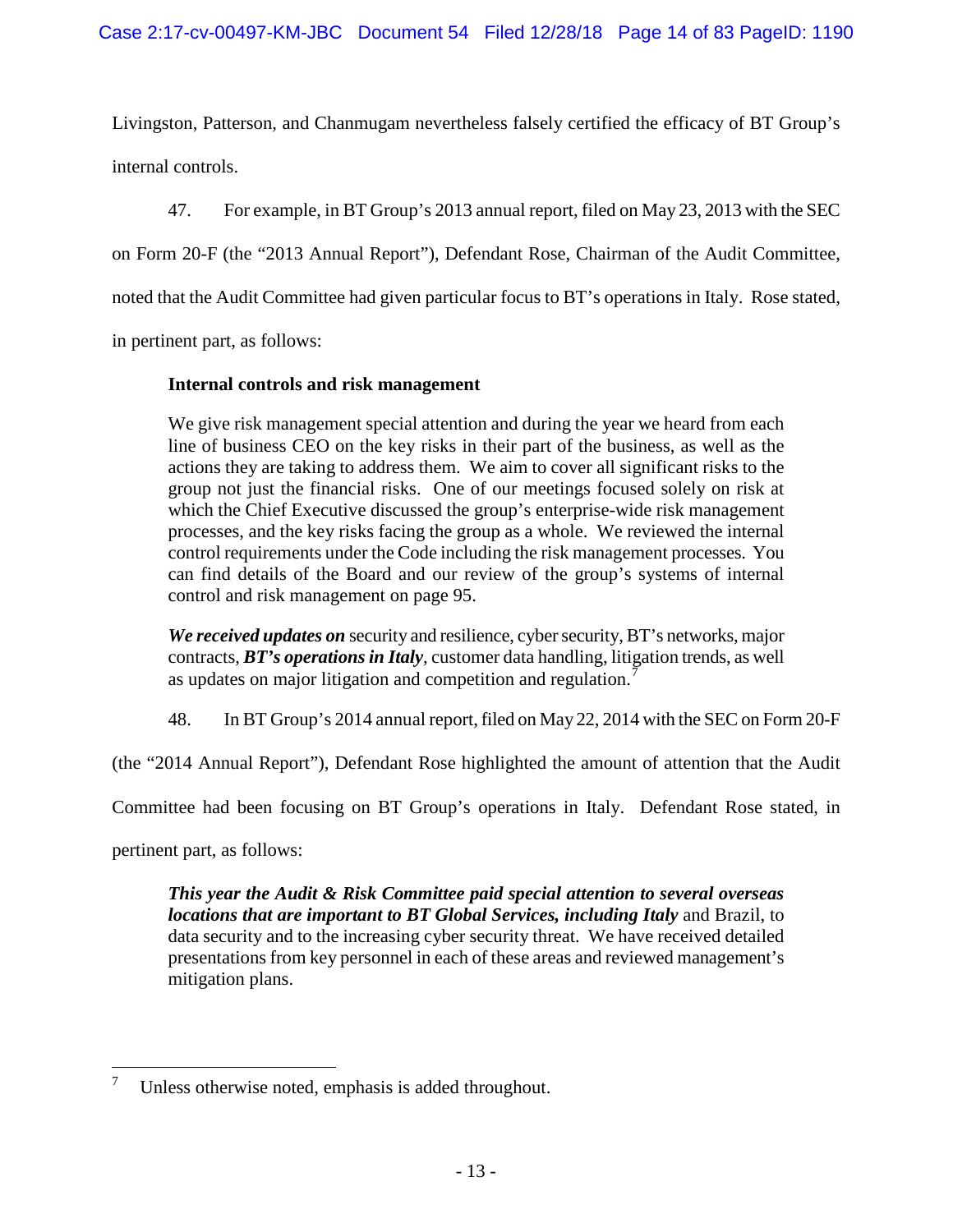Livingston, Patterson, and Chanmugam nevertheless falsely certified the efficacy of BT Group's internal controls.

47. For example, in BT Group's 2013 annual report, filed on May 23, 2013 with the SEC on Form 20-F (the "2013 Annual Report"), Defendant Rose, Chairman of the Audit Committee, noted that the Audit Committee had given particular focus to BT's operations in Italy. Rose stated, in pertinent part, as follows:

> **Internal controls and risk management**
>
> We give risk management special attention and during the year we heard from each line of business CEO on the key risks in their part of the business, as well as the actions they are taking to address them. We aim to cover all significant risks to the group not just the financial risks. One of our meetings focused solely on risk at which the Chief Executive discussed the group's enterprise-wide risk management processes, and the key risks facing the group as a whole. We reviewed the internal control requirements under the Code including the risk management processes. You can find details of the Board and our review of the group's systems of internal control and risk management on page 95.
>
> ***We received updates on*** security and resilience, cyber security, BT's networks, major contracts, ***BT's operations in Italy***, customer data handling, litigation trends, as well as updates on major litigation and competition and regulation.[7]

48. In BT Group's 2014 annual report, filed on May 22, 2014 with the SEC on Form 20-F (the "2014 Annual Report"), Defendant Rose highlighted the amount of attention that the Audit Committee had been focusing on BT Group's operations in Italy. Defendant Rose stated, in pertinent part, as follows:

> ***This year the Audit & Risk Committee paid special attention to several overseas locations that are important to BT Global Services, including Italy*** and Brazil, to data security and to the increasing cyber security threat. We have received detailed presentations from key personnel in each of these areas and reviewed management's mitigation plans.

---

[7] Unless otherwise noted, emphasis is added throughout.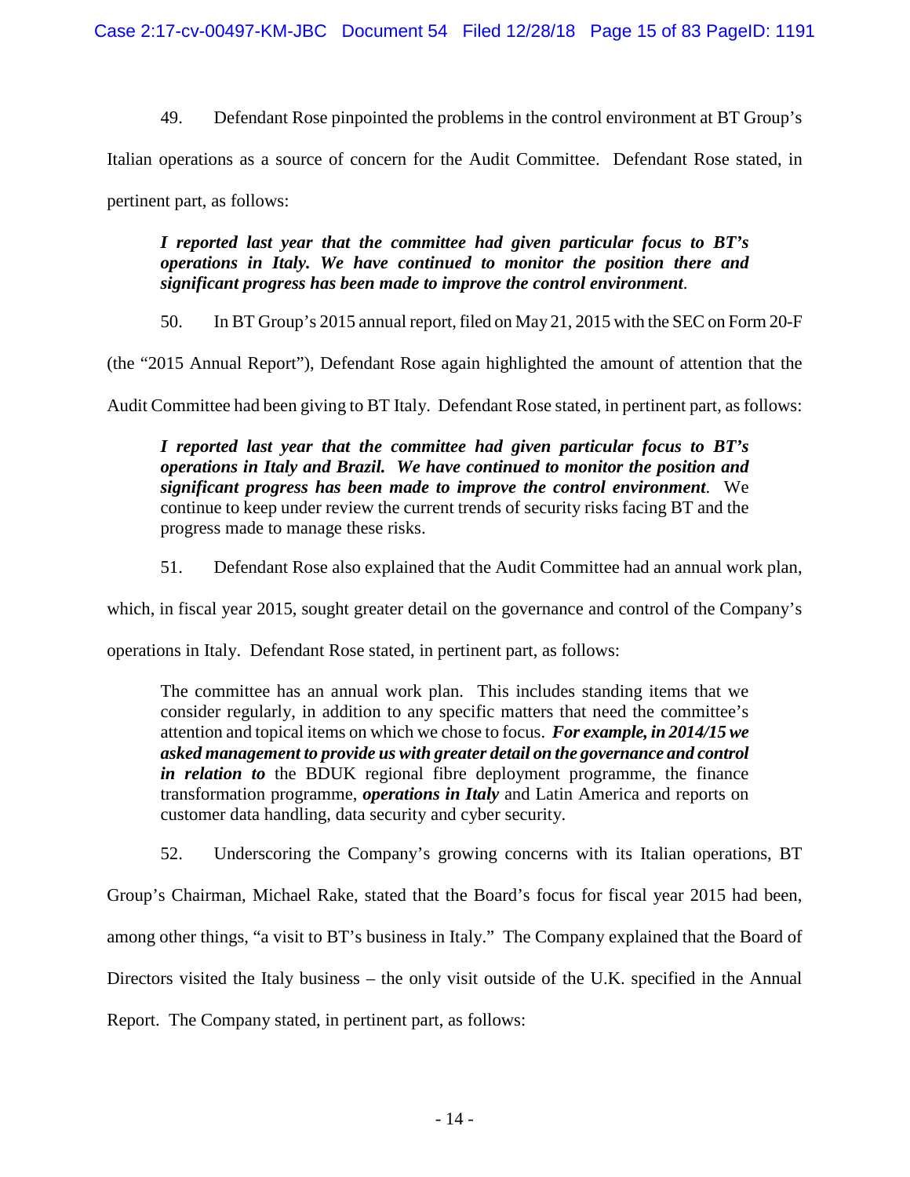49. Defendant Rose pinpointed the problems in the control environment at BT Group's Italian operations as a source of concern for the Audit Committee. Defendant Rose stated, in pertinent part, as follows:

> ***I reported last year that the committee had given particular focus to BT's operations in Italy. We have continued to monitor the position there and significant progress has been made to improve the control environment.***

50. In BT Group's 2015 annual report, filed on May 21, 2015 with the SEC on Form 20-F (the "2015 Annual Report"), Defendant Rose again highlighted the amount of attention that the Audit Committee had been giving to BT Italy. Defendant Rose stated, in pertinent part, as follows:

> ***I reported last year that the committee had given particular focus to BT's operations in Italy and Brazil. We have continued to monitor the position and significant progress has been made to improve the control environment.*** We continue to keep under review the current trends of security risks facing BT and the progress made to manage these risks.

51. Defendant Rose also explained that the Audit Committee had an annual work plan, which, in fiscal year 2015, sought greater detail on the governance and control of the Company's operations in Italy. Defendant Rose stated, in pertinent part, as follows:

> The committee has an annual work plan. This includes standing items that we consider regularly, in addition to any specific matters that need the committee's attention and topical items on which we chose to focus. ***For example, in 2014/15 we asked management to provide us with greater detail on the governance and control in relation to*** the BDUK regional fibre deployment programme, the finance transformation programme, ***operations in Italy*** and Latin America and reports on customer data handling, data security and cyber security.

52. Underscoring the Company's growing concerns with its Italian operations, BT Group's Chairman, Michael Rake, stated that the Board's focus for fiscal year 2015 had been, among other things, "a visit to BT's business in Italy." The Company explained that the Board of Directors visited the Italy business – the only visit outside of the U.K. specified in the Annual Report. The Company stated, in pertinent part, as follows: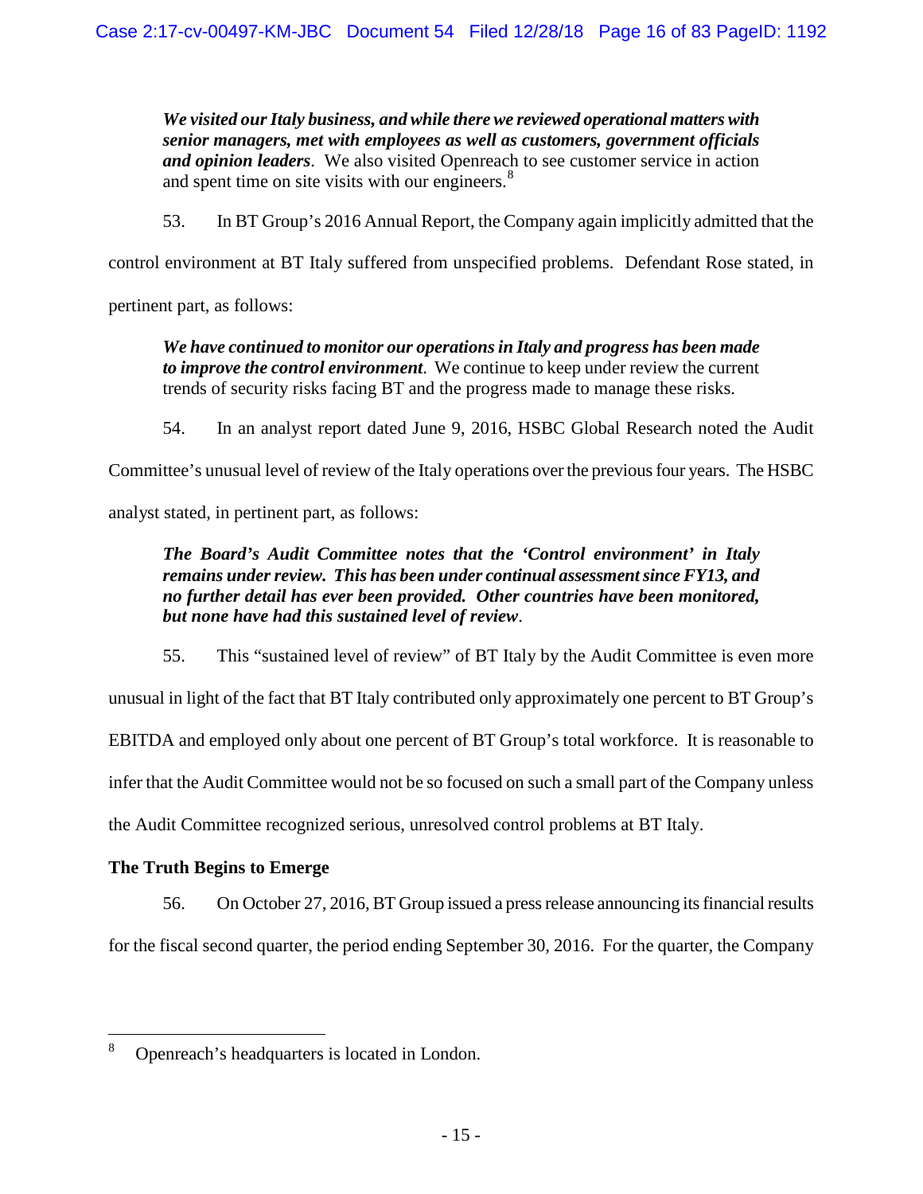> ***We visited our Italy business, and while there we reviewed operational matters with senior managers, met with employees as well as customers, government officials and opinion leaders***. We also visited Openreach to see customer service in action and spent time on site visits with our engineers.[8]

53. In BT Group's 2016 Annual Report, the Company again implicitly admitted that the control environment at BT Italy suffered from unspecified problems. Defendant Rose stated, in pertinent part, as follows:

> ***We have continued to monitor our operations in Italy and progress has been made to improve the control environment***. We continue to keep under review the current trends of security risks facing BT and the progress made to manage these risks.

54. In an analyst report dated June 9, 2016, HSBC Global Research noted the Audit Committee's unusual level of review of the Italy operations over the previous four years. The HSBC analyst stated, in pertinent part, as follows:

> ***The Board's Audit Committee notes that the 'Control environment' in Italy remains under review. This has been under continual assessment since FY13, and no further detail has ever been provided. Other countries have been monitored, but none have had this sustained level of review***.

55. This "sustained level of review" of BT Italy by the Audit Committee is even more unusual in light of the fact that BT Italy contributed only approximately one percent to BT Group's EBITDA and employed only about one percent of BT Group's total workforce. It is reasonable to infer that the Audit Committee would not be so focused on such a small part of the Company unless the Audit Committee recognized serious, unresolved control problems at BT Italy.

**The Truth Begins to Emerge**

56. On October 27, 2016, BT Group issued a press release announcing its financial results for the fiscal second quarter, the period ending September 30, 2016. For the quarter, the Company

---

[8] Openreach's headquarters is located in London.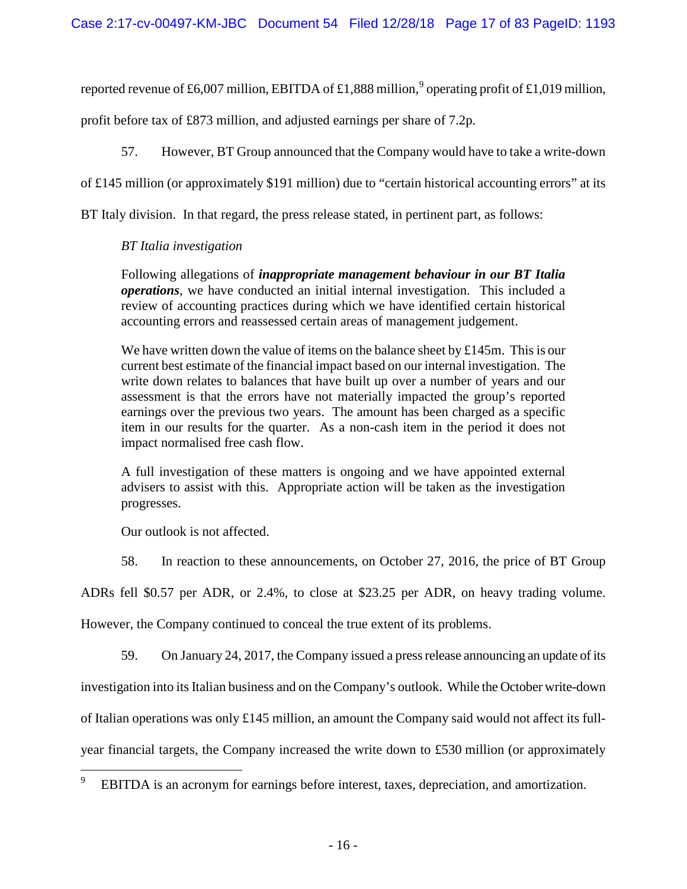reported revenue of £6,007 million, EBITDA of £1,888 million,[9] operating profit of £1,019 million, profit before tax of £873 million, and adjusted earnings per share of 7.2p.

57. However, BT Group announced that the Company would have to take a write-down of £145 million (or approximately $191 million) due to "certain historical accounting errors" at its BT Italy division. In that regard, the press release stated, in pertinent part, as follows:

> *BT Italia investigation*
>
> Following allegations of ***inappropriate management behaviour in our BT Italia operations***, we have conducted an initial internal investigation. This included a review of accounting practices during which we have identified certain historical accounting errors and reassessed certain areas of management judgement.
>
> We have written down the value of items on the balance sheet by £145m. This is our current best estimate of the financial impact based on our internal investigation. The write down relates to balances that have built up over a number of years and our assessment is that the errors have not materially impacted the group's reported earnings over the previous two years. The amount has been charged as a specific item in our results for the quarter. As a non-cash item in the period it does not impact normalised free cash flow.
>
> A full investigation of these matters is ongoing and we have appointed external advisers to assist with this. Appropriate action will be taken as the investigation progresses.
>
> Our outlook is not affected.

58. In reaction to these announcements, on October 27, 2016, the price of BT Group ADRs fell $0.57 per ADR, or 2.4%, to close at $23.25 per ADR, on heavy trading volume. However, the Company continued to conceal the true extent of its problems.

59. On January 24, 2017, the Company issued a press release announcing an update of its investigation into its Italian business and on the Company's outlook. While the October write-down of Italian operations was only £145 million, an amount the Company said would not affect its full-year financial targets, the Company increased the write down to £530 million (or approximately

[9] EBITDA is an acronym for earnings before interest, taxes, depreciation, and amortization.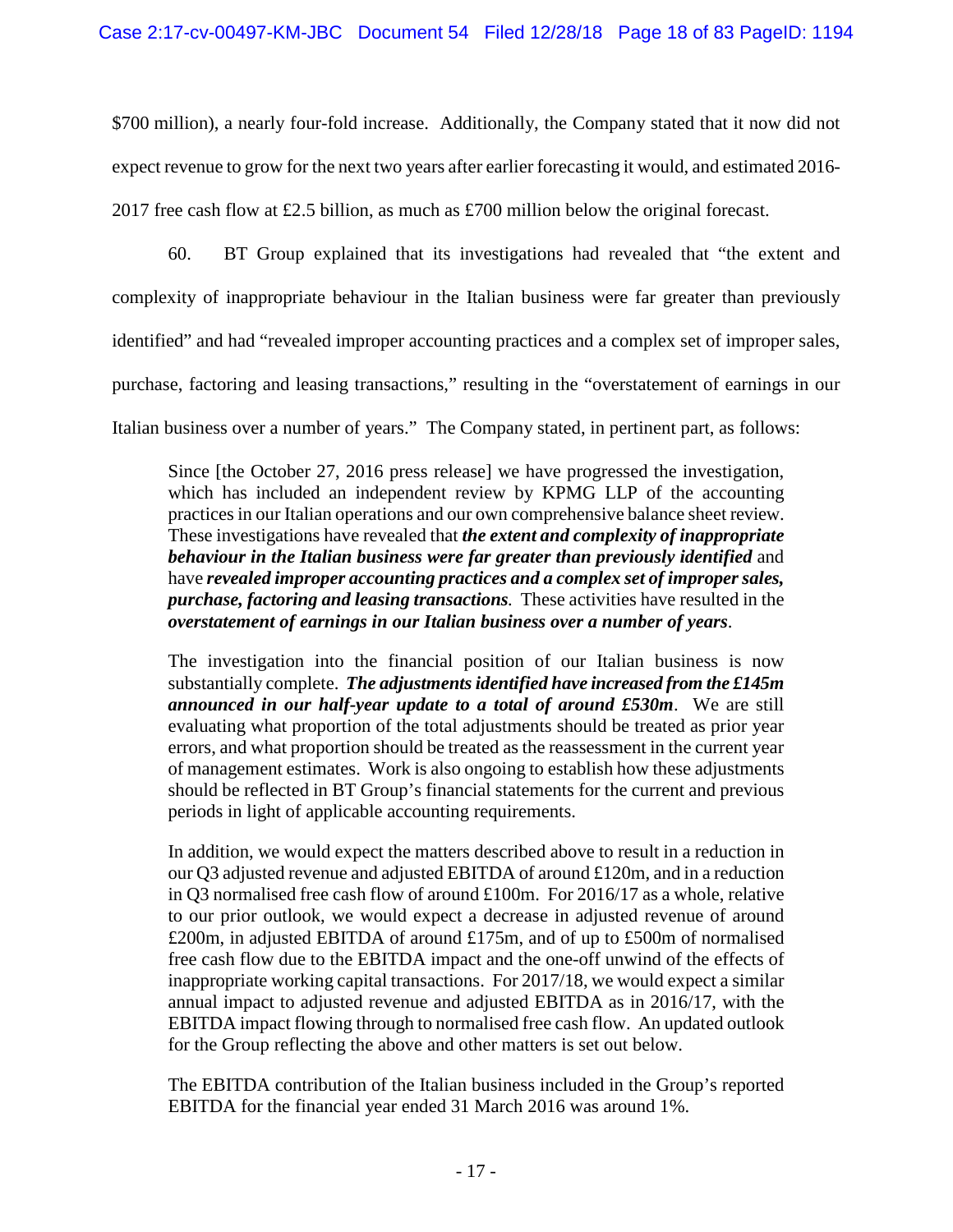$700 million), a nearly four-fold increase. Additionally, the Company stated that it now did not expect revenue to grow for the next two years after earlier forecasting it would, and estimated 2016-2017 free cash flow at £2.5 billion, as much as £700 million below the original forecast.

60. BT Group explained that its investigations had revealed that "the extent and complexity of inappropriate behaviour in the Italian business were far greater than previously identified" and had "revealed improper accounting practices and a complex set of improper sales, purchase, factoring and leasing transactions," resulting in the "overstatement of earnings in our Italian business over a number of years." The Company stated, in pertinent part, as follows:

> Since [the October 27, 2016 press release] we have progressed the investigation, which has included an independent review by KPMG LLP of the accounting practices in our Italian operations and our own comprehensive balance sheet review. These investigations have revealed that ***the extent and complexity of inappropriate behaviour in the Italian business were far greater than previously identified*** and have ***revealed improper accounting practices and a complex set of improper sales, purchase, factoring and leasing transactions***. These activities have resulted in the ***overstatement of earnings in our Italian business over a number of years***.
>
> The investigation into the financial position of our Italian business is now substantially complete. ***The adjustments identified have increased from the £145m announced in our half-year update to a total of around £530m***. We are still evaluating what proportion of the total adjustments should be treated as prior year errors, and what proportion should be treated as the reassessment in the current year of management estimates. Work is also ongoing to establish how these adjustments should be reflected in BT Group's financial statements for the current and previous periods in light of applicable accounting requirements.
>
> In addition, we would expect the matters described above to result in a reduction in our Q3 adjusted revenue and adjusted EBITDA of around £120m, and in a reduction in Q3 normalised free cash flow of around £100m. For 2016/17 as a whole, relative to our prior outlook, we would expect a decrease in adjusted revenue of around £200m, in adjusted EBITDA of around £175m, and of up to £500m of normalised free cash flow due to the EBITDA impact and the one-off unwind of the effects of inappropriate working capital transactions. For 2017/18, we would expect a similar annual impact to adjusted revenue and adjusted EBITDA as in 2016/17, with the EBITDA impact flowing through to normalised free cash flow. An updated outlook for the Group reflecting the above and other matters is set out below.
>
> The EBITDA contribution of the Italian business included in the Group's reported EBITDA for the financial year ended 31 March 2016 was around 1%.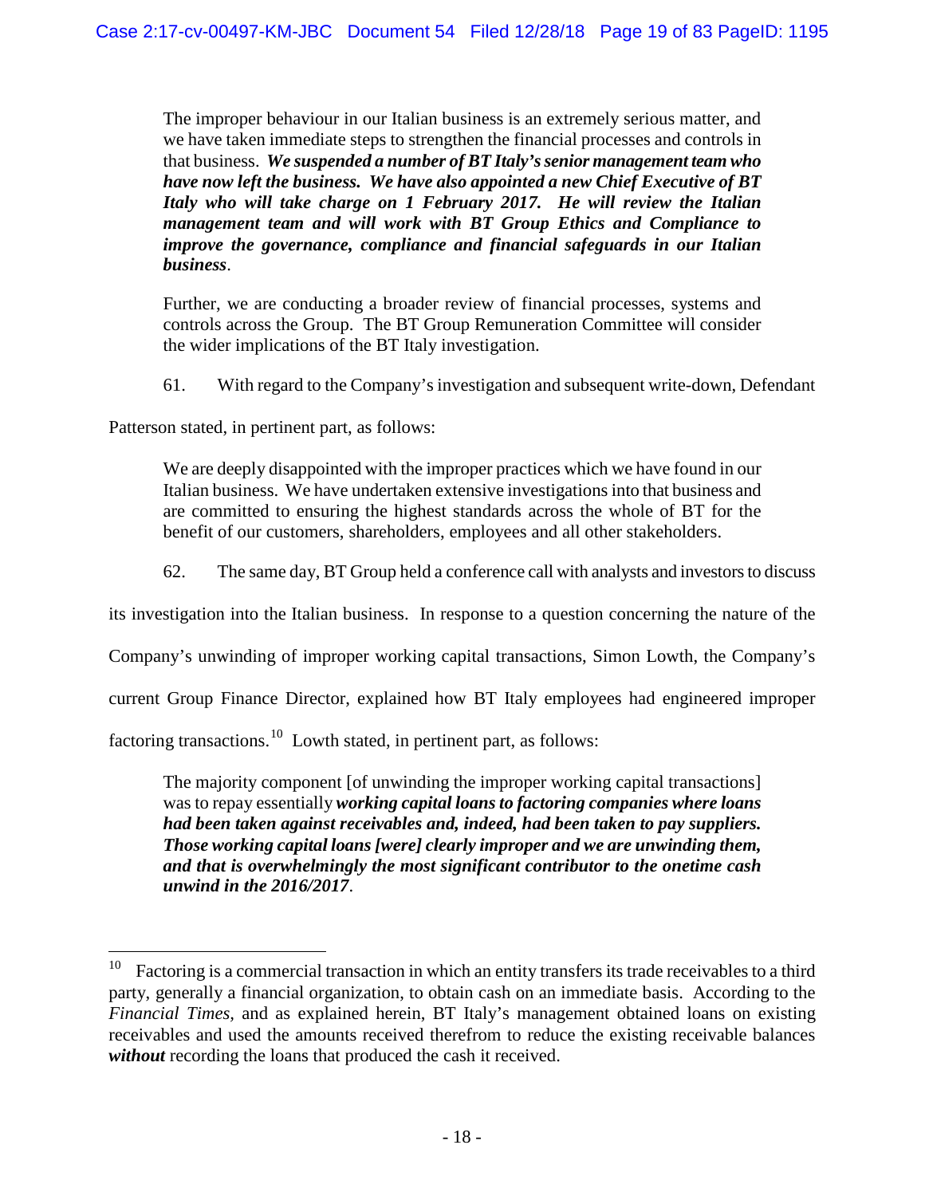The improper behaviour in our Italian business is an extremely serious matter, and we have taken immediate steps to strengthen the financial processes and controls in that business. ***We suspended a number of BT Italy's senior management team who have now left the business. We have also appointed a new Chief Executive of BT Italy who will take charge on 1 February 2017. He will review the Italian management team and will work with BT Group Ethics and Compliance to improve the governance, compliance and financial safeguards in our Italian business***.

Further, we are conducting a broader review of financial processes, systems and controls across the Group. The BT Group Remuneration Committee will consider the wider implications of the BT Italy investigation.

61. With regard to the Company's investigation and subsequent write-down, Defendant Patterson stated, in pertinent part, as follows:

We are deeply disappointed with the improper practices which we have found in our Italian business. We have undertaken extensive investigations into that business and are committed to ensuring the highest standards across the whole of BT for the benefit of our customers, shareholders, employees and all other stakeholders.

62. The same day, BT Group held a conference call with analysts and investors to discuss its investigation into the Italian business. In response to a question concerning the nature of the Company's unwinding of improper working capital transactions, Simon Lowth, the Company's current Group Finance Director, explained how BT Italy employees had engineered improper factoring transactions.[10] Lowth stated, in pertinent part, as follows:

The majority component [of unwinding the improper working capital transactions] was to repay essentially ***working capital loans to factoring companies where loans had been taken against receivables and, indeed, had been taken to pay suppliers. Those working capital loans [were] clearly improper and we are unwinding them, and that is overwhelmingly the most significant contributor to the onetime cash unwind in the 2016/2017***.

---

[10] Factoring is a commercial transaction in which an entity transfers its trade receivables to a third party, generally a financial organization, to obtain cash on an immediate basis. According to the *Financial Times*, and as explained herein, BT Italy's management obtained loans on existing receivables and used the amounts received therefrom to reduce the existing receivable balances ***without*** recording the loans that produced the cash it received.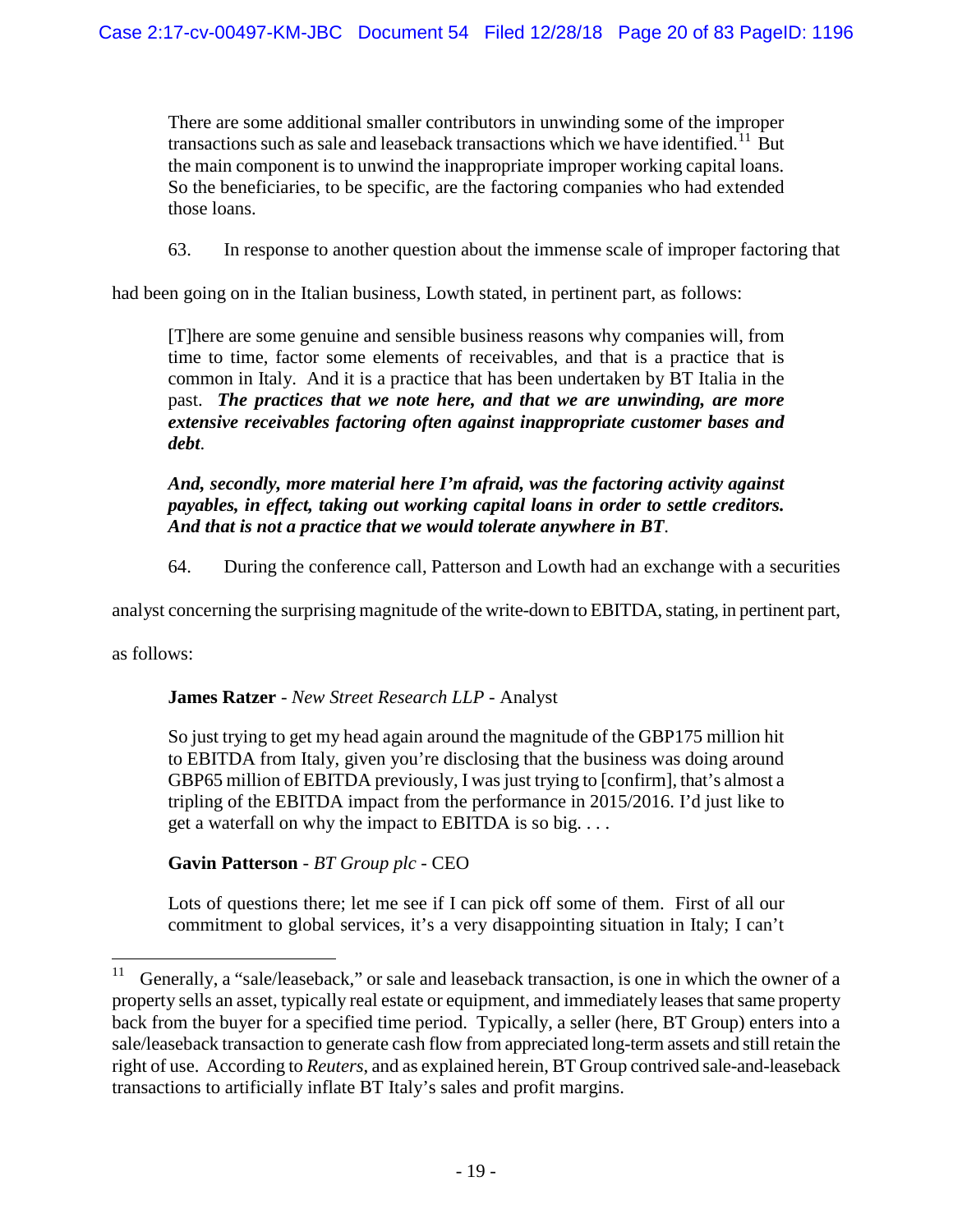> There are some additional smaller contributors in unwinding some of the improper transactions such as sale and leaseback transactions which we have identified.[11] But the main component is to unwind the inappropriate improper working capital loans. So the beneficiaries, to be specific, are the factoring companies who had extended those loans.

63. In response to another question about the immense scale of improper factoring that had been going on in the Italian business, Lowth stated, in pertinent part, as follows:

> [T]here are some genuine and sensible business reasons why companies will, from time to time, factor some elements of receivables, and that is a practice that is common in Italy. And it is a practice that has been undertaken by BT Italia in the past. ***The practices that we note here, and that we are unwinding, are more extensive receivables factoring often against inappropriate customer bases and debt***.
>
> ***And, secondly, more material here I'm afraid, was the factoring activity against payables, in effect, taking out working capital loans in order to settle creditors. And that is not a practice that we would tolerate anywhere in BT***.

64. During the conference call, Patterson and Lowth had an exchange with a securities analyst concerning the surprising magnitude of the write-down to EBITDA, stating, in pertinent part, as follows:

> **James Ratzer** - *New Street Research LLP* - Analyst
>
> So just trying to get my head again around the magnitude of the GBP175 million hit to EBITDA from Italy, given you're disclosing that the business was doing around GBP65 million of EBITDA previously, I was just trying to [confirm], that's almost a tripling of the EBITDA impact from the performance in 2015/2016. I'd just like to get a waterfall on why the impact to EBITDA is so big. . . .
>
> **Gavin Patterson** - *BT Group plc* - CEO
>
> Lots of questions there; let me see if I can pick off some of them. First of all our commitment to global services, it's a very disappointing situation in Italy; I can't

[11] Generally, a "sale/leaseback," or sale and leaseback transaction, is one in which the owner of a property sells an asset, typically real estate or equipment, and immediately leases that same property back from the buyer for a specified time period. Typically, a seller (here, BT Group) enters into a sale/leaseback transaction to generate cash flow from appreciated long-term assets and still retain the right of use. According to *Reuters*, and as explained herein, BT Group contrived sale-and-leaseback transactions to artificially inflate BT Italy's sales and profit margins.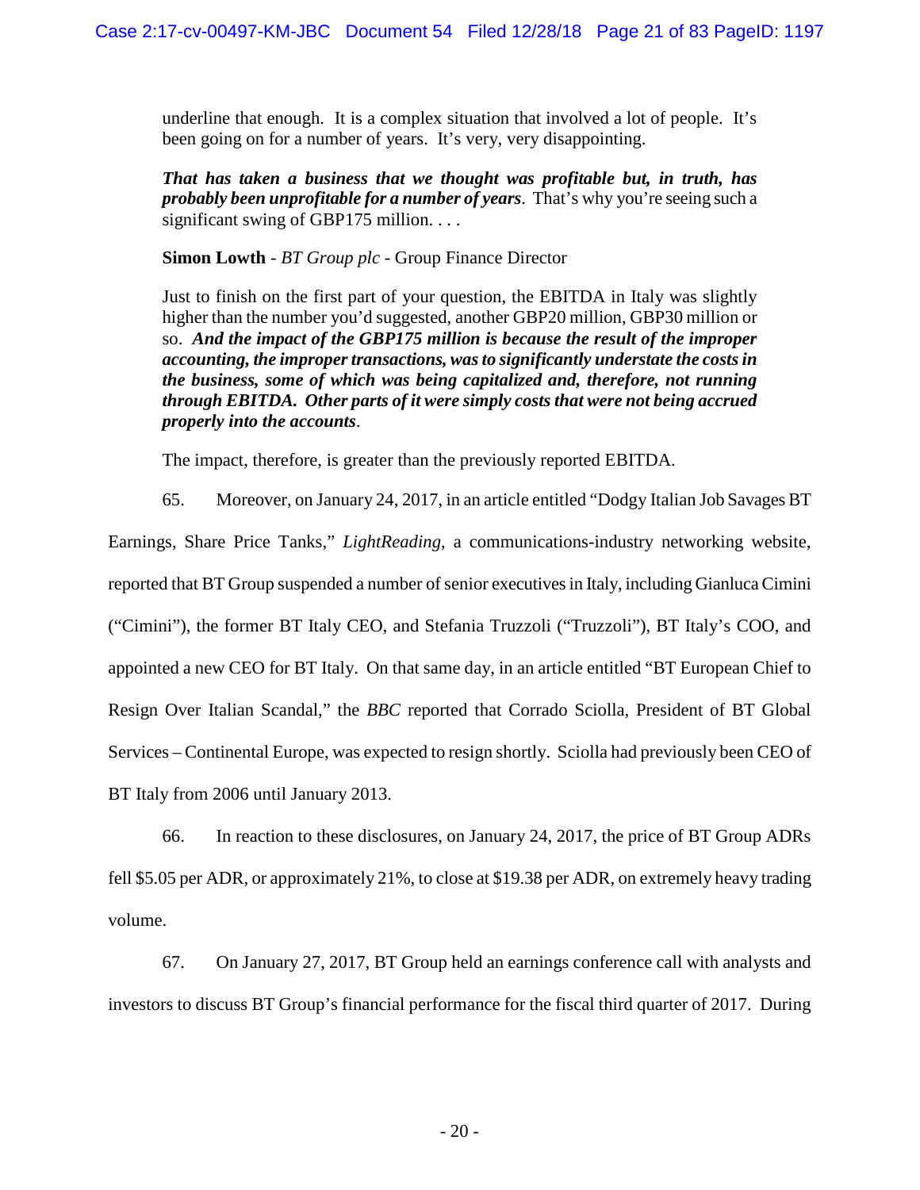underline that enough. It is a complex situation that involved a lot of people. It's been going on for a number of years. It's very, very disappointing.

> ***That has taken a business that we thought was profitable but, in truth, has probably been unprofitable for a number of years***. That's why you're seeing such a significant swing of GBP175 million. . . .
>
> **Simon Lowth** - *BT Group plc* - Group Finance Director
>
> Just to finish on the first part of your question, the EBITDA in Italy was slightly higher than the number you'd suggested, another GBP20 million, GBP30 million or so. ***And the impact of the GBP175 million is because the result of the improper accounting, the improper transactions, was to significantly understate the costs in the business, some of which was being capitalized and, therefore, not running through EBITDA. Other parts of it were simply costs that were not being accrued properly into the accounts***.
>
> The impact, therefore, is greater than the previously reported EBITDA.

65. Moreover, on January 24, 2017, in an article entitled "Dodgy Italian Job Savages BT Earnings, Share Price Tanks," *LightReading*, a communications-industry networking website, reported that BT Group suspended a number of senior executives in Italy, including Gianluca Cimini ("Cimini"), the former BT Italy CEO, and Stefania Truzzoli ("Truzzoli"), BT Italy's COO, and appointed a new CEO for BT Italy. On that same day, in an article entitled "BT European Chief to Resign Over Italian Scandal," the *BBC* reported that Corrado Sciolla, President of BT Global Services – Continental Europe, was expected to resign shortly. Sciolla had previously been CEO of BT Italy from 2006 until January 2013.

66. In reaction to these disclosures, on January 24, 2017, the price of BT Group ADRs fell \$5.05 per ADR, or approximately 21%, to close at \$19.38 per ADR, on extremely heavy trading volume.

67. On January 27, 2017, BT Group held an earnings conference call with analysts and investors to discuss BT Group's financial performance for the fiscal third quarter of 2017. During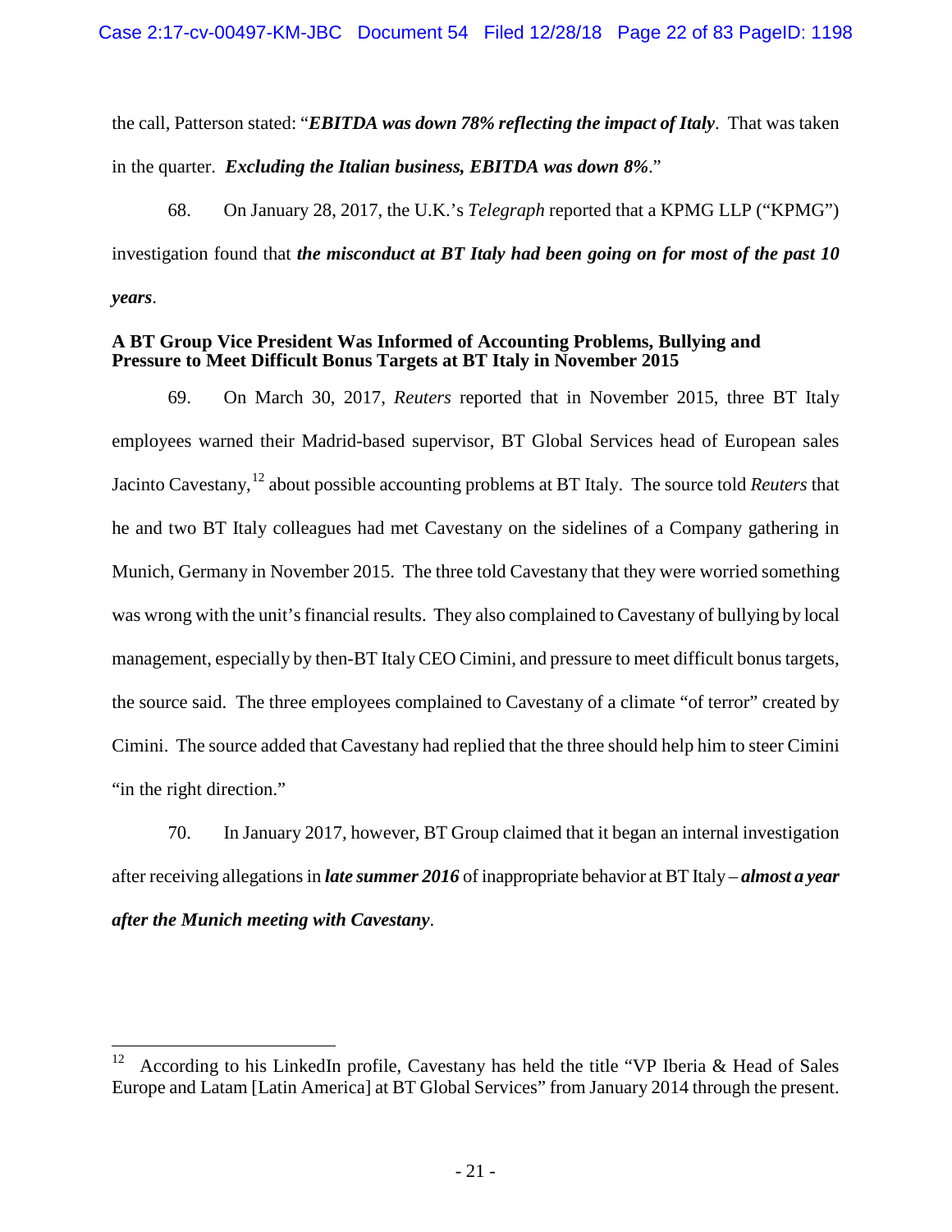the call, Patterson stated: "***EBITDA was down 78% reflecting the impact of Italy***. That was taken in the quarter. ***Excluding the Italian business, EBITDA was down 8%***."

68. On January 28, 2017, the U.K.'s *Telegraph* reported that a KPMG LLP ("KPMG") investigation found that ***the misconduct at BT Italy had been going on for most of the past 10 years***.

**A BT Group Vice President Was Informed of Accounting Problems, Bullying and Pressure to Meet Difficult Bonus Targets at BT Italy in November 2015**

69. On March 30, 2017, *Reuters* reported that in November 2015, three BT Italy employees warned their Madrid-based supervisor, BT Global Services head of European sales Jacinto Cavestany,[12] about possible accounting problems at BT Italy. The source told *Reuters* that he and two BT Italy colleagues had met Cavestany on the sidelines of a Company gathering in Munich, Germany in November 2015. The three told Cavestany that they were worried something was wrong with the unit's financial results. They also complained to Cavestany of bullying by local management, especially by then-BT Italy CEO Cimini, and pressure to meet difficult bonus targets, the source said. The three employees complained to Cavestany of a climate "of terror" created by Cimini. The source added that Cavestany had replied that the three should help him to steer Cimini "in the right direction."

70. In January 2017, however, BT Group claimed that it began an internal investigation after receiving allegations in ***late summer 2016*** of inappropriate behavior at BT Italy – ***almost a year after the Munich meeting with Cavestany***.

[12] According to his LinkedIn profile, Cavestany has held the title "VP Iberia & Head of Sales Europe and Latam [Latin America] at BT Global Services" from January 2014 through the present.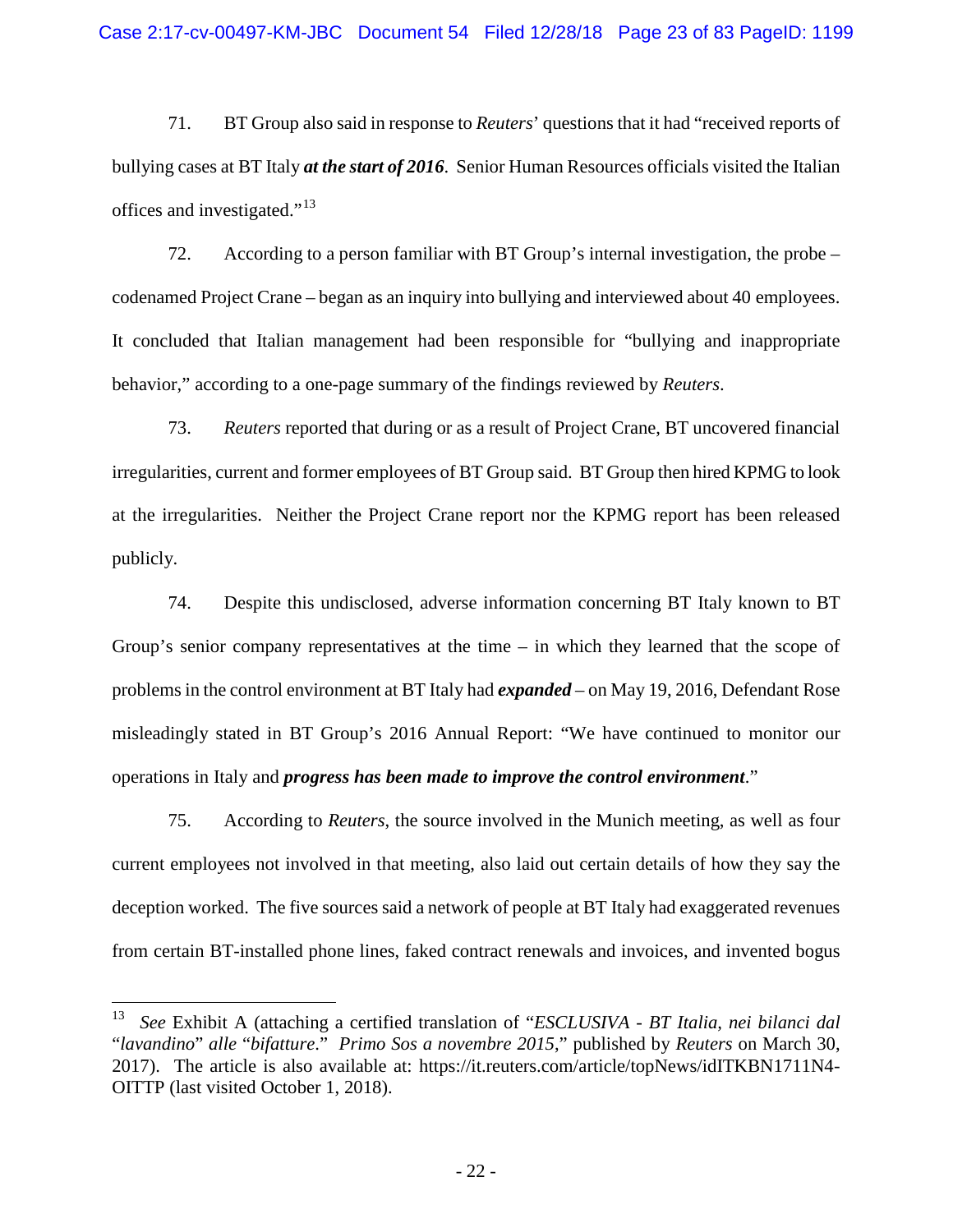71. BT Group also said in response to *Reuters*' questions that it had "received reports of bullying cases at BT Italy ***at the start of 2016***. Senior Human Resources officials visited the Italian offices and investigated."[13]

72. According to a person familiar with BT Group's internal investigation, the probe – codenamed Project Crane – began as an inquiry into bullying and interviewed about 40 employees. It concluded that Italian management had been responsible for "bullying and inappropriate behavior," according to a one-page summary of the findings reviewed by *Reuters*.

73. *Reuters* reported that during or as a result of Project Crane, BT uncovered financial irregularities, current and former employees of BT Group said. BT Group then hired KPMG to look at the irregularities. Neither the Project Crane report nor the KPMG report has been released publicly.

74. Despite this undisclosed, adverse information concerning BT Italy known to BT Group's senior company representatives at the time – in which they learned that the scope of problems in the control environment at BT Italy had ***expanded*** – on May 19, 2016, Defendant Rose misleadingly stated in BT Group's 2016 Annual Report: "We have continued to monitor our operations in Italy and ***progress has been made to improve the control environment***."

75. According to *Reuters*, the source involved in the Munich meeting, as well as four current employees not involved in that meeting, also laid out certain details of how they say the deception worked. The five sources said a network of people at BT Italy had exaggerated revenues from certain BT-installed phone lines, faked contract renewals and invoices, and invented bogus

---

[13] *See* Exhibit A (attaching a certified translation of "*ESCLUSIVA - BT Italia, nei bilanci dal* "*lavandino*" *alle* "*bifatture*." *Primo Sos a novembre 2015*," published by *Reuters* on March 30, 2017). The article is also available at: https://it.reuters.com/article/topNews/idITKBN1711N4-OITTP (last visited October 1, 2018).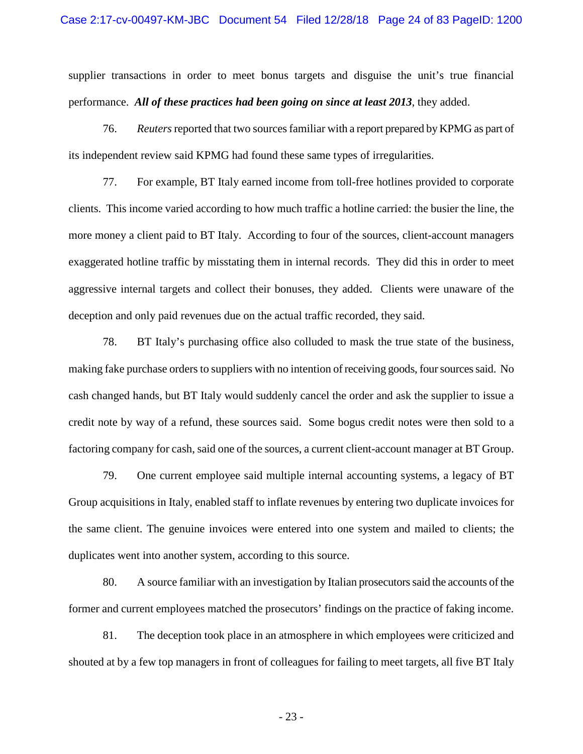supplier transactions in order to meet bonus targets and disguise the unit's true financial performance. ***All of these practices had been going on since at least 2013***, they added.

76. *Reuters* reported that two sources familiar with a report prepared by KPMG as part of its independent review said KPMG had found these same types of irregularities.

77. For example, BT Italy earned income from toll-free hotlines provided to corporate clients. This income varied according to how much traffic a hotline carried: the busier the line, the more money a client paid to BT Italy. According to four of the sources, client-account managers exaggerated hotline traffic by misstating them in internal records. They did this in order to meet aggressive internal targets and collect their bonuses, they added. Clients were unaware of the deception and only paid revenues due on the actual traffic recorded, they said.

78. BT Italy's purchasing office also colluded to mask the true state of the business, making fake purchase orders to suppliers with no intention of receiving goods, four sources said. No cash changed hands, but BT Italy would suddenly cancel the order and ask the supplier to issue a credit note by way of a refund, these sources said. Some bogus credit notes were then sold to a factoring company for cash, said one of the sources, a current client-account manager at BT Group.

79. One current employee said multiple internal accounting systems, a legacy of BT Group acquisitions in Italy, enabled staff to inflate revenues by entering two duplicate invoices for the same client. The genuine invoices were entered into one system and mailed to clients; the duplicates went into another system, according to this source.

80. A source familiar with an investigation by Italian prosecutors said the accounts of the former and current employees matched the prosecutors' findings on the practice of faking income.

81. The deception took place in an atmosphere in which employees were criticized and shouted at by a few top managers in front of colleagues for failing to meet targets, all five BT Italy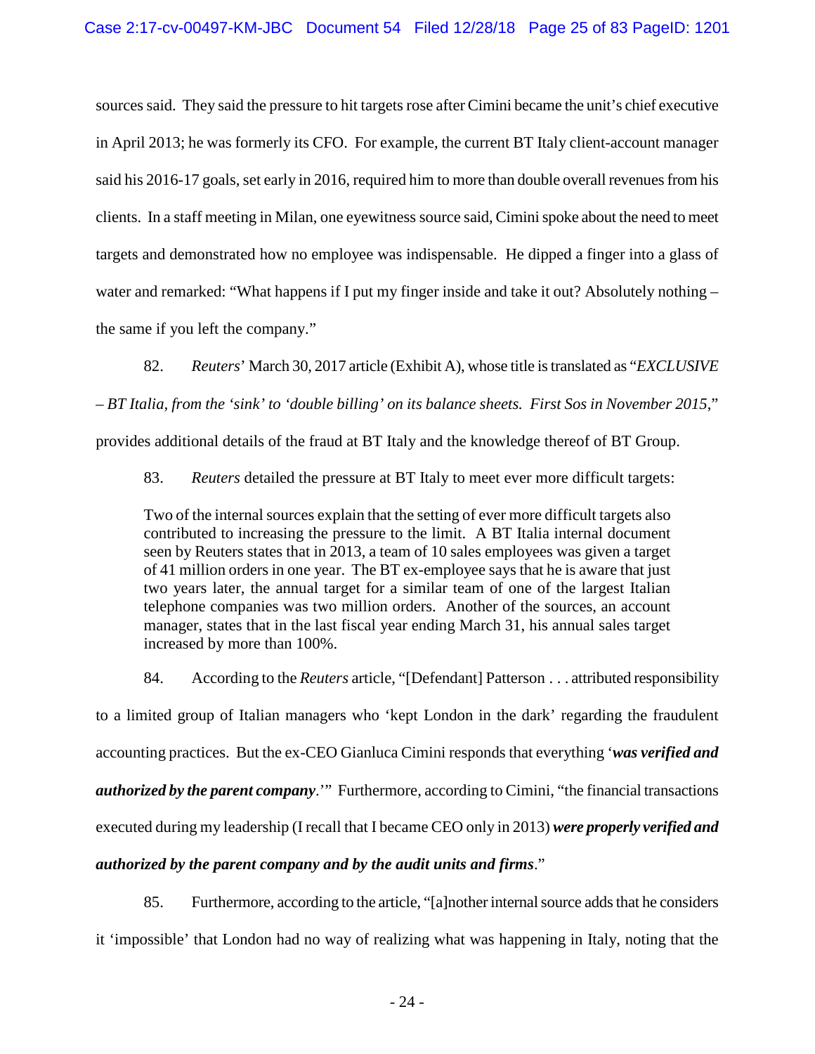sources said. They said the pressure to hit targets rose after Cimini became the unit's chief executive in April 2013; he was formerly its CFO. For example, the current BT Italy client-account manager said his 2016-17 goals, set early in 2016, required him to more than double overall revenues from his clients. In a staff meeting in Milan, one eyewitness source said, Cimini spoke about the need to meet targets and demonstrated how no employee was indispensable. He dipped a finger into a glass of water and remarked: "What happens if I put my finger inside and take it out? Absolutely nothing – the same if you left the company."

82. *Reuters*' March 30, 2017 article (Exhibit A), whose title is translated as "*EXCLUSIVE – BT Italia, from the 'sink' to 'double billing' on its balance sheets. First Sos in November 2015*," provides additional details of the fraud at BT Italy and the knowledge thereof of BT Group.

83. *Reuters* detailed the pressure at BT Italy to meet ever more difficult targets:

> Two of the internal sources explain that the setting of ever more difficult targets also contributed to increasing the pressure to the limit. A BT Italia internal document seen by Reuters states that in 2013, a team of 10 sales employees was given a target of 41 million orders in one year. The BT ex-employee says that he is aware that just two years later, the annual target for a similar team of one of the largest Italian telephone companies was two million orders. Another of the sources, an account manager, states that in the last fiscal year ending March 31, his annual sales target increased by more than 100%.

84. According to the *Reuters* article, "[Defendant] Patterson . . . attributed responsibility to a limited group of Italian managers who 'kept London in the dark' regarding the fraudulent accounting practices. But the ex-CEO Gianluca Cimini responds that everything '***was verified and authorized by the parent company***.'" Furthermore, according to Cimini, "the financial transactions executed during my leadership (I recall that I became CEO only in 2013) ***were properly verified and authorized by the parent company and by the audit units and firms***."

85. Furthermore, according to the article, "[a]nother internal source adds that he considers it 'impossible' that London had no way of realizing what was happening in Italy, noting that the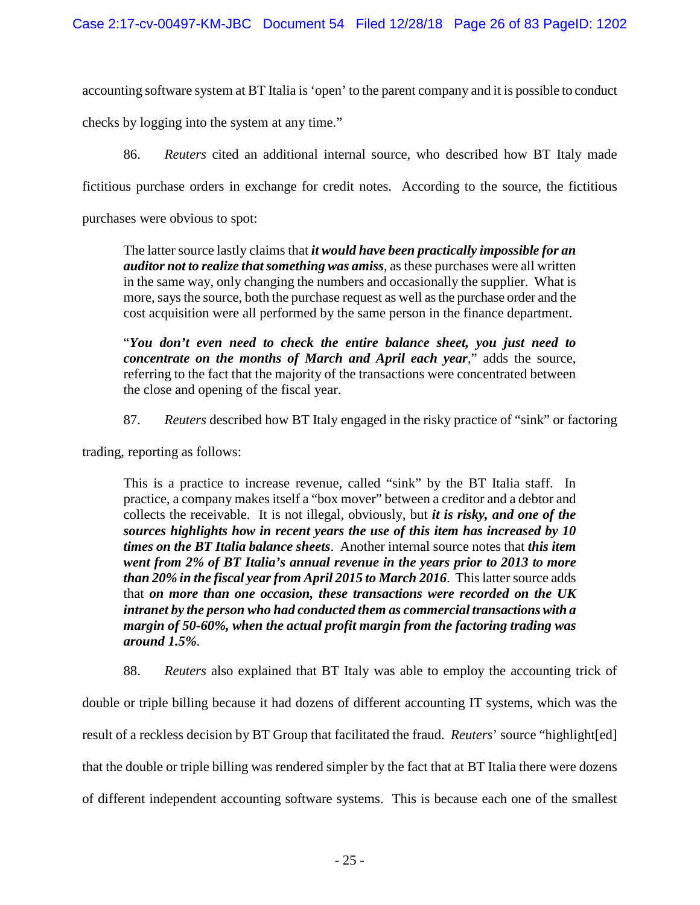accounting software system at BT Italia is 'open' to the parent company and it is possible to conduct checks by logging into the system at any time."

86. *Reuters* cited an additional internal source, who described how BT Italy made fictitious purchase orders in exchange for credit notes. According to the source, the fictitious purchases were obvious to spot:

> The latter source lastly claims that ***it would have been practically impossible for an auditor not to realize that something was amiss***, as these purchases were all written in the same way, only changing the numbers and occasionally the supplier. What is more, says the source, both the purchase request as well as the purchase order and the cost acquisition were all performed by the same person in the finance department.
>
> "***You don't even need to check the entire balance sheet, you just need to concentrate on the months of March and April each year***," adds the source, referring to the fact that the majority of the transactions were concentrated between the close and opening of the fiscal year.

87. *Reuters* described how BT Italy engaged in the risky practice of "sink" or factoring trading, reporting as follows:

> This is a practice to increase revenue, called "sink" by the BT Italia staff. In practice, a company makes itself a "box mover" between a creditor and a debtor and collects the receivable. It is not illegal, obviously, but ***it is risky, and one of the sources highlights how in recent years the use of this item has increased by 10 times on the BT Italia balance sheets***. Another internal source notes that ***this item went from 2% of BT Italia's annual revenue in the years prior to 2013 to more than 20% in the fiscal year from April 2015 to March 2016***. This latter source adds that ***on more than one occasion, these transactions were recorded on the UK intranet by the person who had conducted them as commercial transactions with a margin of 50-60%, when the actual profit margin from the factoring trading was around 1.5%***.

88. *Reuters* also explained that BT Italy was able to employ the accounting trick of double or triple billing because it had dozens of different accounting IT systems, which was the result of a reckless decision by BT Group that facilitated the fraud. *Reuters*' source "highlight[ed] that the double or triple billing was rendered simpler by the fact that at BT Italia there were dozens of different independent accounting software systems. This is because each one of the smallest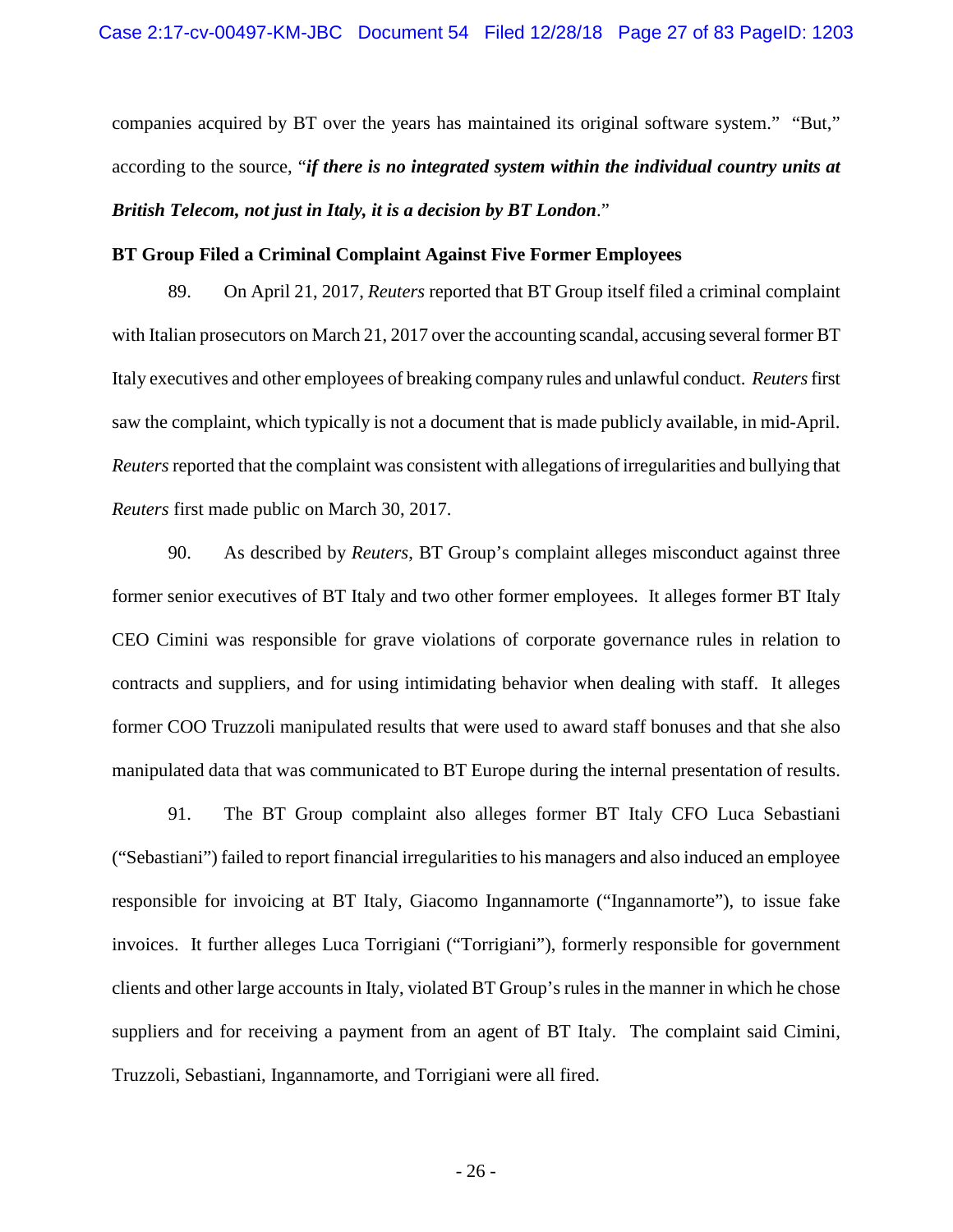companies acquired by BT over the years has maintained its original software system." "But," according to the source, "***if there is no integrated system within the individual country units at British Telecom, not just in Italy, it is a decision by BT London***."

**BT Group Filed a Criminal Complaint Against Five Former Employees**

89. On April 21, 2017, *Reuters* reported that BT Group itself filed a criminal complaint with Italian prosecutors on March 21, 2017 over the accounting scandal, accusing several former BT Italy executives and other employees of breaking company rules and unlawful conduct. *Reuters* first saw the complaint, which typically is not a document that is made publicly available, in mid-April. *Reuters* reported that the complaint was consistent with allegations of irregularities and bullying that *Reuters* first made public on March 30, 2017.

90. As described by *Reuters*, BT Group's complaint alleges misconduct against three former senior executives of BT Italy and two other former employees. It alleges former BT Italy CEO Cimini was responsible for grave violations of corporate governance rules in relation to contracts and suppliers, and for using intimidating behavior when dealing with staff. It alleges former COO Truzzoli manipulated results that were used to award staff bonuses and that she also manipulated data that was communicated to BT Europe during the internal presentation of results.

91. The BT Group complaint also alleges former BT Italy CFO Luca Sebastiani ("Sebastiani") failed to report financial irregularities to his managers and also induced an employee responsible for invoicing at BT Italy, Giacomo Ingannamorte ("Ingannamorte"), to issue fake invoices. It further alleges Luca Torrigiani ("Torrigiani"), formerly responsible for government clients and other large accounts in Italy, violated BT Group's rules in the manner in which he chose suppliers and for receiving a payment from an agent of BT Italy. The complaint said Cimini, Truzzoli, Sebastiani, Ingannamorte, and Torrigiani were all fired.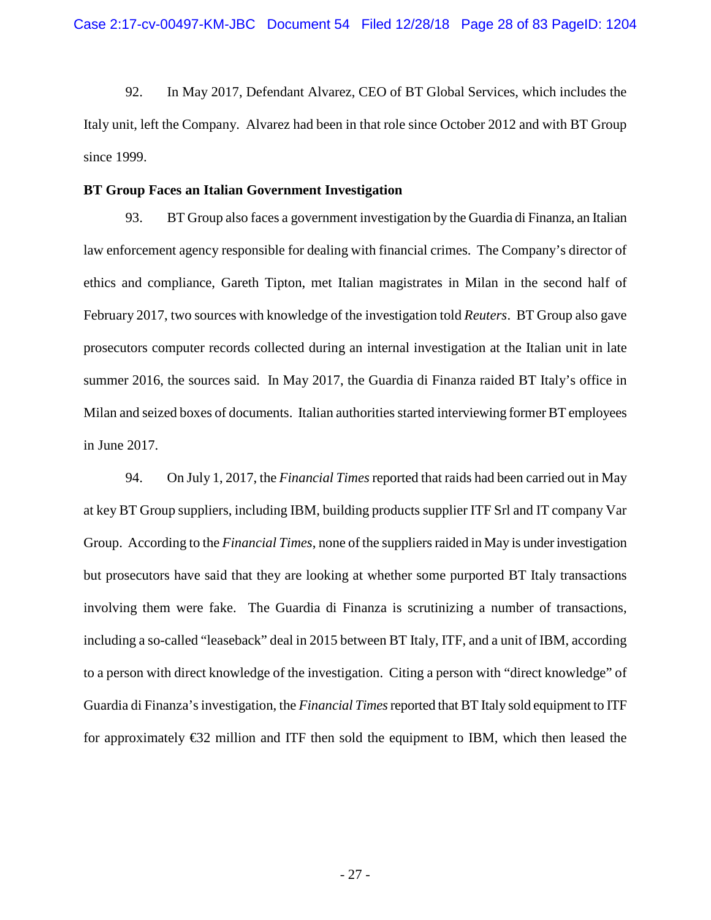92. In May 2017, Defendant Alvarez, CEO of BT Global Services, which includes the Italy unit, left the Company. Alvarez had been in that role since October 2012 and with BT Group since 1999.

**BT Group Faces an Italian Government Investigation**

93. BT Group also faces a government investigation by the Guardia di Finanza, an Italian law enforcement agency responsible for dealing with financial crimes. The Company's director of ethics and compliance, Gareth Tipton, met Italian magistrates in Milan in the second half of February 2017, two sources with knowledge of the investigation told *Reuters*. BT Group also gave prosecutors computer records collected during an internal investigation at the Italian unit in late summer 2016, the sources said. In May 2017, the Guardia di Finanza raided BT Italy's office in Milan and seized boxes of documents. Italian authorities started interviewing former BT employees in June 2017.

94. On July 1, 2017, the *Financial Times* reported that raids had been carried out in May at key BT Group suppliers, including IBM, building products supplier ITF Srl and IT company Var Group. According to the *Financial Times*, none of the suppliers raided in May is under investigation but prosecutors have said that they are looking at whether some purported BT Italy transactions involving them were fake. The Guardia di Finanza is scrutinizing a number of transactions, including a so-called "leaseback" deal in 2015 between BT Italy, ITF, and a unit of IBM, according to a person with direct knowledge of the investigation. Citing a person with "direct knowledge" of Guardia di Finanza's investigation, the *Financial Times* reported that BT Italy sold equipment to ITF for approximately €32 million and ITF then sold the equipment to IBM, which then leased the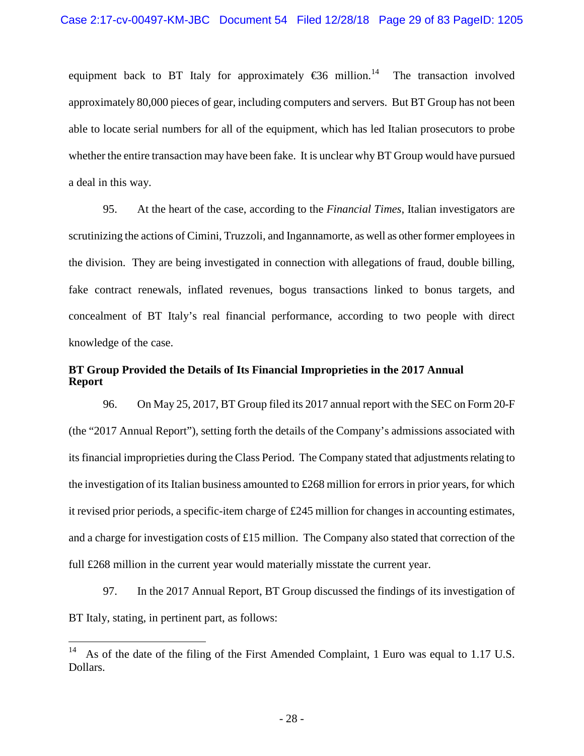equipment back to BT Italy for approximately €36 million.[14] The transaction involved approximately 80,000 pieces of gear, including computers and servers. But BT Group has not been able to locate serial numbers for all of the equipment, which has led Italian prosecutors to probe whether the entire transaction may have been fake. It is unclear why BT Group would have pursued a deal in this way.

95. At the heart of the case, according to the *Financial Times*, Italian investigators are scrutinizing the actions of Cimini, Truzzoli, and Ingannamorte, as well as other former employees in the division. They are being investigated in connection with allegations of fraud, double billing, fake contract renewals, inflated revenues, bogus transactions linked to bonus targets, and concealment of BT Italy's real financial performance, according to two people with direct knowledge of the case.

**BT Group Provided the Details of Its Financial Improprieties in the 2017 Annual Report**

96. On May 25, 2017, BT Group filed its 2017 annual report with the SEC on Form 20-F (the "2017 Annual Report"), setting forth the details of the Company's admissions associated with its financial improprieties during the Class Period. The Company stated that adjustments relating to the investigation of its Italian business amounted to £268 million for errors in prior years, for which it revised prior periods, a specific-item charge of £245 million for changes in accounting estimates, and a charge for investigation costs of £15 million. The Company also stated that correction of the full £268 million in the current year would materially misstate the current year.

97. In the 2017 Annual Report, BT Group discussed the findings of its investigation of BT Italy, stating, in pertinent part, as follows:

[14] As of the date of the filing of the First Amended Complaint, 1 Euro was equal to 1.17 U.S. Dollars.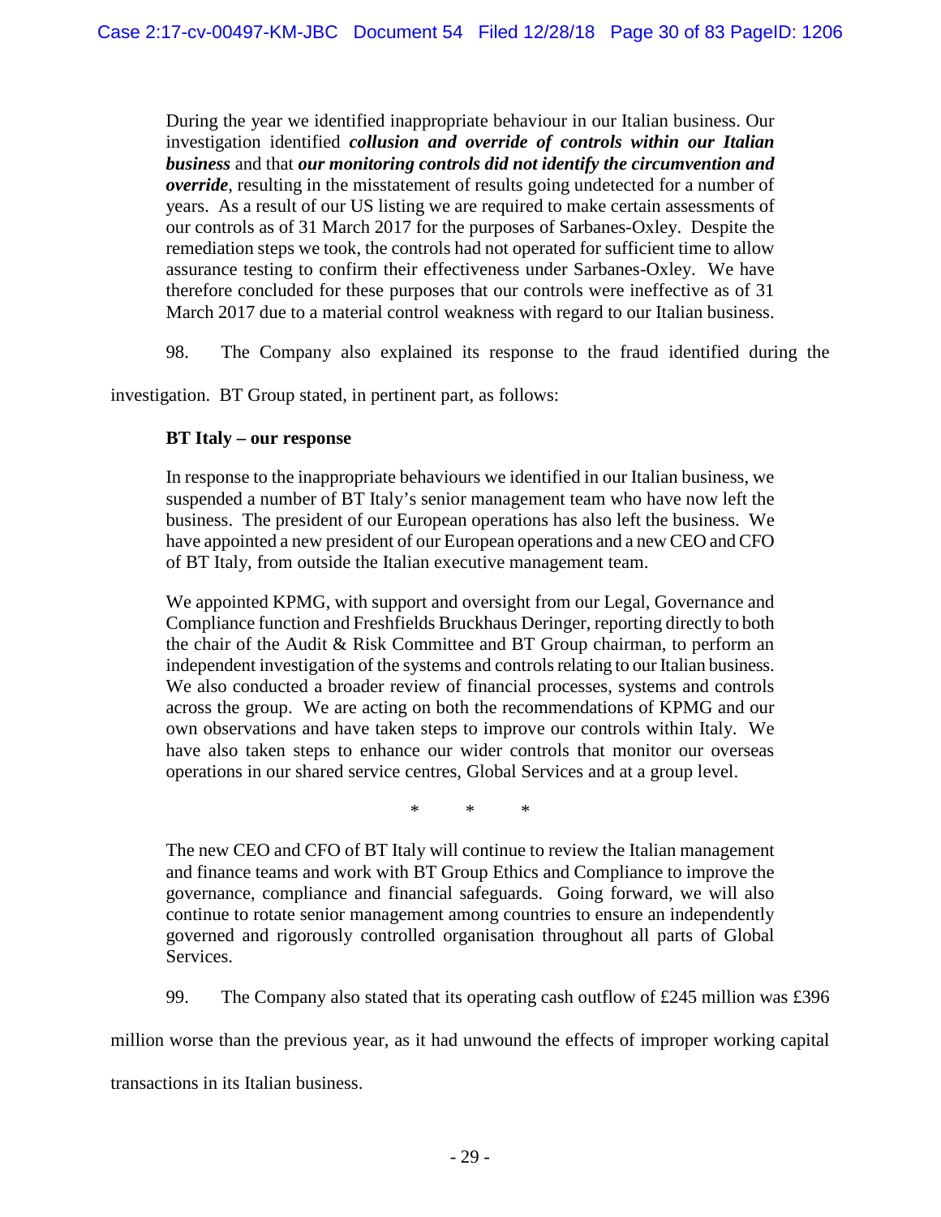> During the year we identified inappropriate behaviour in our Italian business. Our investigation identified ***collusion and override of controls within our Italian business*** and that ***our monitoring controls did not identify the circumvention and override***, resulting in the misstatement of results going undetected for a number of years. As a result of our US listing we are required to make certain assessments of our controls as of 31 March 2017 for the purposes of Sarbanes-Oxley. Despite the remediation steps we took, the controls had not operated for sufficient time to allow assurance testing to confirm their effectiveness under Sarbanes-Oxley. We have therefore concluded for these purposes that our controls were ineffective as of 31 March 2017 due to a material control weakness with regard to our Italian business.

98. The Company also explained its response to the fraud identified during the investigation. BT Group stated, in pertinent part, as follows:

> **BT Italy – our response**
>
> In response to the inappropriate behaviours we identified in our Italian business, we suspended a number of BT Italy's senior management team who have now left the business. The president of our European operations has also left the business. We have appointed a new president of our European operations and a new CEO and CFO of BT Italy, from outside the Italian executive management team.
>
> We appointed KPMG, with support and oversight from our Legal, Governance and Compliance function and Freshfields Bruckhaus Deringer, reporting directly to both the chair of the Audit & Risk Committee and BT Group chairman, to perform an independent investigation of the systems and controls relating to our Italian business. We also conducted a broader review of financial processes, systems and controls across the group. We are acting on both the recommendations of KPMG and our own observations and have taken steps to improve our controls within Italy. We have also taken steps to enhance our wider controls that monitor our overseas operations in our shared service centres, Global Services and at a group level.
>
> \* \* \*
>
> The new CEO and CFO of BT Italy will continue to review the Italian management and finance teams and work with BT Group Ethics and Compliance to improve the governance, compliance and financial safeguards. Going forward, we will also continue to rotate senior management among countries to ensure an independently governed and rigorously controlled organisation throughout all parts of Global Services.

99. The Company also stated that its operating cash outflow of £245 million was £396 million worse than the previous year, as it had unwound the effects of improper working capital transactions in its Italian business.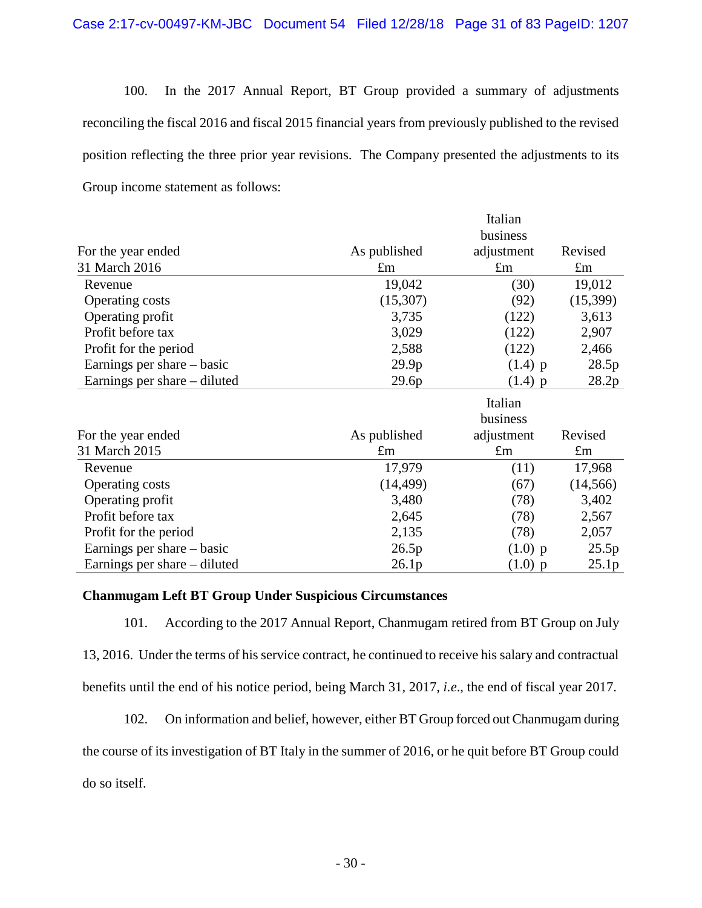100. In the 2017 Annual Report, BT Group provided a summary of adjustments reconciling the fiscal 2016 and fiscal 2015 financial years from previously published to the revised position reflecting the three prior year revisions. The Company presented the adjustments to its Group income statement as follows:

| For the year ended 31 March 2016 | As published £m | Italian business adjustment £m | Revised £m |
|---|---|---|---|
| Revenue | 19,042 | (30) | 19,012 |
| Operating costs | (15,307) | (92) | (15,399) |
| Operating profit | 3,735 | (122) | 3,613 |
| Profit before tax | 3,029 | (122) | 2,907 |
| Profit for the period | 2,588 | (122) | 2,466 |
| Earnings per share – basic | 29.9p | (1.4) p | 28.5p |
| Earnings per share – diluted | 29.6p | (1.4) p | 28.2p |

| For the year ended 31 March 2015 | As published £m | Italian business adjustment £m | Revised £m |
|---|---|---|---|
| Revenue | 17,979 | (11) | 17,968 |
| Operating costs | (14,499) | (67) | (14,566) |
| Operating profit | 3,480 | (78) | 3,402 |
| Profit before tax | 2,645 | (78) | 2,567 |
| Profit for the period | 2,135 | (78) | 2,057 |
| Earnings per share – basic | 26.5p | (1.0) p | 25.5p |
| Earnings per share – diluted | 26.1p | (1.0) p | 25.1p |

**Chanmugam Left BT Group Under Suspicious Circumstances**

101. According to the 2017 Annual Report, Chanmugam retired from BT Group on July 13, 2016. Under the terms of his service contract, he continued to receive his salary and contractual benefits until the end of his notice period, being March 31, 2017, *i.e.*, the end of fiscal year 2017.

102. On information and belief, however, either BT Group forced out Chanmugam during the course of its investigation of BT Italy in the summer of 2016, or he quit before BT Group could do so itself.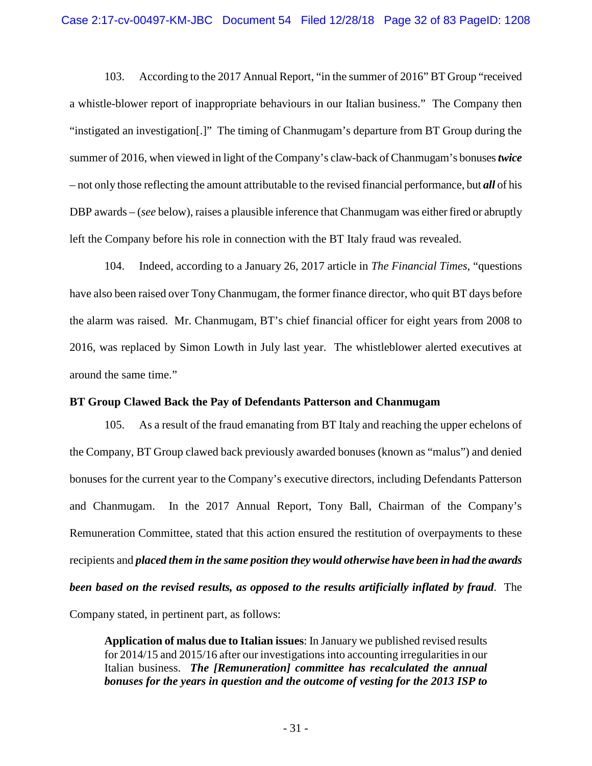103. According to the 2017 Annual Report, "in the summer of 2016" BT Group "received a whistle-blower report of inappropriate behaviours in our Italian business." The Company then "instigated an investigation[.]" The timing of Chanmugam's departure from BT Group during the summer of 2016, when viewed in light of the Company's claw-back of Chanmugam's bonuses ***twice*** – not only those reflecting the amount attributable to the revised financial performance, but ***all*** of his DBP awards – (*see* below), raises a plausible inference that Chanmugam was either fired or abruptly left the Company before his role in connection with the BT Italy fraud was revealed.

104. Indeed, according to a January 26, 2017 article in *The Financial Times*, "questions have also been raised over Tony Chanmugam, the former finance director, who quit BT days before the alarm was raised. Mr. Chanmugam, BT's chief financial officer for eight years from 2008 to 2016, was replaced by Simon Lowth in July last year. The whistleblower alerted executives at around the same time."

**BT Group Clawed Back the Pay of Defendants Patterson and Chanmugam**

105. As a result of the fraud emanating from BT Italy and reaching the upper echelons of the Company, BT Group clawed back previously awarded bonuses (known as "malus") and denied bonuses for the current year to the Company's executive directors, including Defendants Patterson and Chanmugam. In the 2017 Annual Report, Tony Ball, Chairman of the Company's Remuneration Committee, stated that this action ensured the restitution of overpayments to these recipients and ***placed them in the same position they would otherwise have been in had the awards been based on the revised results, as opposed to the results artificially inflated by fraud***. The Company stated, in pertinent part, as follows:

> **Application of malus due to Italian issues**: In January we published revised results for 2014/15 and 2015/16 after our investigations into accounting irregularities in our Italian business. ***The [Remuneration] committee has recalculated the annual bonuses for the years in question and the outcome of vesting for the 2013 ISP to***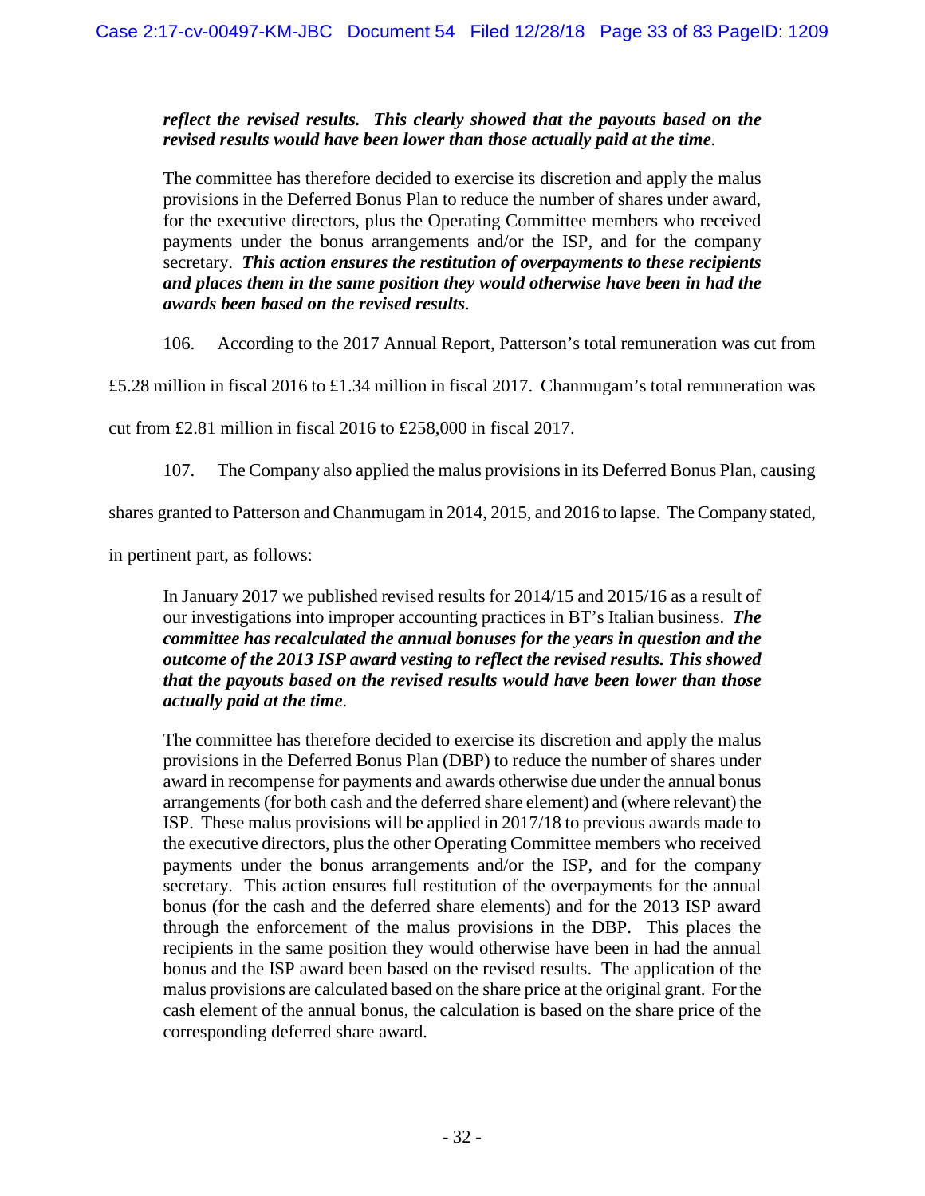> ***reflect the revised results. This clearly showed that the payouts based on the revised results would have been lower than those actually paid at the time.***
>
> The committee has therefore decided to exercise its discretion and apply the malus provisions in the Deferred Bonus Plan to reduce the number of shares under award, for the executive directors, plus the Operating Committee members who received payments under the bonus arrangements and/or the ISP, and for the company secretary. ***This action ensures the restitution of overpayments to these recipients and places them in the same position they would otherwise have been in had the awards been based on the revised results.***

106. According to the 2017 Annual Report, Patterson's total remuneration was cut from £5.28 million in fiscal 2016 to £1.34 million in fiscal 2017. Chanmugam's total remuneration was cut from £2.81 million in fiscal 2016 to £258,000 in fiscal 2017.

107. The Company also applied the malus provisions in its Deferred Bonus Plan, causing shares granted to Patterson and Chanmugam in 2014, 2015, and 2016 to lapse. The Company stated, in pertinent part, as follows:

> In January 2017 we published revised results for 2014/15 and 2015/16 as a result of our investigations into improper accounting practices in BT's Italian business. ***The committee has recalculated the annual bonuses for the years in question and the outcome of the 2013 ISP award vesting to reflect the revised results. This showed that the payouts based on the revised results would have been lower than those actually paid at the time.***
>
> The committee has therefore decided to exercise its discretion and apply the malus provisions in the Deferred Bonus Plan (DBP) to reduce the number of shares under award in recompense for payments and awards otherwise due under the annual bonus arrangements (for both cash and the deferred share element) and (where relevant) the ISP. These malus provisions will be applied in 2017/18 to previous awards made to the executive directors, plus the other Operating Committee members who received payments under the bonus arrangements and/or the ISP, and for the company secretary. This action ensures full restitution of the overpayments for the annual bonus (for the cash and the deferred share elements) and for the 2013 ISP award through the enforcement of the malus provisions in the DBP. This places the recipients in the same position they would otherwise have been in had the annual bonus and the ISP award been based on the revised results. The application of the malus provisions are calculated based on the share price at the original grant. For the cash element of the annual bonus, the calculation is based on the share price of the corresponding deferred share award.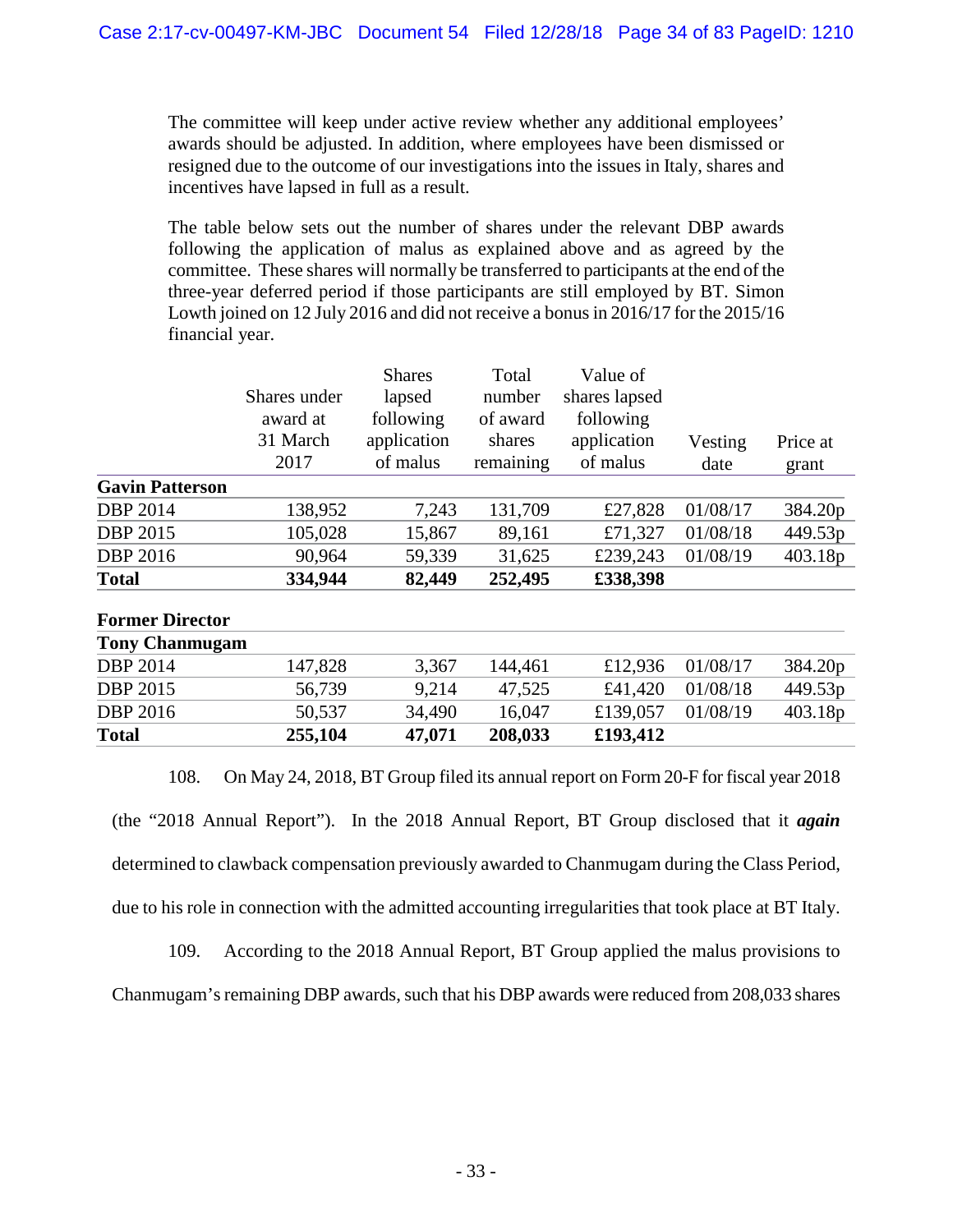The committee will keep under active review whether any additional employees' awards should be adjusted. In addition, where employees have been dismissed or resigned due to the outcome of our investigations into the issues in Italy, shares and incentives have lapsed in full as a result.

The table below sets out the number of shares under the relevant DBP awards following the application of malus as explained above and as agreed by the committee. These shares will normally be transferred to participants at the end of the three-year deferred period if those participants are still employed by BT. Simon Lowth joined on 12 July 2016 and did not receive a bonus in 2016/17 for the 2015/16 financial year.

| | Shares under award at 31 March 2017 | Shares lapsed following application of malus | Total number of award shares remaining | Value of shares lapsed following application of malus | Vesting date | Price at grant |
|---|---|---|---|---|---|---|
| **Gavin Patterson** | | | | | | |
| DBP 2014 | 138,952 | 7,243 | 131,709 | £27,828 | 01/08/17 | 384.20p |
| DBP 2015 | 105,028 | 15,867 | 89,161 | £71,327 | 01/08/18 | 449.53p |
| DBP 2016 | 90,964 | 59,339 | 31,625 | £239,243 | 01/08/19 | 403.18p |
| **Total** | **334,944** | **82,449** | **252,495** | **£338,398** | | |
| **Former Director** | | | | | | |
| **Tony Chanmugam** | | | | | | |
| DBP 2014 | 147,828 | 3,367 | 144,461 | £12,936 | 01/08/17 | 384.20p |
| DBP 2015 | 56,739 | 9,214 | 47,525 | £41,420 | 01/08/18 | 449.53p |
| DBP 2016 | 50,537 | 34,490 | 16,047 | £139,057 | 01/08/19 | 403.18p |
| **Total** | **255,104** | **47,071** | **208,033** | **£193,412** | | |

108. On May 24, 2018, BT Group filed its annual report on Form 20-F for fiscal year 2018 (the "2018 Annual Report"). In the 2018 Annual Report, BT Group disclosed that it ***again*** determined to clawback compensation previously awarded to Chanmugam during the Class Period, due to his role in connection with the admitted accounting irregularities that took place at BT Italy.

109. According to the 2018 Annual Report, BT Group applied the malus provisions to Chanmugam's remaining DBP awards, such that his DBP awards were reduced from 208,033 shares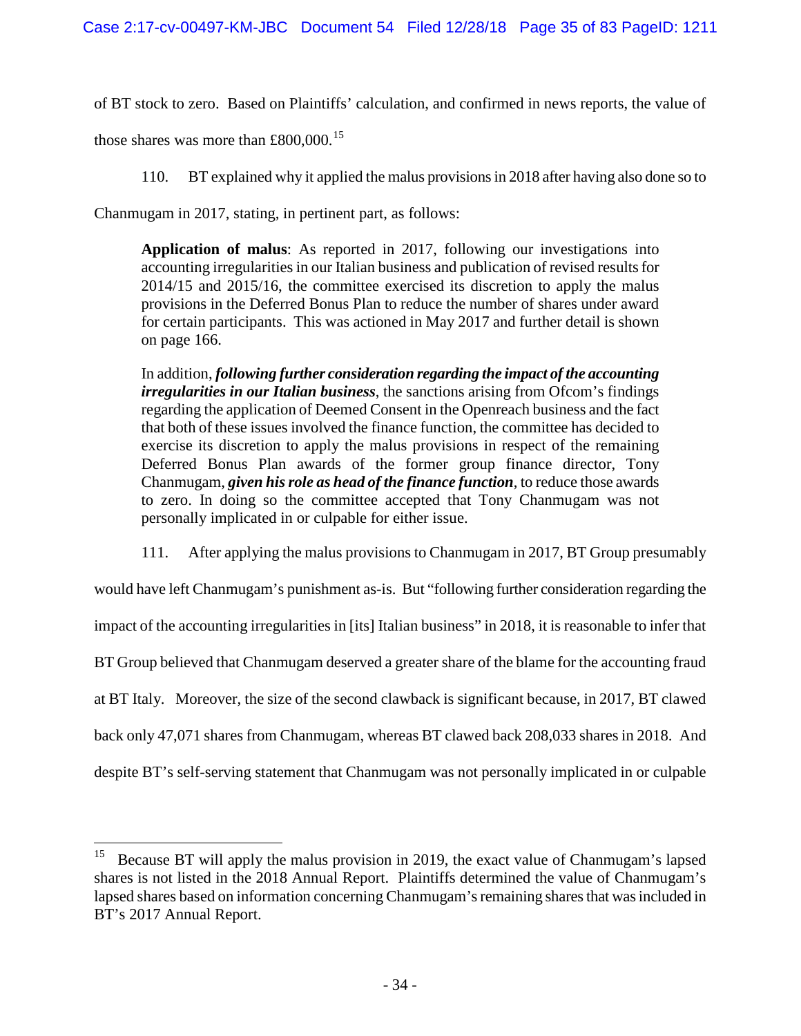of BT stock to zero. Based on Plaintiffs' calculation, and confirmed in news reports, the value of those shares was more than £800,000.[15]

110. BT explained why it applied the malus provisions in 2018 after having also done so to Chanmugam in 2017, stating, in pertinent part, as follows:

> **Application of malus**: As reported in 2017, following our investigations into accounting irregularities in our Italian business and publication of revised results for 2014/15 and 2015/16, the committee exercised its discretion to apply the malus provisions in the Deferred Bonus Plan to reduce the number of shares under award for certain participants. This was actioned in May 2017 and further detail is shown on page 166.
>
> In addition, ***following further consideration regarding the impact of the accounting irregularities in our Italian business***, the sanctions arising from Ofcom's findings regarding the application of Deemed Consent in the Openreach business and the fact that both of these issues involved the finance function, the committee has decided to exercise its discretion to apply the malus provisions in respect of the remaining Deferred Bonus Plan awards of the former group finance director, Tony Chanmugam, ***given his role as head of the finance function***, to reduce those awards to zero. In doing so the committee accepted that Tony Chanmugam was not personally implicated in or culpable for either issue.

111. After applying the malus provisions to Chanmugam in 2017, BT Group presumably would have left Chanmugam's punishment as-is. But "following further consideration regarding the impact of the accounting irregularities in [its] Italian business" in 2018, it is reasonable to infer that BT Group believed that Chanmugam deserved a greater share of the blame for the accounting fraud at BT Italy. Moreover, the size of the second clawback is significant because, in 2017, BT clawed back only 47,071 shares from Chanmugam, whereas BT clawed back 208,033 shares in 2018. And despite BT's self-serving statement that Chanmugam was not personally implicated in or culpable

[15] Because BT will apply the malus provision in 2019, the exact value of Chanmugam's lapsed shares is not listed in the 2018 Annual Report. Plaintiffs determined the value of Chanmugam's lapsed shares based on information concerning Chanmugam's remaining shares that was included in BT's 2017 Annual Report.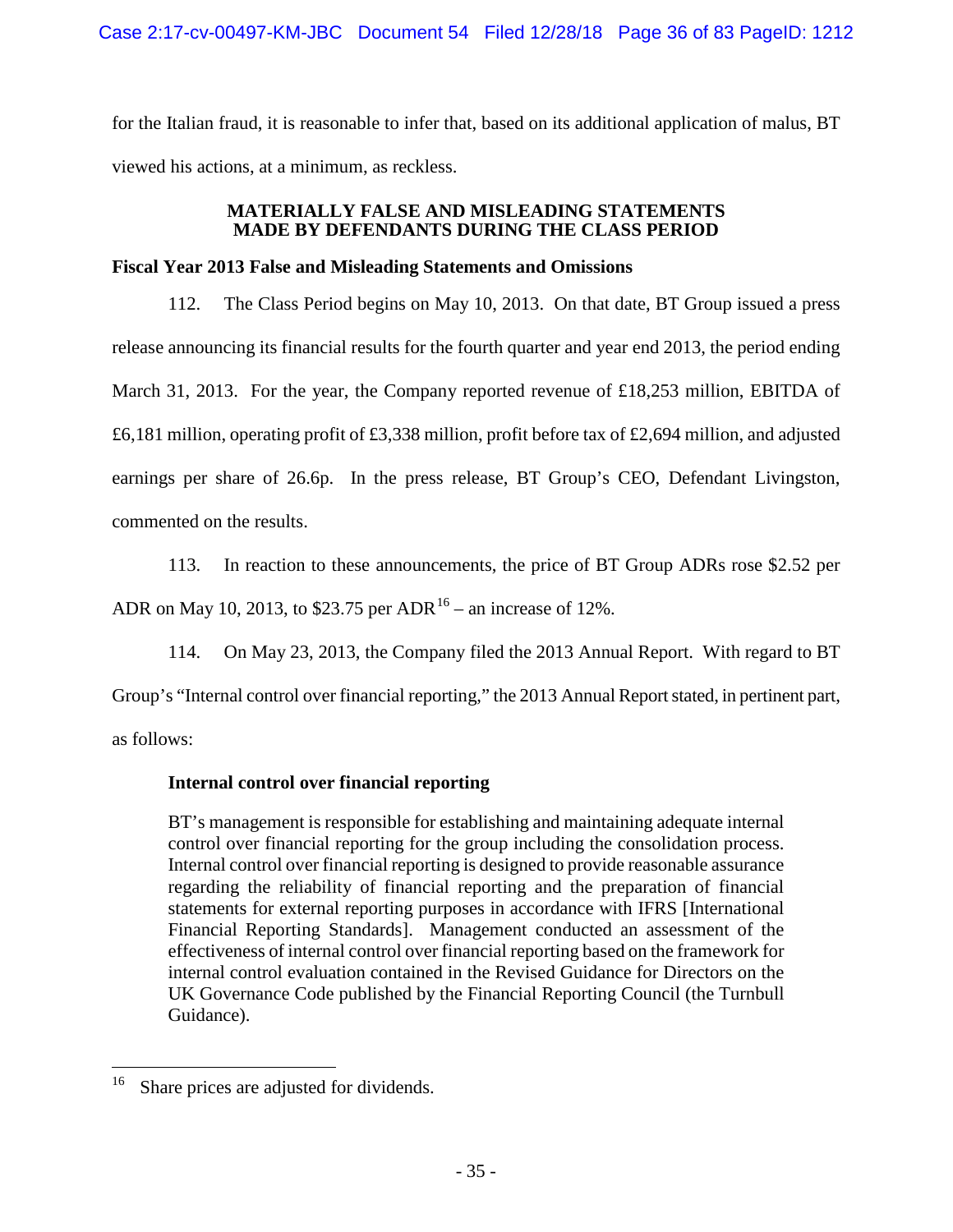for the Italian fraud, it is reasonable to infer that, based on its additional application of malus, BT viewed his actions, at a minimum, as reckless.

## MATERIALLY FALSE AND MISLEADING STATEMENTS MADE BY DEFENDANTS DURING THE CLASS PERIOD

### Fiscal Year 2013 False and Misleading Statements and Omissions

112. The Class Period begins on May 10, 2013. On that date, BT Group issued a press release announcing its financial results for the fourth quarter and year end 2013, the period ending March 31, 2013. For the year, the Company reported revenue of £18,253 million, EBITDA of £6,181 million, operating profit of £3,338 million, profit before tax of £2,694 million, and adjusted earnings per share of 26.6p. In the press release, BT Group's CEO, Defendant Livingston, commented on the results.

113. In reaction to these announcements, the price of BT Group ADRs rose $2.52 per ADR on May 10, 2013, to $23.75 per ADR[16] – an increase of 12%.

114. On May 23, 2013, the Company filed the 2013 Annual Report. With regard to BT Group's "Internal control over financial reporting," the 2013 Annual Report stated, in pertinent part, as follows:

> **Internal control over financial reporting**
>
> BT's management is responsible for establishing and maintaining adequate internal control over financial reporting for the group including the consolidation process. Internal control over financial reporting is designed to provide reasonable assurance regarding the reliability of financial reporting and the preparation of financial statements for external reporting purposes in accordance with IFRS [International Financial Reporting Standards]. Management conducted an assessment of the effectiveness of internal control over financial reporting based on the framework for internal control evaluation contained in the Revised Guidance for Directors on the UK Governance Code published by the Financial Reporting Council (the Turnbull Guidance).

---

[16] Share prices are adjusted for dividends.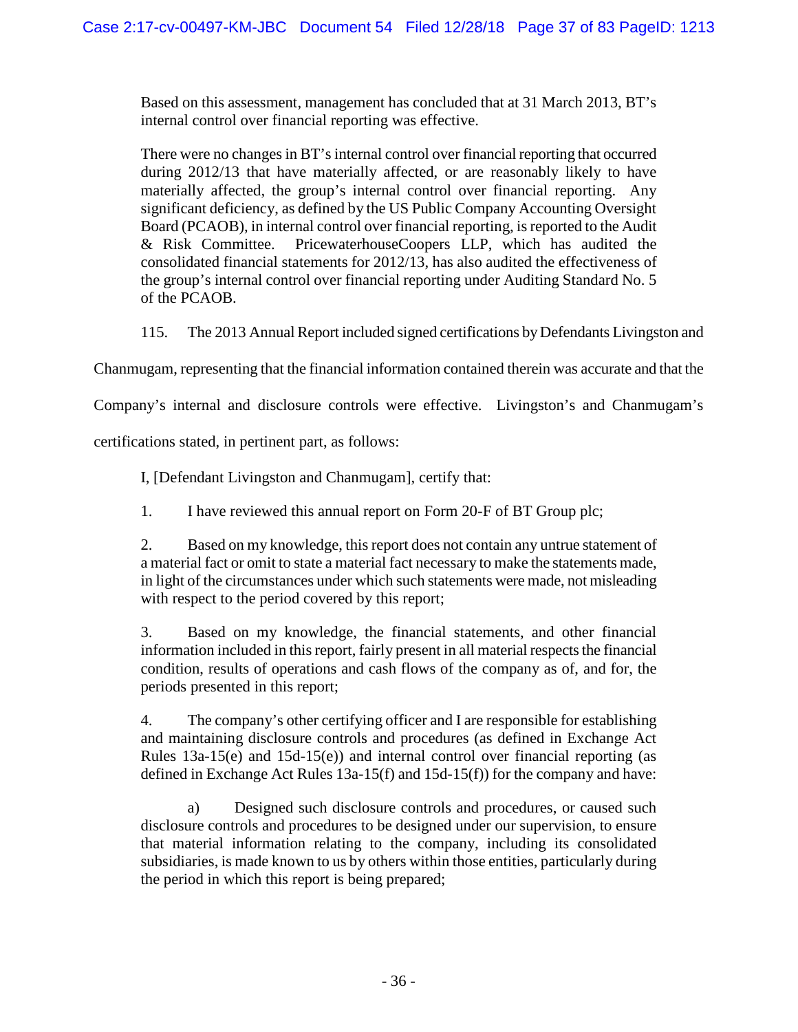> Based on this assessment, management has concluded that at 31 March 2013, BT's internal control over financial reporting was effective.
>
> There were no changes in BT's internal control over financial reporting that occurred during 2012/13 that have materially affected, or are reasonably likely to have materially affected, the group's internal control over financial reporting. Any significant deficiency, as defined by the US Public Company Accounting Oversight Board (PCAOB), in internal control over financial reporting, is reported to the Audit & Risk Committee. PricewaterhouseCoopers LLP, which has audited the consolidated financial statements for 2012/13, has also audited the effectiveness of the group's internal control over financial reporting under Auditing Standard No. 5 of the PCAOB.

115. The 2013 Annual Report included signed certifications by Defendants Livingston and Chanmugam, representing that the financial information contained therein was accurate and that the Company's internal and disclosure controls were effective. Livingston's and Chanmugam's certifications stated, in pertinent part, as follows:

> I, [Defendant Livingston and Chanmugam], certify that:
>
> 1. I have reviewed this annual report on Form 20-F of BT Group plc;
>
> 2. Based on my knowledge, this report does not contain any untrue statement of a material fact or omit to state a material fact necessary to make the statements made, in light of the circumstances under which such statements were made, not misleading with respect to the period covered by this report;
>
> 3. Based on my knowledge, the financial statements, and other financial information included in this report, fairly present in all material respects the financial condition, results of operations and cash flows of the company as of, and for, the periods presented in this report;
>
> 4. The company's other certifying officer and I are responsible for establishing and maintaining disclosure controls and procedures (as defined in Exchange Act Rules 13a-15(e) and 15d-15(e)) and internal control over financial reporting (as defined in Exchange Act Rules 13a-15(f) and 15d-15(f)) for the company and have:
>
> a) Designed such disclosure controls and procedures, or caused such disclosure controls and procedures to be designed under our supervision, to ensure that material information relating to the company, including its consolidated subsidiaries, is made known to us by others within those entities, particularly during the period in which this report is being prepared;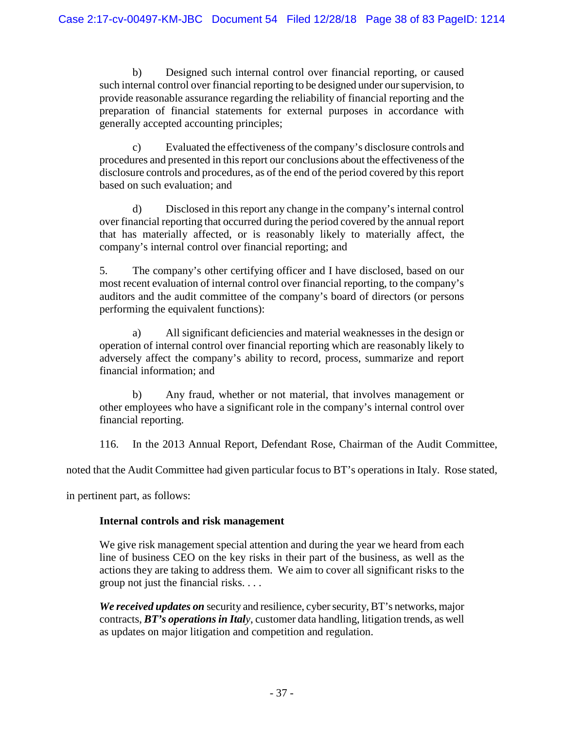b) Designed such internal control over financial reporting, or caused such internal control over financial reporting to be designed under our supervision, to provide reasonable assurance regarding the reliability of financial reporting and the preparation of financial statements for external purposes in accordance with generally accepted accounting principles;

c) Evaluated the effectiveness of the company's disclosure controls and procedures and presented in this report our conclusions about the effectiveness of the disclosure controls and procedures, as of the end of the period covered by this report based on such evaluation; and

d) Disclosed in this report any change in the company's internal control over financial reporting that occurred during the period covered by the annual report that has materially affected, or is reasonably likely to materially affect, the company's internal control over financial reporting; and

5. The company's other certifying officer and I have disclosed, based on our most recent evaluation of internal control over financial reporting, to the company's auditors and the audit committee of the company's board of directors (or persons performing the equivalent functions):

a) All significant deficiencies and material weaknesses in the design or operation of internal control over financial reporting which are reasonably likely to adversely affect the company's ability to record, process, summarize and report financial information; and

b) Any fraud, whether or not material, that involves management or other employees who have a significant role in the company's internal control over financial reporting.

116. In the 2013 Annual Report, Defendant Rose, Chairman of the Audit Committee, noted that the Audit Committee had given particular focus to BT's operations in Italy. Rose stated, in pertinent part, as follows:

> **Internal controls and risk management**
>
> We give risk management special attention and during the year we heard from each line of business CEO on the key risks in their part of the business, as well as the actions they are taking to address them. We aim to cover all significant risks to the group not just the financial risks. . . .
>
> ***We received updates on*** security and resilience, cyber security, BT's networks, major contracts, ***BT's operations in Italy***, customer data handling, litigation trends, as well as updates on major litigation and competition and regulation.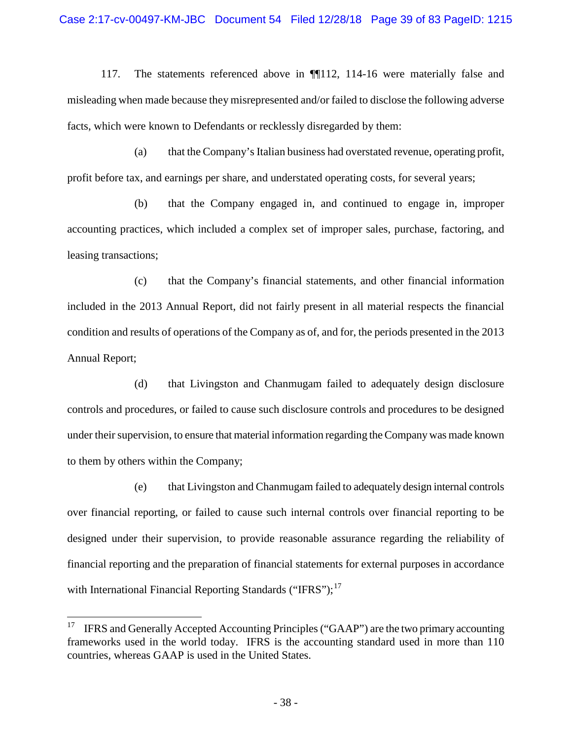117. The statements referenced above in ¶¶112, 114-16 were materially false and misleading when made because they misrepresented and/or failed to disclose the following adverse facts, which were known to Defendants or recklessly disregarded by them:

(a) that the Company's Italian business had overstated revenue, operating profit, profit before tax, and earnings per share, and understated operating costs, for several years;

(b) that the Company engaged in, and continued to engage in, improper accounting practices, which included a complex set of improper sales, purchase, factoring, and leasing transactions;

(c) that the Company's financial statements, and other financial information included in the 2013 Annual Report, did not fairly present in all material respects the financial condition and results of operations of the Company as of, and for, the periods presented in the 2013 Annual Report;

(d) that Livingston and Chanmugam failed to adequately design disclosure controls and procedures, or failed to cause such disclosure controls and procedures to be designed under their supervision, to ensure that material information regarding the Company was made known to them by others within the Company;

(e) that Livingston and Chanmugam failed to adequately design internal controls over financial reporting, or failed to cause such internal controls over financial reporting to be designed under their supervision, to provide reasonable assurance regarding the reliability of financial reporting and the preparation of financial statements for external purposes in accordance with International Financial Reporting Standards ("IFRS");[17]

[17] IFRS and Generally Accepted Accounting Principles ("GAAP") are the two primary accounting frameworks used in the world today. IFRS is the accounting standard used in more than 110 countries, whereas GAAP is used in the United States.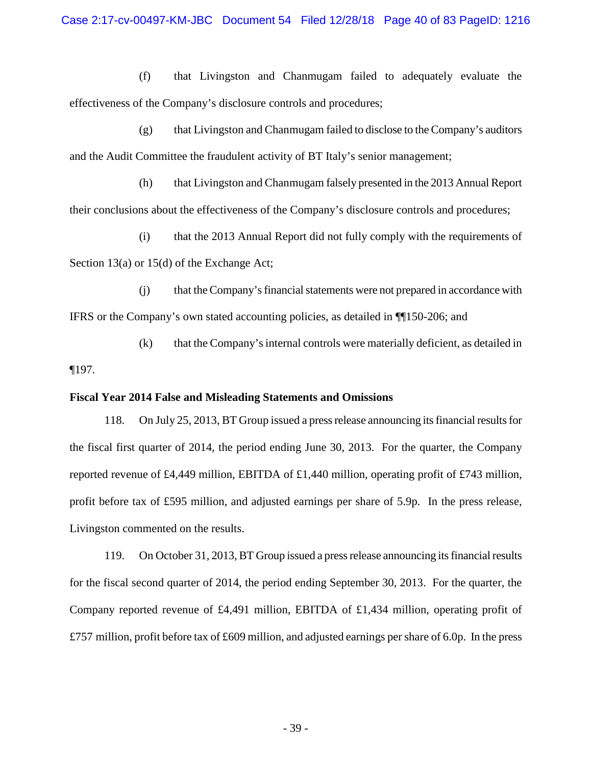(f) that Livingston and Chanmugam failed to adequately evaluate the effectiveness of the Company's disclosure controls and procedures;

(g) that Livingston and Chanmugam failed to disclose to the Company's auditors and the Audit Committee the fraudulent activity of BT Italy's senior management;

(h) that Livingston and Chanmugam falsely presented in the 2013 Annual Report their conclusions about the effectiveness of the Company's disclosure controls and procedures;

(i) that the 2013 Annual Report did not fully comply with the requirements of Section 13(a) or 15(d) of the Exchange Act;

(j) that the Company's financial statements were not prepared in accordance with IFRS or the Company's own stated accounting policies, as detailed in ¶¶150-206; and

(k) that the Company's internal controls were materially deficient, as detailed in ¶197.

**Fiscal Year 2014 False and Misleading Statements and Omissions**

118. On July 25, 2013, BT Group issued a press release announcing its financial results for the fiscal first quarter of 2014, the period ending June 30, 2013. For the quarter, the Company reported revenue of £4,449 million, EBITDA of £1,440 million, operating profit of £743 million, profit before tax of £595 million, and adjusted earnings per share of 5.9p. In the press release, Livingston commented on the results.

119. On October 31, 2013, BT Group issued a press release announcing its financial results for the fiscal second quarter of 2014, the period ending September 30, 2013. For the quarter, the Company reported revenue of £4,491 million, EBITDA of £1,434 million, operating profit of £757 million, profit before tax of £609 million, and adjusted earnings per share of 6.0p. In the press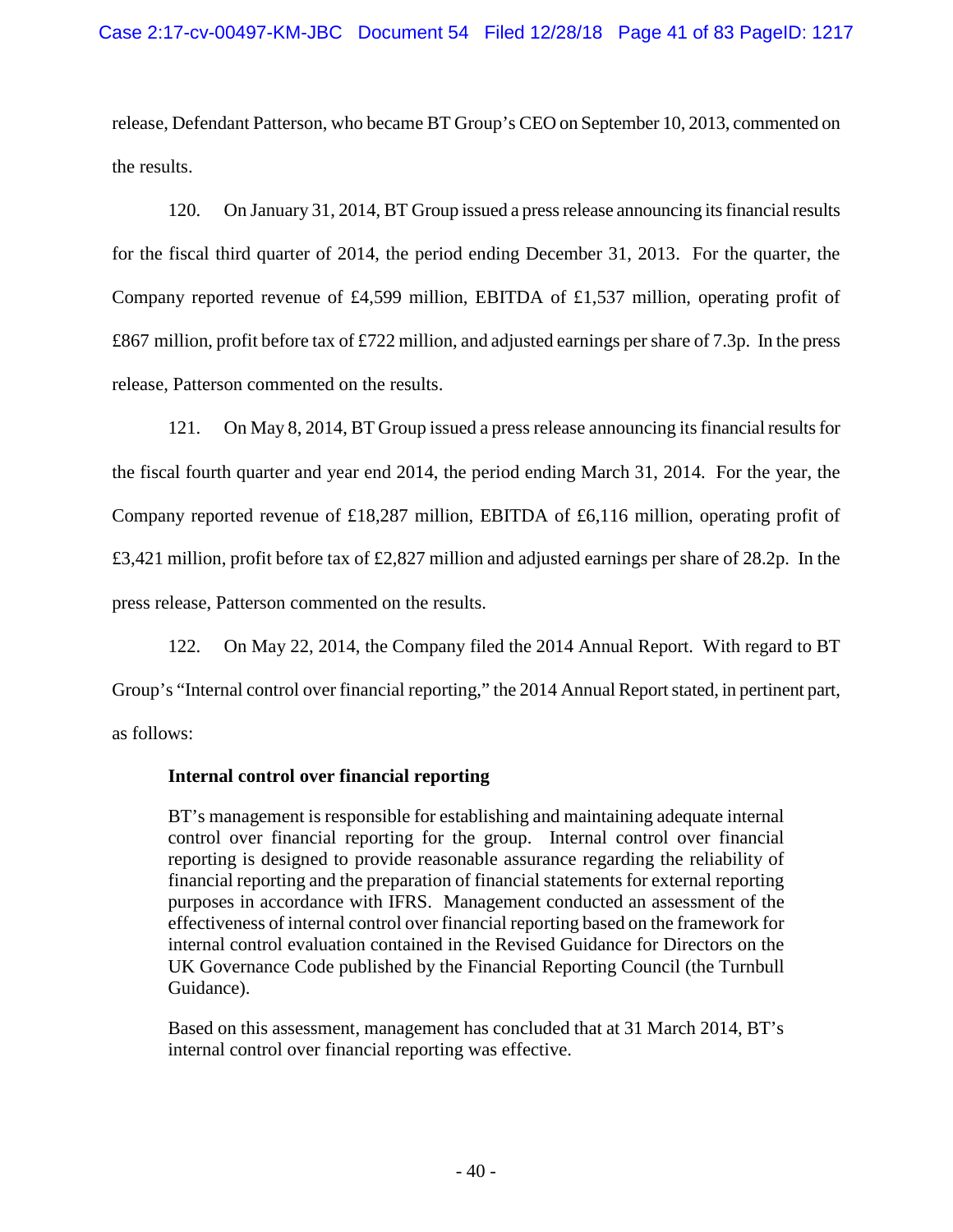release, Defendant Patterson, who became BT Group's CEO on September 10, 2013, commented on the results.

120. On January 31, 2014, BT Group issued a press release announcing its financial results for the fiscal third quarter of 2014, the period ending December 31, 2013. For the quarter, the Company reported revenue of £4,599 million, EBITDA of £1,537 million, operating profit of £867 million, profit before tax of £722 million, and adjusted earnings per share of 7.3p. In the press release, Patterson commented on the results.

121. On May 8, 2014, BT Group issued a press release announcing its financial results for the fiscal fourth quarter and year end 2014, the period ending March 31, 2014. For the year, the Company reported revenue of £18,287 million, EBITDA of £6,116 million, operating profit of £3,421 million, profit before tax of £2,827 million and adjusted earnings per share of 28.2p. In the press release, Patterson commented on the results.

122. On May 22, 2014, the Company filed the 2014 Annual Report. With regard to BT Group's "Internal control over financial reporting," the 2014 Annual Report stated, in pertinent part, as follows:

> **Internal control over financial reporting**
>
> BT's management is responsible for establishing and maintaining adequate internal control over financial reporting for the group. Internal control over financial reporting is designed to provide reasonable assurance regarding the reliability of financial reporting and the preparation of financial statements for external reporting purposes in accordance with IFRS. Management conducted an assessment of the effectiveness of internal control over financial reporting based on the framework for internal control evaluation contained in the Revised Guidance for Directors on the UK Governance Code published by the Financial Reporting Council (the Turnbull Guidance).
>
> Based on this assessment, management has concluded that at 31 March 2014, BT's internal control over financial reporting was effective.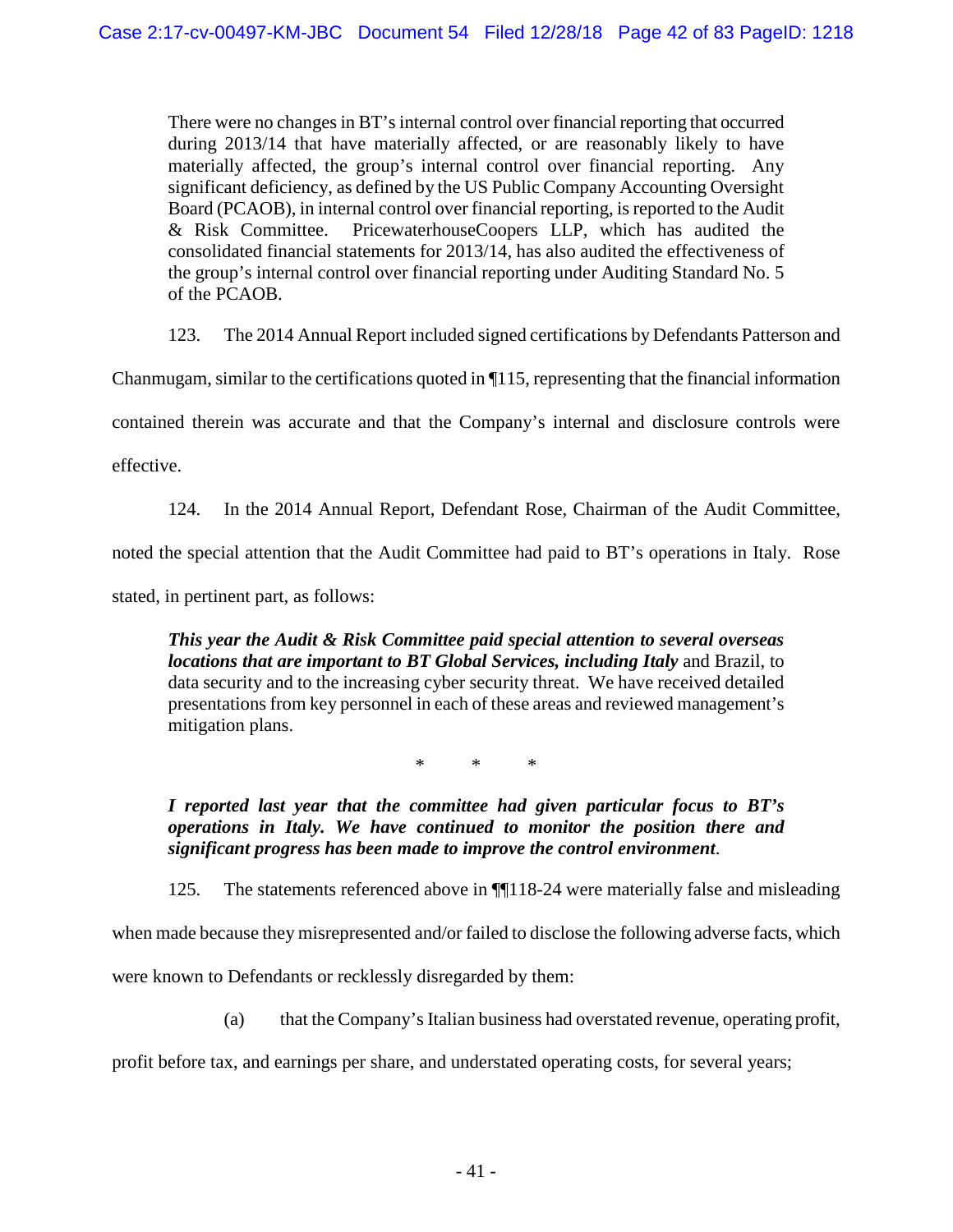> There were no changes in BT's internal control over financial reporting that occurred during 2013/14 that have materially affected, or are reasonably likely to have materially affected, the group's internal control over financial reporting. Any significant deficiency, as defined by the US Public Company Accounting Oversight Board (PCAOB), in internal control over financial reporting, is reported to the Audit & Risk Committee. PricewaterhouseCoopers LLP, which has audited the consolidated financial statements for 2013/14, has also audited the effectiveness of the group's internal control over financial reporting under Auditing Standard No. 5 of the PCAOB.

123. The 2014 Annual Report included signed certifications by Defendants Patterson and Chanmugam, similar to the certifications quoted in ¶115, representing that the financial information contained therein was accurate and that the Company's internal and disclosure controls were effective.

124. In the 2014 Annual Report, Defendant Rose, Chairman of the Audit Committee, noted the special attention that the Audit Committee had paid to BT's operations in Italy. Rose stated, in pertinent part, as follows:

> ***This year the Audit & Risk Committee paid special attention to several overseas locations that are important to BT Global Services, including Italy*** and Brazil, to data security and to the increasing cyber security threat. We have received detailed presentations from key personnel in each of these areas and reviewed management's mitigation plans.
>
> \* \* \*
>
> ***I reported last year that the committee had given particular focus to BT's operations in Italy. We have continued to monitor the position there and significant progress has been made to improve the control environment***.

125. The statements referenced above in ¶¶118-24 were materially false and misleading when made because they misrepresented and/or failed to disclose the following adverse facts, which were known to Defendants or recklessly disregarded by them:

(a) that the Company's Italian business had overstated revenue, operating profit, profit before tax, and earnings per share, and understated operating costs, for several years;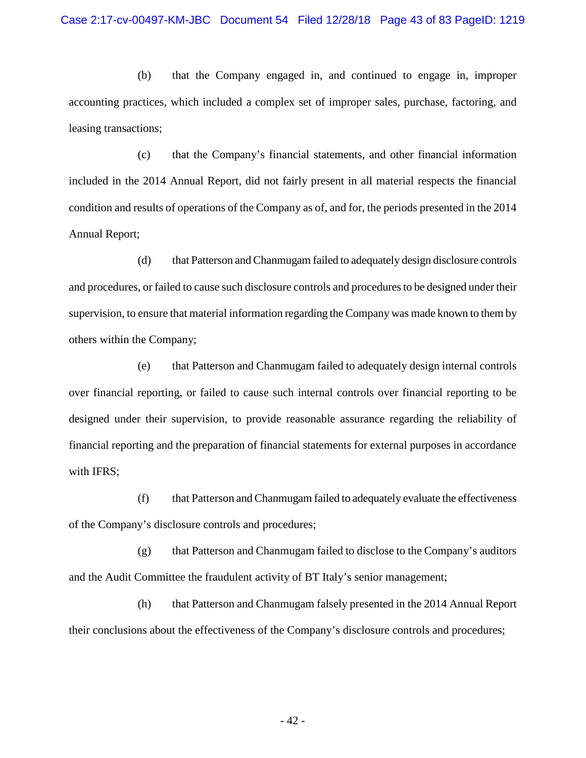(b) that the Company engaged in, and continued to engage in, improper accounting practices, which included a complex set of improper sales, purchase, factoring, and leasing transactions;

(c) that the Company's financial statements, and other financial information included in the 2014 Annual Report, did not fairly present in all material respects the financial condition and results of operations of the Company as of, and for, the periods presented in the 2014 Annual Report;

(d) that Patterson and Chanmugam failed to adequately design disclosure controls and procedures, or failed to cause such disclosure controls and procedures to be designed under their supervision, to ensure that material information regarding the Company was made known to them by others within the Company;

(e) that Patterson and Chanmugam failed to adequately design internal controls over financial reporting, or failed to cause such internal controls over financial reporting to be designed under their supervision, to provide reasonable assurance regarding the reliability of financial reporting and the preparation of financial statements for external purposes in accordance with IFRS;

(f) that Patterson and Chanmugam failed to adequately evaluate the effectiveness of the Company's disclosure controls and procedures;

(g) that Patterson and Chanmugam failed to disclose to the Company's auditors and the Audit Committee the fraudulent activity of BT Italy's senior management;

(h) that Patterson and Chanmugam falsely presented in the 2014 Annual Report their conclusions about the effectiveness of the Company's disclosure controls and procedures;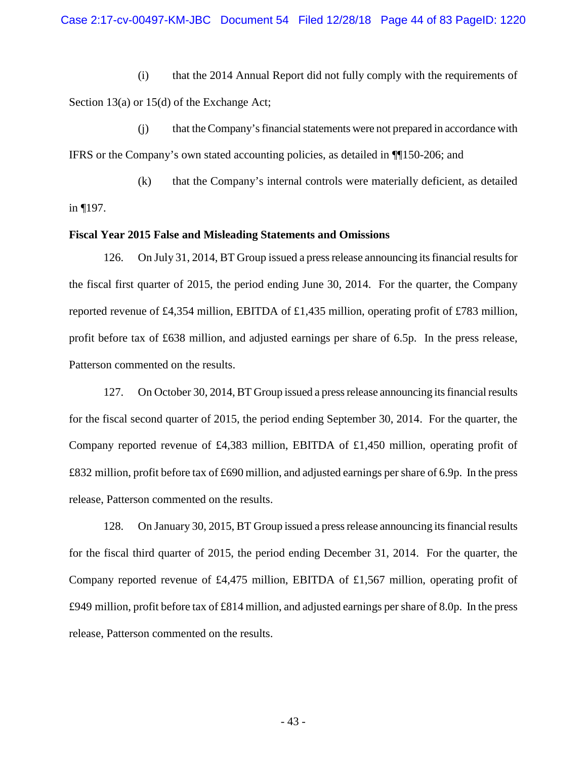(i) that the 2014 Annual Report did not fully comply with the requirements of Section 13(a) or 15(d) of the Exchange Act;

(j) that the Company's financial statements were not prepared in accordance with IFRS or the Company's own stated accounting policies, as detailed in ¶¶150-206; and

(k) that the Company's internal controls were materially deficient, as detailed in ¶197.

**Fiscal Year 2015 False and Misleading Statements and Omissions**

126. On July 31, 2014, BT Group issued a press release announcing its financial results for the fiscal first quarter of 2015, the period ending June 30, 2014. For the quarter, the Company reported revenue of £4,354 million, EBITDA of £1,435 million, operating profit of £783 million, profit before tax of £638 million, and adjusted earnings per share of 6.5p. In the press release, Patterson commented on the results.

127. On October 30, 2014, BT Group issued a press release announcing its financial results for the fiscal second quarter of 2015, the period ending September 30, 2014. For the quarter, the Company reported revenue of £4,383 million, EBITDA of £1,450 million, operating profit of £832 million, profit before tax of £690 million, and adjusted earnings per share of 6.9p. In the press release, Patterson commented on the results.

128. On January 30, 2015, BT Group issued a press release announcing its financial results for the fiscal third quarter of 2015, the period ending December 31, 2014. For the quarter, the Company reported revenue of £4,475 million, EBITDA of £1,567 million, operating profit of £949 million, profit before tax of £814 million, and adjusted earnings per share of 8.0p. In the press release, Patterson commented on the results.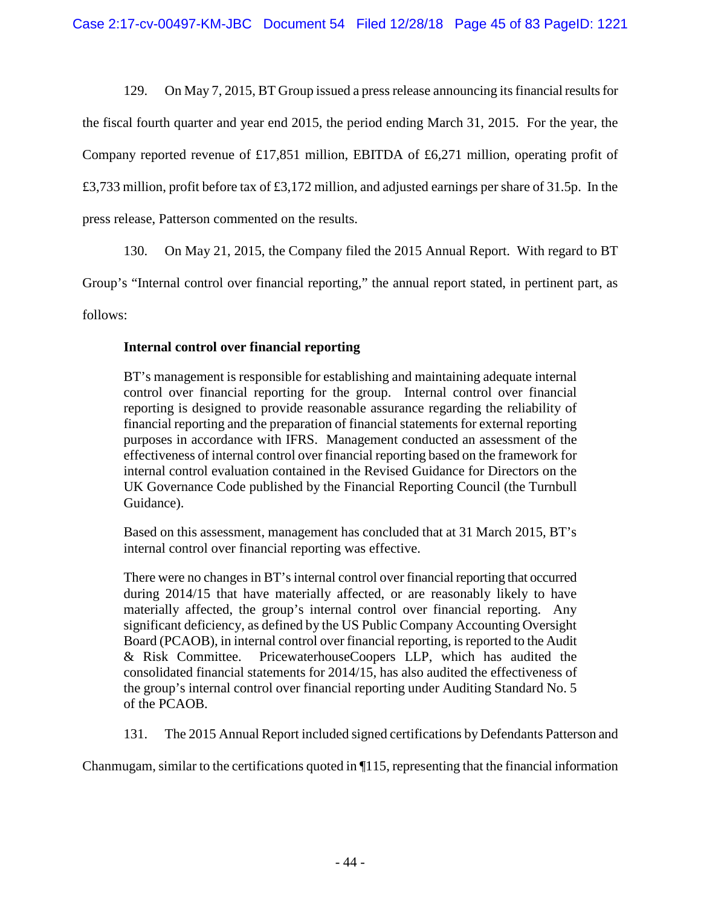129. On May 7, 2015, BT Group issued a press release announcing its financial results for the fiscal fourth quarter and year end 2015, the period ending March 31, 2015. For the year, the Company reported revenue of £17,851 million, EBITDA of £6,271 million, operating profit of £3,733 million, profit before tax of £3,172 million, and adjusted earnings per share of 31.5p. In the press release, Patterson commented on the results.

130. On May 21, 2015, the Company filed the 2015 Annual Report. With regard to BT Group's "Internal control over financial reporting," the annual report stated, in pertinent part, as follows:

> **Internal control over financial reporting**
>
> BT's management is responsible for establishing and maintaining adequate internal control over financial reporting for the group. Internal control over financial reporting is designed to provide reasonable assurance regarding the reliability of financial reporting and the preparation of financial statements for external reporting purposes in accordance with IFRS. Management conducted an assessment of the effectiveness of internal control over financial reporting based on the framework for internal control evaluation contained in the Revised Guidance for Directors on the UK Governance Code published by the Financial Reporting Council (the Turnbull Guidance).
>
> Based on this assessment, management has concluded that at 31 March 2015, BT's internal control over financial reporting was effective.
>
> There were no changes in BT's internal control over financial reporting that occurred during 2014/15 that have materially affected, or are reasonably likely to have materially affected, the group's internal control over financial reporting. Any significant deficiency, as defined by the US Public Company Accounting Oversight Board (PCAOB), in internal control over financial reporting, is reported to the Audit & Risk Committee. PricewaterhouseCoopers LLP, which has audited the consolidated financial statements for 2014/15, has also audited the effectiveness of the group's internal control over financial reporting under Auditing Standard No. 5 of the PCAOB.

131. The 2015 Annual Report included signed certifications by Defendants Patterson and Chanmugam, similar to the certifications quoted in ¶115, representing that the financial information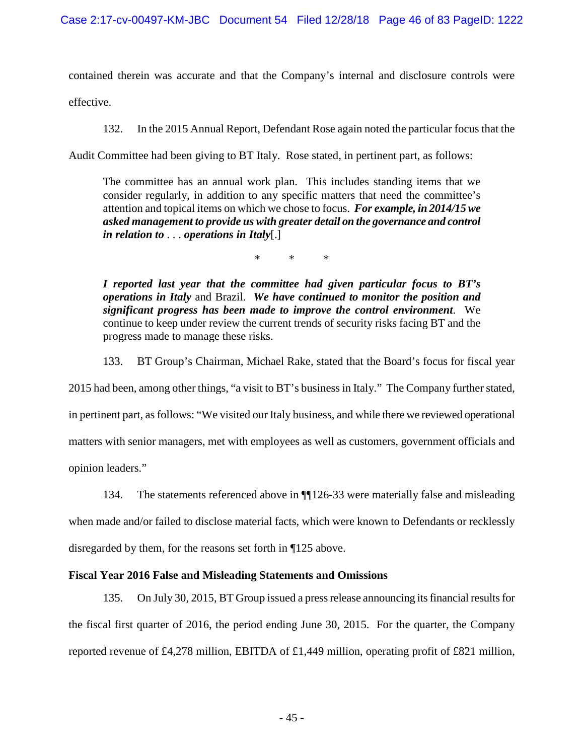contained therein was accurate and that the Company's internal and disclosure controls were effective.

132. In the 2015 Annual Report, Defendant Rose again noted the particular focus that the Audit Committee had been giving to BT Italy. Rose stated, in pertinent part, as follows:

> The committee has an annual work plan. This includes standing items that we consider regularly, in addition to any specific matters that need the committee's attention and topical items on which we chose to focus. ***For example, in 2014/15 we asked management to provide us with greater detail on the governance and control in relation to*** . . . ***operations in Italy***[.]
>
> \* \* \*
>
> ***I reported last year that the committee had given particular focus to BT's operations in Italy*** and Brazil. ***We have continued to monitor the position and significant progress has been made to improve the control environment***. We continue to keep under review the current trends of security risks facing BT and the progress made to manage these risks.

133. BT Group's Chairman, Michael Rake, stated that the Board's focus for fiscal year 2015 had been, among other things, "a visit to BT's business in Italy." The Company further stated, in pertinent part, as follows: "We visited our Italy business, and while there we reviewed operational matters with senior managers, met with employees as well as customers, government officials and opinion leaders."

134. The statements referenced above in ¶¶126-33 were materially false and misleading when made and/or failed to disclose material facts, which were known to Defendants or recklessly disregarded by them, for the reasons set forth in ¶125 above.

**Fiscal Year 2016 False and Misleading Statements and Omissions**

135. On July 30, 2015, BT Group issued a press release announcing its financial results for the fiscal first quarter of 2016, the period ending June 30, 2015. For the quarter, the Company reported revenue of £4,278 million, EBITDA of £1,449 million, operating profit of £821 million,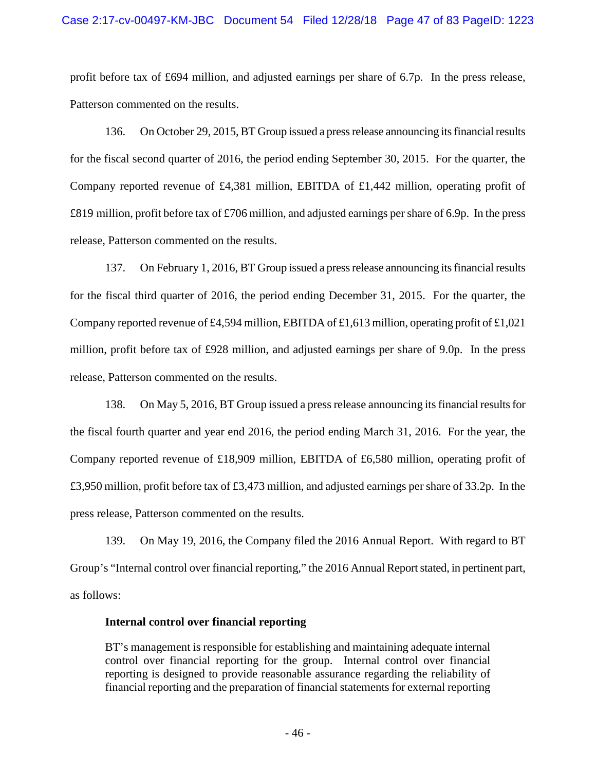profit before tax of £694 million, and adjusted earnings per share of 6.7p. In the press release, Patterson commented on the results.

136. On October 29, 2015, BT Group issued a press release announcing its financial results for the fiscal second quarter of 2016, the period ending September 30, 2015. For the quarter, the Company reported revenue of £4,381 million, EBITDA of £1,442 million, operating profit of £819 million, profit before tax of £706 million, and adjusted earnings per share of 6.9p. In the press release, Patterson commented on the results.

137. On February 1, 2016, BT Group issued a press release announcing its financial results for the fiscal third quarter of 2016, the period ending December 31, 2015. For the quarter, the Company reported revenue of £4,594 million, EBITDA of £1,613 million, operating profit of £1,021 million, profit before tax of £928 million, and adjusted earnings per share of 9.0p. In the press release, Patterson commented on the results.

138. On May 5, 2016, BT Group issued a press release announcing its financial results for the fiscal fourth quarter and year end 2016, the period ending March 31, 2016. For the year, the Company reported revenue of £18,909 million, EBITDA of £6,580 million, operating profit of £3,950 million, profit before tax of £3,473 million, and adjusted earnings per share of 33.2p. In the press release, Patterson commented on the results.

139. On May 19, 2016, the Company filed the 2016 Annual Report. With regard to BT Group's "Internal control over financial reporting," the 2016 Annual Report stated, in pertinent part, as follows:

> **Internal control over financial reporting**
>
> BT's management is responsible for establishing and maintaining adequate internal control over financial reporting for the group. Internal control over financial reporting is designed to provide reasonable assurance regarding the reliability of financial reporting and the preparation of financial statements for external reporting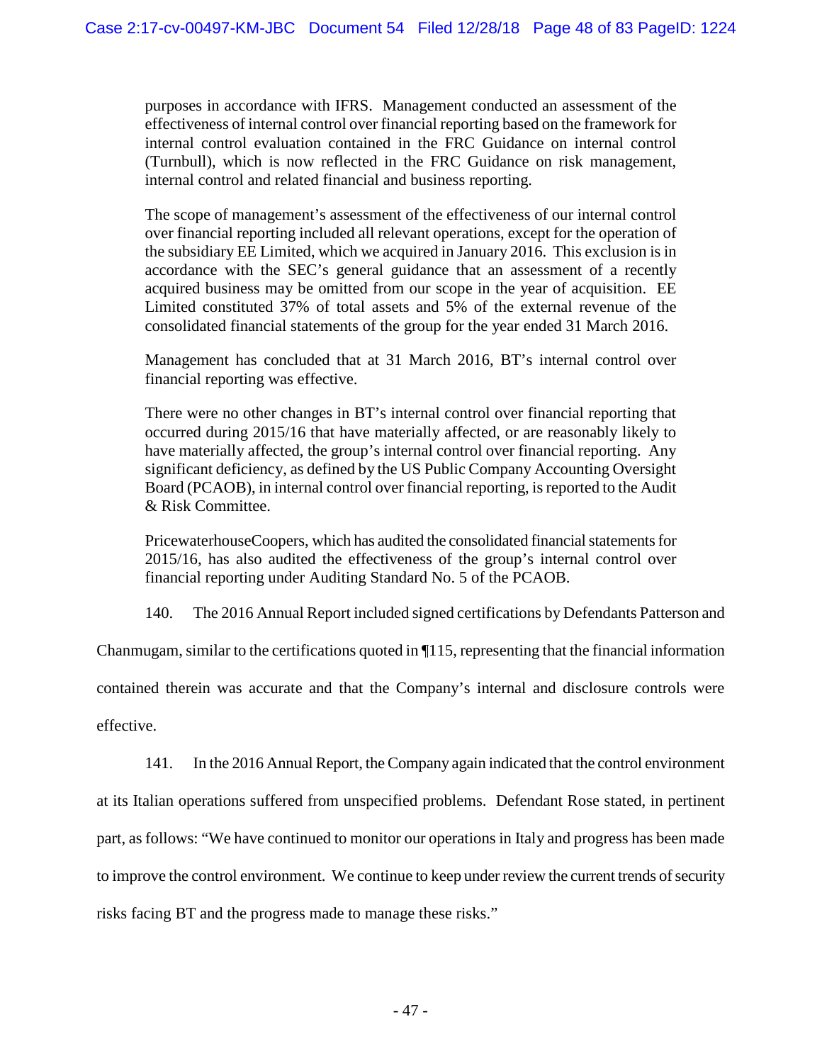> purposes in accordance with IFRS. Management conducted an assessment of the effectiveness of internal control over financial reporting based on the framework for internal control evaluation contained in the FRC Guidance on internal control (Turnbull), which is now reflected in the FRC Guidance on risk management, internal control and related financial and business reporting.
>
> The scope of management's assessment of the effectiveness of our internal control over financial reporting included all relevant operations, except for the operation of the subsidiary EE Limited, which we acquired in January 2016. This exclusion is in accordance with the SEC's general guidance that an assessment of a recently acquired business may be omitted from our scope in the year of acquisition. EE Limited constituted 37% of total assets and 5% of the external revenue of the consolidated financial statements of the group for the year ended 31 March 2016.
>
> Management has concluded that at 31 March 2016, BT's internal control over financial reporting was effective.
>
> There were no other changes in BT's internal control over financial reporting that occurred during 2015/16 that have materially affected, or are reasonably likely to have materially affected, the group's internal control over financial reporting. Any significant deficiency, as defined by the US Public Company Accounting Oversight Board (PCAOB), in internal control over financial reporting, is reported to the Audit & Risk Committee.
>
> PricewaterhouseCoopers, which has audited the consolidated financial statements for 2015/16, has also audited the effectiveness of the group's internal control over financial reporting under Auditing Standard No. 5 of the PCAOB.

140. The 2016 Annual Report included signed certifications by Defendants Patterson and Chanmugam, similar to the certifications quoted in ¶115, representing that the financial information contained therein was accurate and that the Company's internal and disclosure controls were effective.

141. In the 2016 Annual Report, the Company again indicated that the control environment at its Italian operations suffered from unspecified problems. Defendant Rose stated, in pertinent part, as follows: "We have continued to monitor our operations in Italy and progress has been made to improve the control environment. We continue to keep under review the current trends of security risks facing BT and the progress made to manage these risks."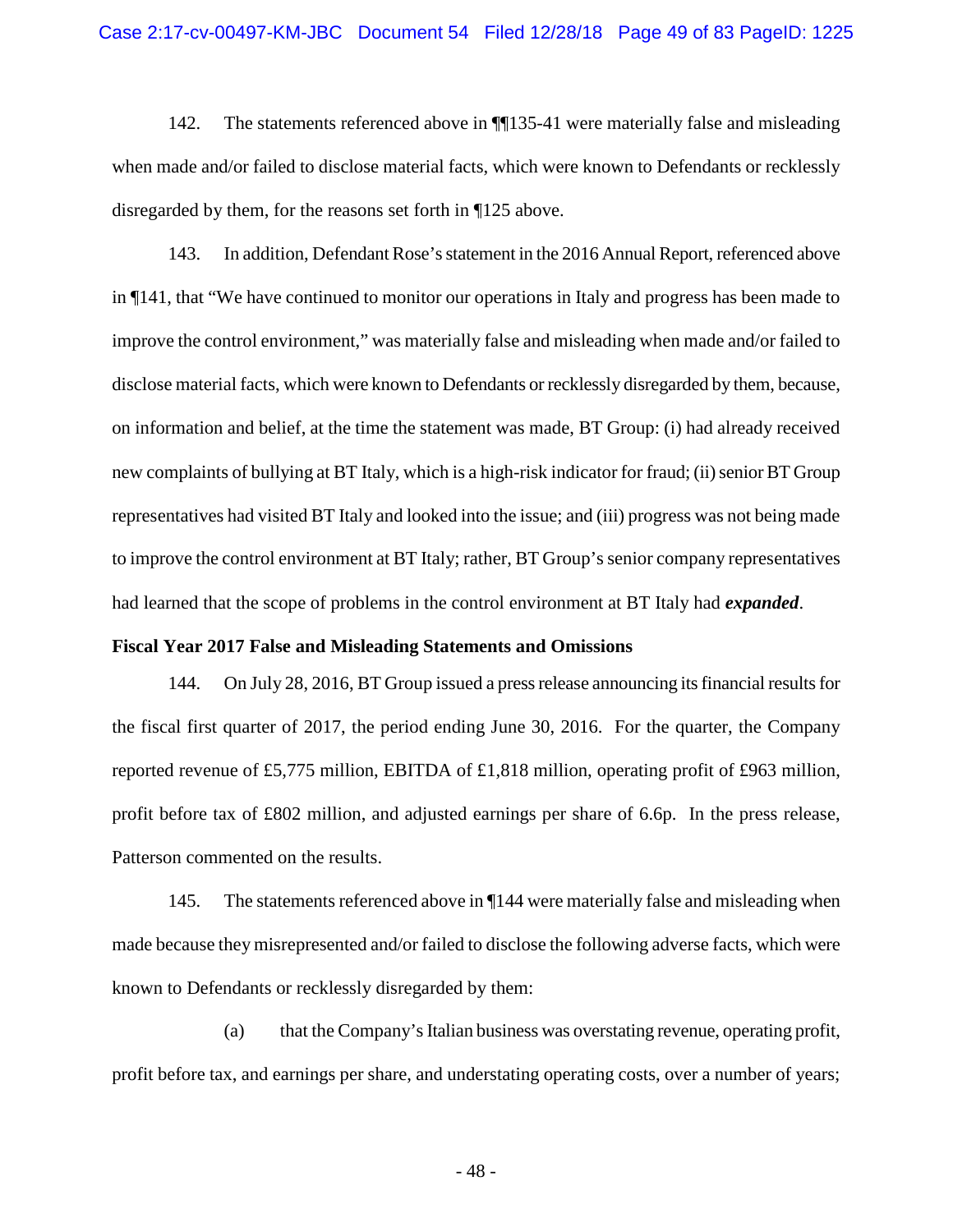142. The statements referenced above in ¶¶135-41 were materially false and misleading when made and/or failed to disclose material facts, which were known to Defendants or recklessly disregarded by them, for the reasons set forth in ¶125 above.

143. In addition, Defendant Rose's statement in the 2016 Annual Report, referenced above in ¶141, that "We have continued to monitor our operations in Italy and progress has been made to improve the control environment," was materially false and misleading when made and/or failed to disclose material facts, which were known to Defendants or recklessly disregarded by them, because, on information and belief, at the time the statement was made, BT Group: (i) had already received new complaints of bullying at BT Italy, which is a high-risk indicator for fraud; (ii) senior BT Group representatives had visited BT Italy and looked into the issue; and (iii) progress was not being made to improve the control environment at BT Italy; rather, BT Group's senior company representatives had learned that the scope of problems in the control environment at BT Italy had ***expanded***.

**Fiscal Year 2017 False and Misleading Statements and Omissions**

144. On July 28, 2016, BT Group issued a press release announcing its financial results for the fiscal first quarter of 2017, the period ending June 30, 2016. For the quarter, the Company reported revenue of £5,775 million, EBITDA of £1,818 million, operating profit of £963 million, profit before tax of £802 million, and adjusted earnings per share of 6.6p. In the press release, Patterson commented on the results.

145. The statements referenced above in ¶144 were materially false and misleading when made because they misrepresented and/or failed to disclose the following adverse facts, which were known to Defendants or recklessly disregarded by them:

(a) that the Company's Italian business was overstating revenue, operating profit, profit before tax, and earnings per share, and understating operating costs, over a number of years;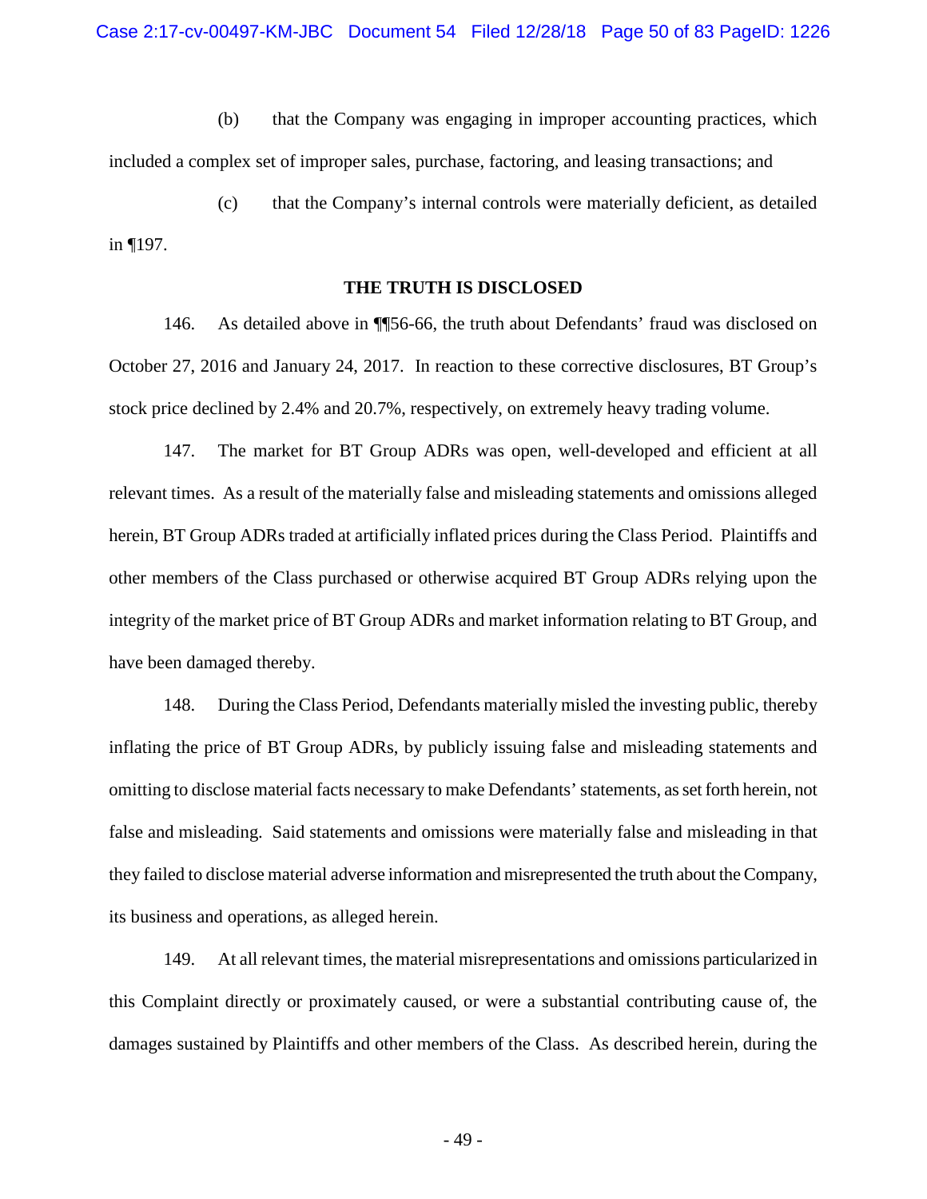(b) that the Company was engaging in improper accounting practices, which included a complex set of improper sales, purchase, factoring, and leasing transactions; and

(c) that the Company's internal controls were materially deficient, as detailed in ¶197.

## THE TRUTH IS DISCLOSED

146. As detailed above in ¶¶56-66, the truth about Defendants' fraud was disclosed on October 27, 2016 and January 24, 2017. In reaction to these corrective disclosures, BT Group's stock price declined by 2.4% and 20.7%, respectively, on extremely heavy trading volume.

147. The market for BT Group ADRs was open, well-developed and efficient at all relevant times. As a result of the materially false and misleading statements and omissions alleged herein, BT Group ADRs traded at artificially inflated prices during the Class Period. Plaintiffs and other members of the Class purchased or otherwise acquired BT Group ADRs relying upon the integrity of the market price of BT Group ADRs and market information relating to BT Group, and have been damaged thereby.

148. During the Class Period, Defendants materially misled the investing public, thereby inflating the price of BT Group ADRs, by publicly issuing false and misleading statements and omitting to disclose material facts necessary to make Defendants' statements, as set forth herein, not false and misleading. Said statements and omissions were materially false and misleading in that they failed to disclose material adverse information and misrepresented the truth about the Company, its business and operations, as alleged herein.

149. At all relevant times, the material misrepresentations and omissions particularized in this Complaint directly or proximately caused, or were a substantial contributing cause of, the damages sustained by Plaintiffs and other members of the Class. As described herein, during the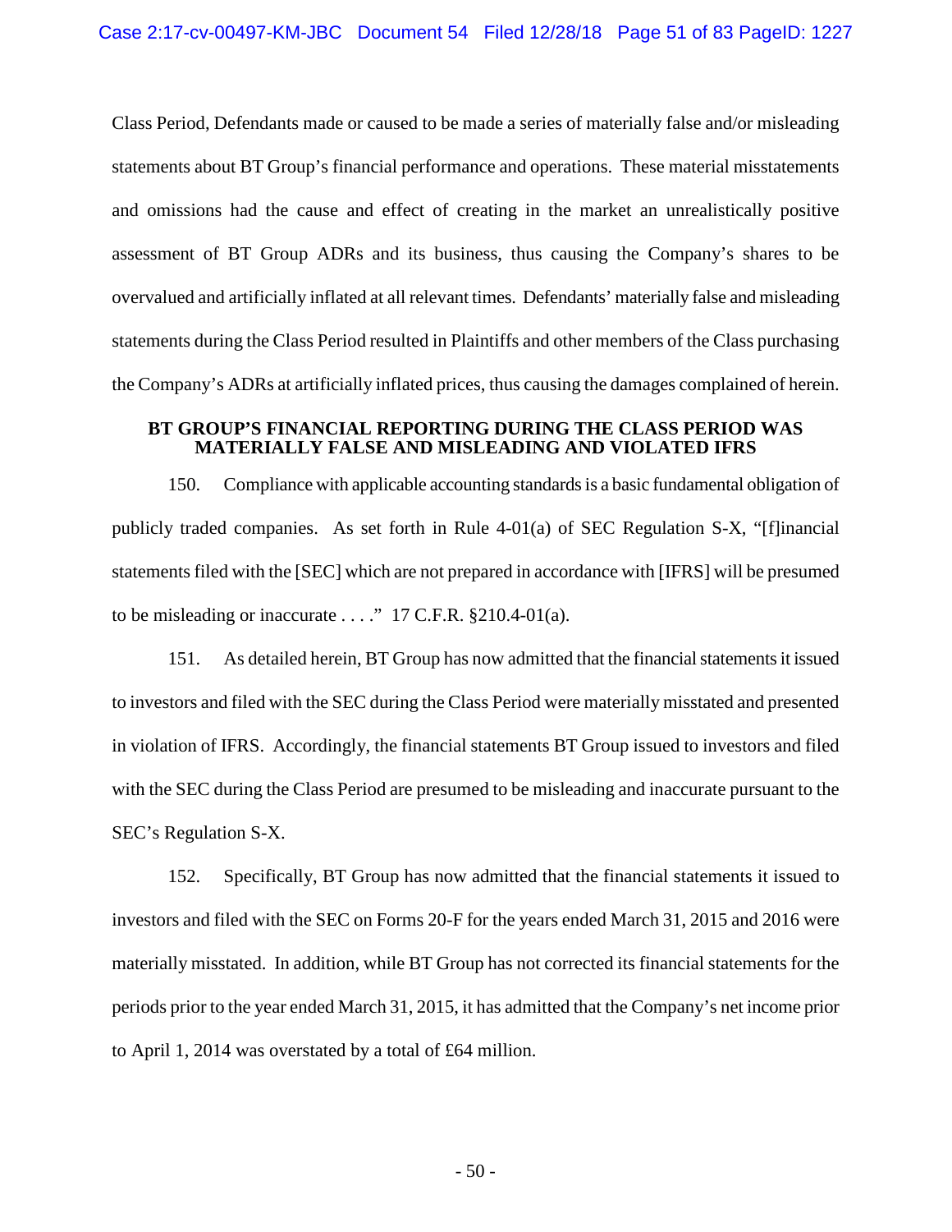Class Period, Defendants made or caused to be made a series of materially false and/or misleading statements about BT Group's financial performance and operations. These material misstatements and omissions had the cause and effect of creating in the market an unrealistically positive assessment of BT Group ADRs and its business, thus causing the Company's shares to be overvalued and artificially inflated at all relevant times. Defendants' materially false and misleading statements during the Class Period resulted in Plaintiffs and other members of the Class purchasing the Company's ADRs at artificially inflated prices, thus causing the damages complained of herein.

## BT GROUP'S FINANCIAL REPORTING DURING THE CLASS PERIOD WAS MATERIALLY FALSE AND MISLEADING AND VIOLATED IFRS

150. Compliance with applicable accounting standards is a basic fundamental obligation of publicly traded companies. As set forth in Rule 4-01(a) of SEC Regulation S-X, "[f]inancial statements filed with the [SEC] which are not prepared in accordance with [IFRS] will be presumed to be misleading or inaccurate . . . ." 17 C.F.R. §210.4-01(a).

151. As detailed herein, BT Group has now admitted that the financial statements it issued to investors and filed with the SEC during the Class Period were materially misstated and presented in violation of IFRS. Accordingly, the financial statements BT Group issued to investors and filed with the SEC during the Class Period are presumed to be misleading and inaccurate pursuant to the SEC's Regulation S-X.

152. Specifically, BT Group has now admitted that the financial statements it issued to investors and filed with the SEC on Forms 20-F for the years ended March 31, 2015 and 2016 were materially misstated. In addition, while BT Group has not corrected its financial statements for the periods prior to the year ended March 31, 2015, it has admitted that the Company's net income prior to April 1, 2014 was overstated by a total of £64 million.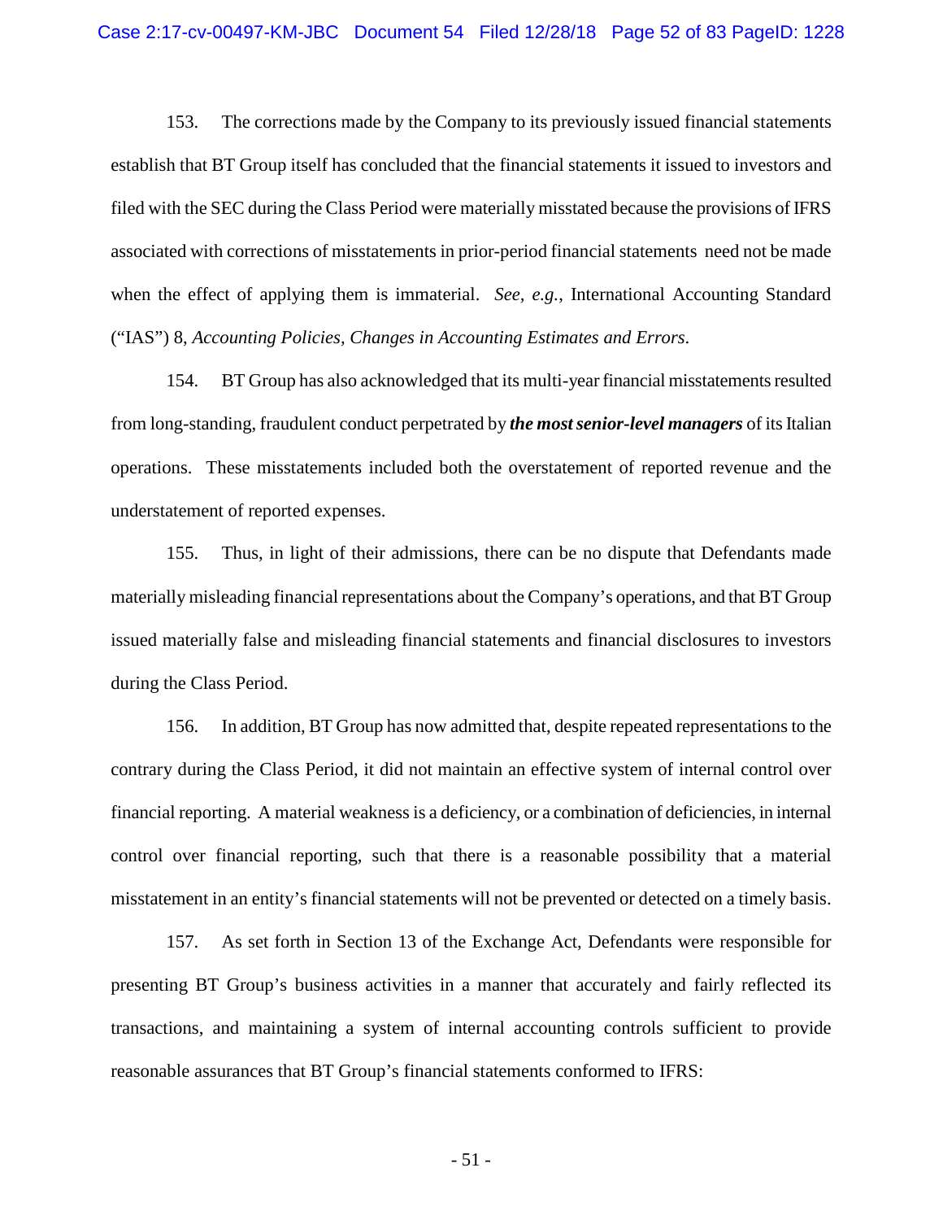153. The corrections made by the Company to its previously issued financial statements establish that BT Group itself has concluded that the financial statements it issued to investors and filed with the SEC during the Class Period were materially misstated because the provisions of IFRS associated with corrections of misstatements in prior-period financial statements need not be made when the effect of applying them is immaterial. *See, e.g.*, International Accounting Standard ("IAS") 8, *Accounting Policies, Changes in Accounting Estimates and Errors*.

154. BT Group has also acknowledged that its multi-year financial misstatements resulted from long-standing, fraudulent conduct perpetrated by ***the most senior-level managers*** of its Italian operations. These misstatements included both the overstatement of reported revenue and the understatement of reported expenses.

155. Thus, in light of their admissions, there can be no dispute that Defendants made materially misleading financial representations about the Company's operations, and that BT Group issued materially false and misleading financial statements and financial disclosures to investors during the Class Period.

156. In addition, BT Group has now admitted that, despite repeated representations to the contrary during the Class Period, it did not maintain an effective system of internal control over financial reporting. A material weakness is a deficiency, or a combination of deficiencies, in internal control over financial reporting, such that there is a reasonable possibility that a material misstatement in an entity's financial statements will not be prevented or detected on a timely basis.

157. As set forth in Section 13 of the Exchange Act, Defendants were responsible for presenting BT Group's business activities in a manner that accurately and fairly reflected its transactions, and maintaining a system of internal accounting controls sufficient to provide reasonable assurances that BT Group's financial statements conformed to IFRS: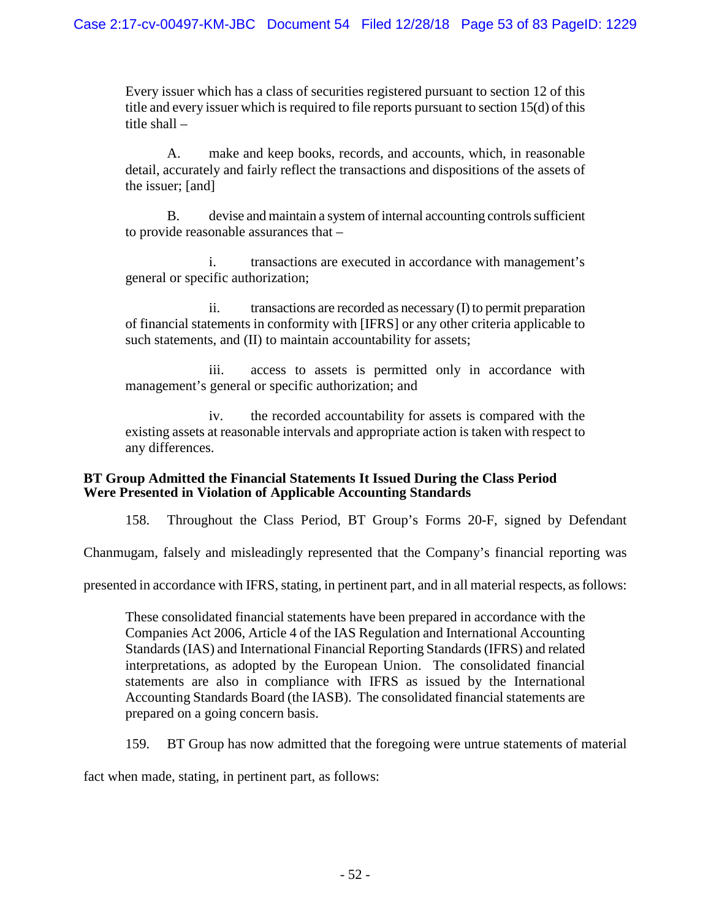Every issuer which has a class of securities registered pursuant to section 12 of this title and every issuer which is required to file reports pursuant to section 15(d) of this title shall –

A. make and keep books, records, and accounts, which, in reasonable detail, accurately and fairly reflect the transactions and dispositions of the assets of the issuer; [and]

B. devise and maintain a system of internal accounting controls sufficient to provide reasonable assurances that –

i. transactions are executed in accordance with management's general or specific authorization;

ii. transactions are recorded as necessary (I) to permit preparation of financial statements in conformity with [IFRS] or any other criteria applicable to such statements, and (II) to maintain accountability for assets;

iii. access to assets is permitted only in accordance with management's general or specific authorization; and

iv. the recorded accountability for assets is compared with the existing assets at reasonable intervals and appropriate action is taken with respect to any differences.

**BT Group Admitted the Financial Statements It Issued During the Class Period Were Presented in Violation of Applicable Accounting Standards**

158. Throughout the Class Period, BT Group's Forms 20-F, signed by Defendant Chanmugam, falsely and misleadingly represented that the Company's financial reporting was presented in accordance with IFRS, stating, in pertinent part, and in all material respects, as follows:

These consolidated financial statements have been prepared in accordance with the Companies Act 2006, Article 4 of the IAS Regulation and International Accounting Standards (IAS) and International Financial Reporting Standards (IFRS) and related interpretations, as adopted by the European Union. The consolidated financial statements are also in compliance with IFRS as issued by the International Accounting Standards Board (the IASB). The consolidated financial statements are prepared on a going concern basis.

159. BT Group has now admitted that the foregoing were untrue statements of material fact when made, stating, in pertinent part, as follows: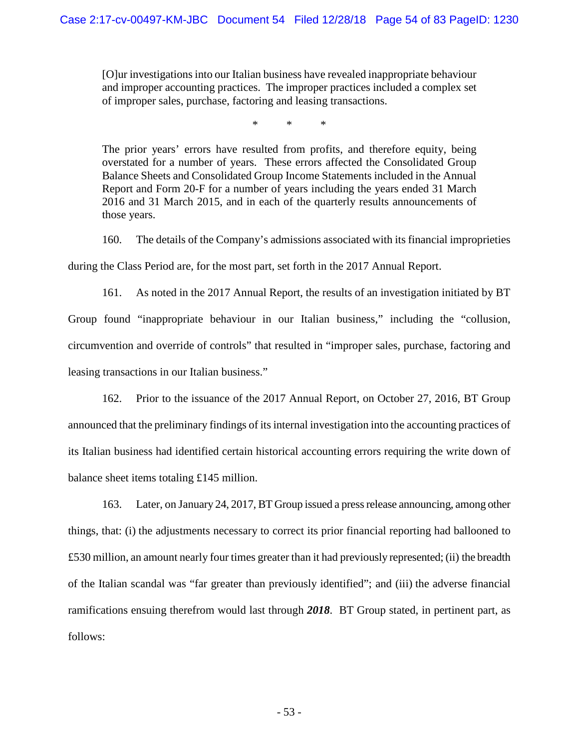> [O]ur investigations into our Italian business have revealed inappropriate behaviour and improper accounting practices. The improper practices included a complex set of improper sales, purchase, factoring and leasing transactions.
>
> \* \* \*
>
> The prior years' errors have resulted from profits, and therefore equity, being overstated for a number of years. These errors affected the Consolidated Group Balance Sheets and Consolidated Group Income Statements included in the Annual Report and Form 20-F for a number of years including the years ended 31 March 2016 and 31 March 2015, and in each of the quarterly results announcements of those years.

160. The details of the Company's admissions associated with its financial improprieties during the Class Period are, for the most part, set forth in the 2017 Annual Report.

161. As noted in the 2017 Annual Report, the results of an investigation initiated by BT Group found "inappropriate behaviour in our Italian business," including the "collusion, circumvention and override of controls" that resulted in "improper sales, purchase, factoring and leasing transactions in our Italian business."

162. Prior to the issuance of the 2017 Annual Report, on October 27, 2016, BT Group announced that the preliminary findings of its internal investigation into the accounting practices of its Italian business had identified certain historical accounting errors requiring the write down of balance sheet items totaling £145 million.

163. Later, on January 24, 2017, BT Group issued a press release announcing, among other things, that: (i) the adjustments necessary to correct its prior financial reporting had ballooned to £530 million, an amount nearly four times greater than it had previously represented; (ii) the breadth of the Italian scandal was "far greater than previously identified"; and (iii) the adverse financial ramifications ensuing therefrom would last through ***2018***. BT Group stated, in pertinent part, as follows: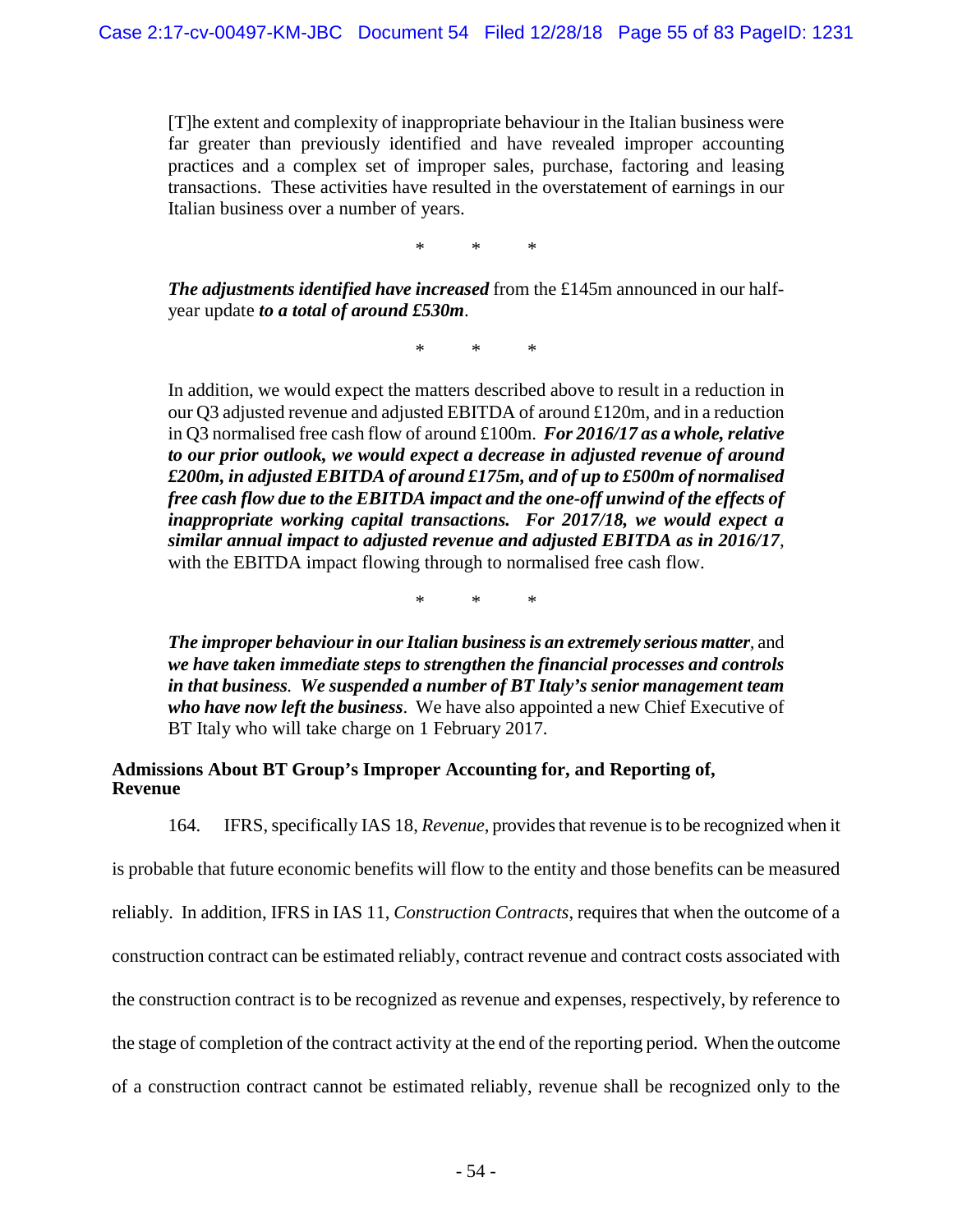> [T]he extent and complexity of inappropriate behaviour in the Italian business were far greater than previously identified and have revealed improper accounting practices and a complex set of improper sales, purchase, factoring and leasing transactions. These activities have resulted in the overstatement of earnings in our Italian business over a number of years.
>
> \* \* \*
>
> ***The adjustments identified have increased*** from the £145m announced in our half-year update ***to a total of around £530m***.
>
> \* \* \*
>
> In addition, we would expect the matters described above to result in a reduction in our Q3 adjusted revenue and adjusted EBITDA of around £120m, and in a reduction in Q3 normalised free cash flow of around £100m. ***For 2016/17 as a whole, relative to our prior outlook, we would expect a decrease in adjusted revenue of around £200m, in adjusted EBITDA of around £175m, and of up to £500m of normalised free cash flow due to the EBITDA impact and the one-off unwind of the effects of inappropriate working capital transactions. For 2017/18, we would expect a similar annual impact to adjusted revenue and adjusted EBITDA as in 2016/17***, with the EBITDA impact flowing through to normalised free cash flow.
>
> \* \* \*
>
> ***The improper behaviour in our Italian business is an extremely serious matter***, and ***we have taken immediate steps to strengthen the financial processes and controls in that business***. ***We suspended a number of BT Italy's senior management team who have now left the business***. We have also appointed a new Chief Executive of BT Italy who will take charge on 1 February 2017.

**Admissions About BT Group's Improper Accounting for, and Reporting of, Revenue**

164. IFRS, specifically IAS 18, *Revenue*, provides that revenue is to be recognized when it is probable that future economic benefits will flow to the entity and those benefits can be measured reliably. In addition, IFRS in IAS 11, *Construction Contracts*, requires that when the outcome of a construction contract can be estimated reliably, contract revenue and contract costs associated with the construction contract is to be recognized as revenue and expenses, respectively, by reference to the stage of completion of the contract activity at the end of the reporting period. When the outcome of a construction contract cannot be estimated reliably, revenue shall be recognized only to the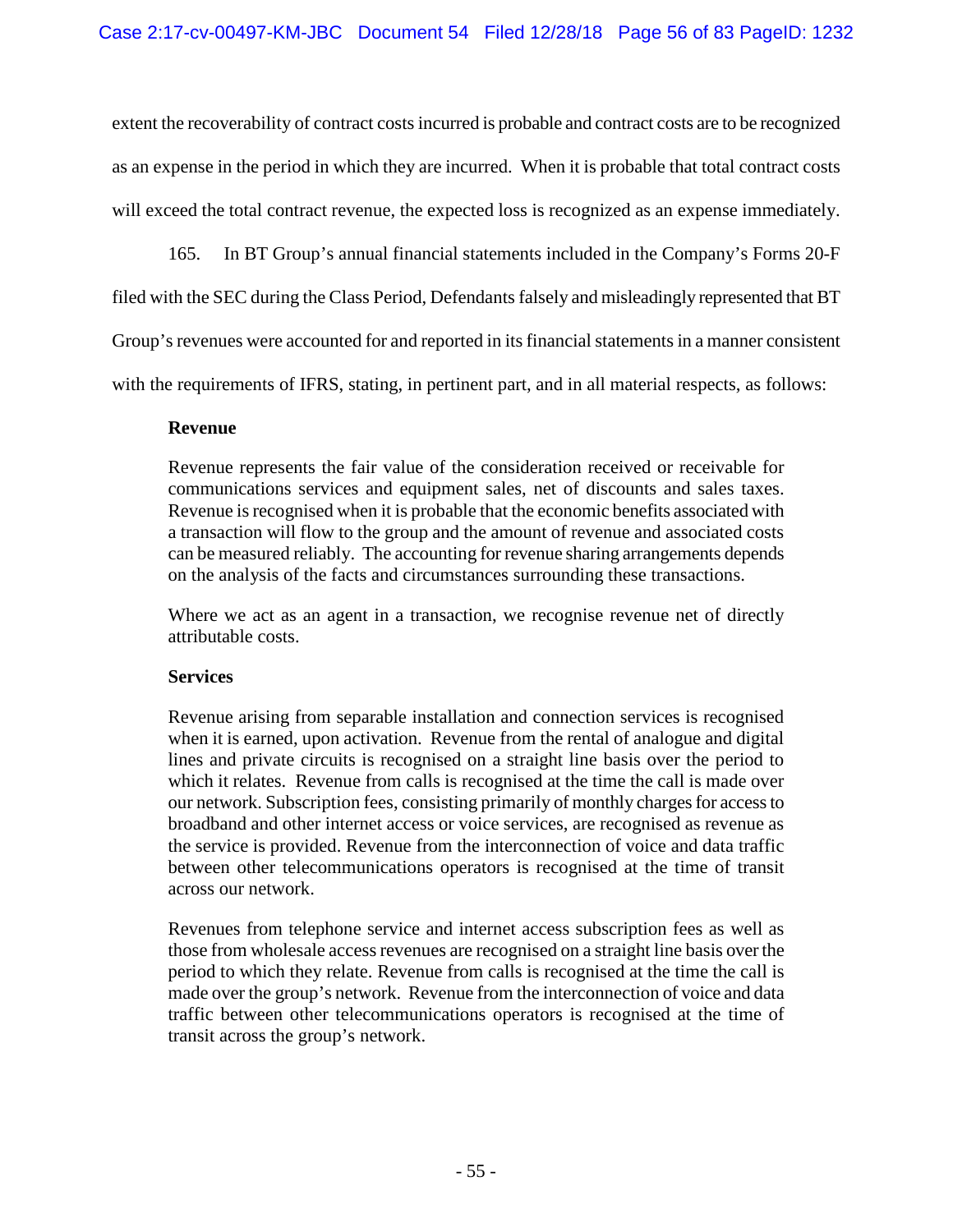extent the recoverability of contract costs incurred is probable and contract costs are to be recognized as an expense in the period in which they are incurred. When it is probable that total contract costs will exceed the total contract revenue, the expected loss is recognized as an expense immediately.

165. In BT Group's annual financial statements included in the Company's Forms 20-F filed with the SEC during the Class Period, Defendants falsely and misleadingly represented that BT Group's revenues were accounted for and reported in its financial statements in a manner consistent with the requirements of IFRS, stating, in pertinent part, and in all material respects, as follows:

> **Revenue**
>
> Revenue represents the fair value of the consideration received or receivable for communications services and equipment sales, net of discounts and sales taxes. Revenue is recognised when it is probable that the economic benefits associated with a transaction will flow to the group and the amount of revenue and associated costs can be measured reliably. The accounting for revenue sharing arrangements depends on the analysis of the facts and circumstances surrounding these transactions.
>
> Where we act as an agent in a transaction, we recognise revenue net of directly attributable costs.
>
> **Services**
>
> Revenue arising from separable installation and connection services is recognised when it is earned, upon activation. Revenue from the rental of analogue and digital lines and private circuits is recognised on a straight line basis over the period to which it relates. Revenue from calls is recognised at the time the call is made over our network. Subscription fees, consisting primarily of monthly charges for access to broadband and other internet access or voice services, are recognised as revenue as the service is provided. Revenue from the interconnection of voice and data traffic between other telecommunications operators is recognised at the time of transit across our network.
>
> Revenues from telephone service and internet access subscription fees as well as those from wholesale access revenues are recognised on a straight line basis over the period to which they relate. Revenue from calls is recognised at the time the call is made over the group's network. Revenue from the interconnection of voice and data traffic between other telecommunications operators is recognised at the time of transit across the group's network.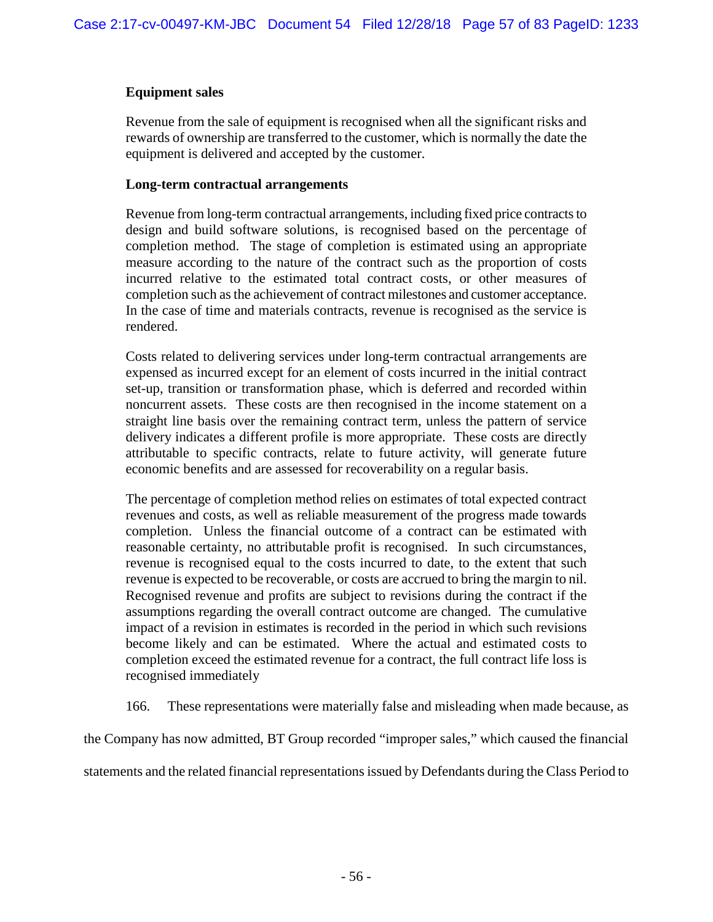**Equipment sales**

Revenue from the sale of equipment is recognised when all the significant risks and rewards of ownership are transferred to the customer, which is normally the date the equipment is delivered and accepted by the customer.

**Long-term contractual arrangements**

Revenue from long-term contractual arrangements, including fixed price contracts to design and build software solutions, is recognised based on the percentage of completion method. The stage of completion is estimated using an appropriate measure according to the nature of the contract such as the proportion of costs incurred relative to the estimated total contract costs, or other measures of completion such as the achievement of contract milestones and customer acceptance. In the case of time and materials contracts, revenue is recognised as the service is rendered.

Costs related to delivering services under long-term contractual arrangements are expensed as incurred except for an element of costs incurred in the initial contract set-up, transition or transformation phase, which is deferred and recorded within noncurrent assets. These costs are then recognised in the income statement on a straight line basis over the remaining contract term, unless the pattern of service delivery indicates a different profile is more appropriate. These costs are directly attributable to specific contracts, relate to future activity, will generate future economic benefits and are assessed for recoverability on a regular basis.

The percentage of completion method relies on estimates of total expected contract revenues and costs, as well as reliable measurement of the progress made towards completion. Unless the financial outcome of a contract can be estimated with reasonable certainty, no attributable profit is recognised. In such circumstances, revenue is recognised equal to the costs incurred to date, to the extent that such revenue is expected to be recoverable, or costs are accrued to bring the margin to nil. Recognised revenue and profits are subject to revisions during the contract if the assumptions regarding the overall contract outcome are changed. The cumulative impact of a revision in estimates is recorded in the period in which such revisions become likely and can be estimated. Where the actual and estimated costs to completion exceed the estimated revenue for a contract, the full contract life loss is recognised immediately

166. These representations were materially false and misleading when made because, as the Company has now admitted, BT Group recorded "improper sales," which caused the financial statements and the related financial representations issued by Defendants during the Class Period to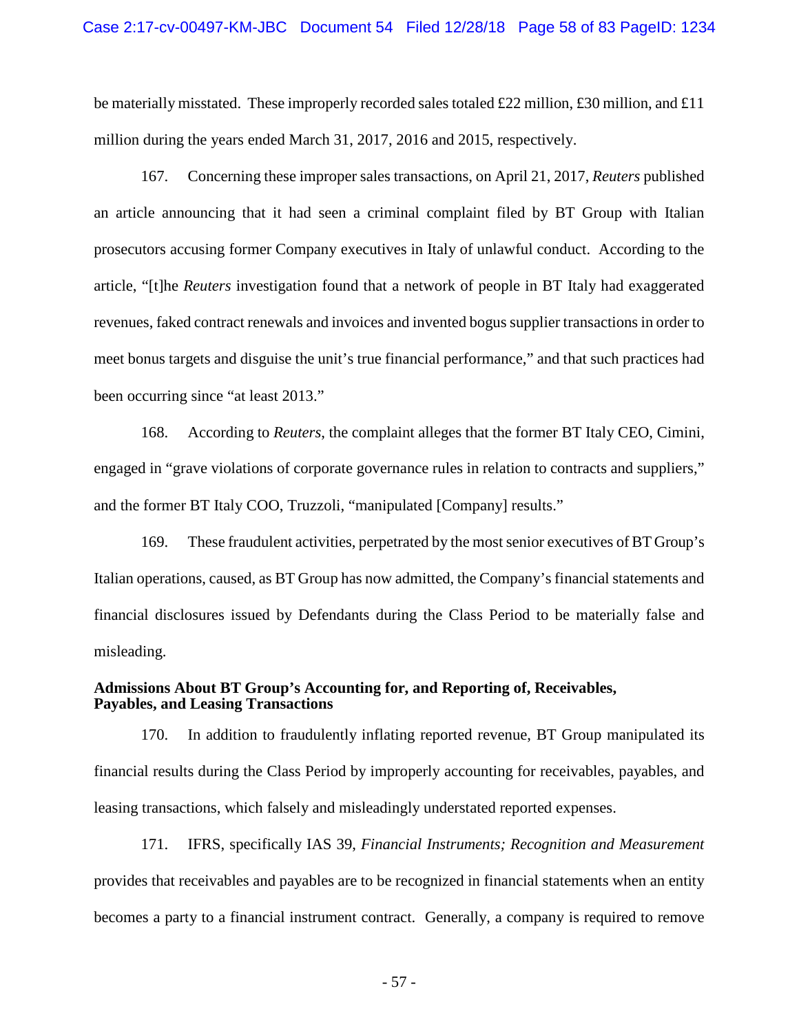be materially misstated. These improperly recorded sales totaled £22 million, £30 million, and £11 million during the years ended March 31, 2017, 2016 and 2015, respectively.

167. Concerning these improper sales transactions, on April 21, 2017, *Reuters* published an article announcing that it had seen a criminal complaint filed by BT Group with Italian prosecutors accusing former Company executives in Italy of unlawful conduct. According to the article, "[t]he *Reuters* investigation found that a network of people in BT Italy had exaggerated revenues, faked contract renewals and invoices and invented bogus supplier transactions in order to meet bonus targets and disguise the unit's true financial performance," and that such practices had been occurring since "at least 2013."

168. According to *Reuters*, the complaint alleges that the former BT Italy CEO, Cimini, engaged in "grave violations of corporate governance rules in relation to contracts and suppliers," and the former BT Italy COO, Truzzoli, "manipulated [Company] results."

169. These fraudulent activities, perpetrated by the most senior executives of BT Group's Italian operations, caused, as BT Group has now admitted, the Company's financial statements and financial disclosures issued by Defendants during the Class Period to be materially false and misleading.

**Admissions About BT Group's Accounting for, and Reporting of, Receivables, Payables, and Leasing Transactions**

170. In addition to fraudulently inflating reported revenue, BT Group manipulated its financial results during the Class Period by improperly accounting for receivables, payables, and leasing transactions, which falsely and misleadingly understated reported expenses.

171. IFRS, specifically IAS 39, *Financial Instruments; Recognition and Measurement* provides that receivables and payables are to be recognized in financial statements when an entity becomes a party to a financial instrument contract. Generally, a company is required to remove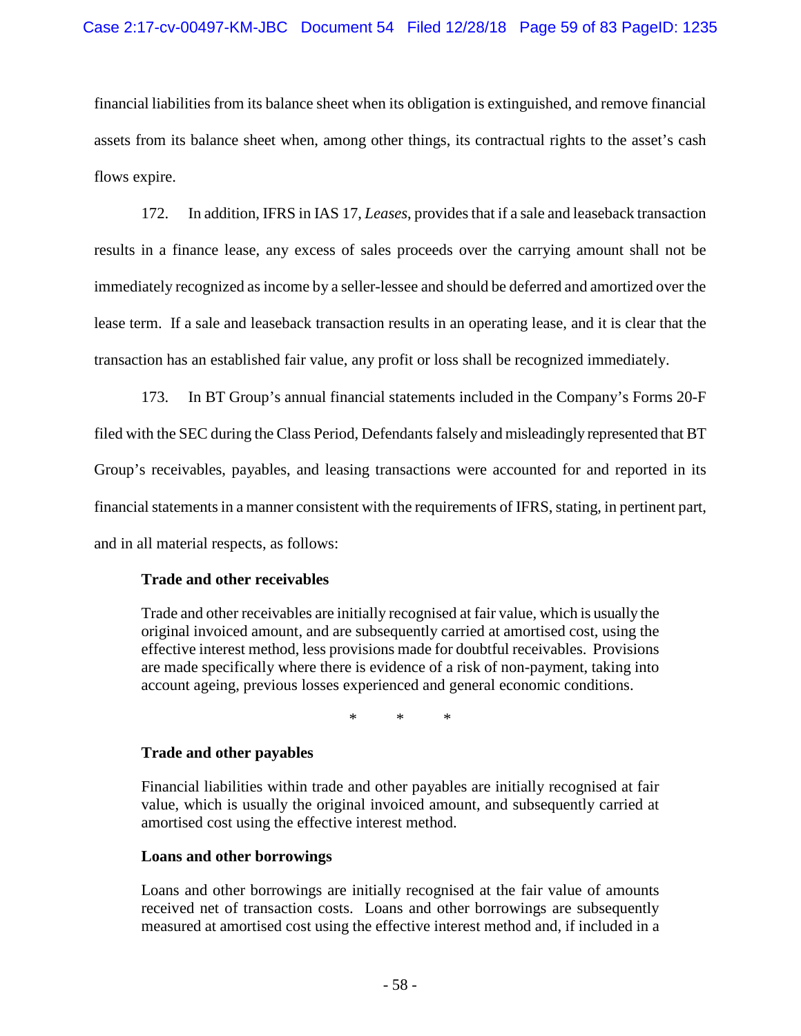financial liabilities from its balance sheet when its obligation is extinguished, and remove financial assets from its balance sheet when, among other things, its contractual rights to the asset's cash flows expire.

172. In addition, IFRS in IAS 17, *Leases*, provides that if a sale and leaseback transaction results in a finance lease, any excess of sales proceeds over the carrying amount shall not be immediately recognized as income by a seller-lessee and should be deferred and amortized over the lease term. If a sale and leaseback transaction results in an operating lease, and it is clear that the transaction has an established fair value, any profit or loss shall be recognized immediately.

173. In BT Group's annual financial statements included in the Company's Forms 20-F filed with the SEC during the Class Period, Defendants falsely and misleadingly represented that BT Group's receivables, payables, and leasing transactions were accounted for and reported in its financial statements in a manner consistent with the requirements of IFRS, stating, in pertinent part, and in all material respects, as follows:

> **Trade and other receivables**
>
> Trade and other receivables are initially recognised at fair value, which is usually the original invoiced amount, and are subsequently carried at amortised cost, using the effective interest method, less provisions made for doubtful receivables. Provisions are made specifically where there is evidence of a risk of non-payment, taking into account ageing, previous losses experienced and general economic conditions.
>
> \* \* \*
>
> **Trade and other payables**
>
> Financial liabilities within trade and other payables are initially recognised at fair value, which is usually the original invoiced amount, and subsequently carried at amortised cost using the effective interest method.
>
> **Loans and other borrowings**
>
> Loans and other borrowings are initially recognised at the fair value of amounts received net of transaction costs. Loans and other borrowings are subsequently measured at amortised cost using the effective interest method and, if included in a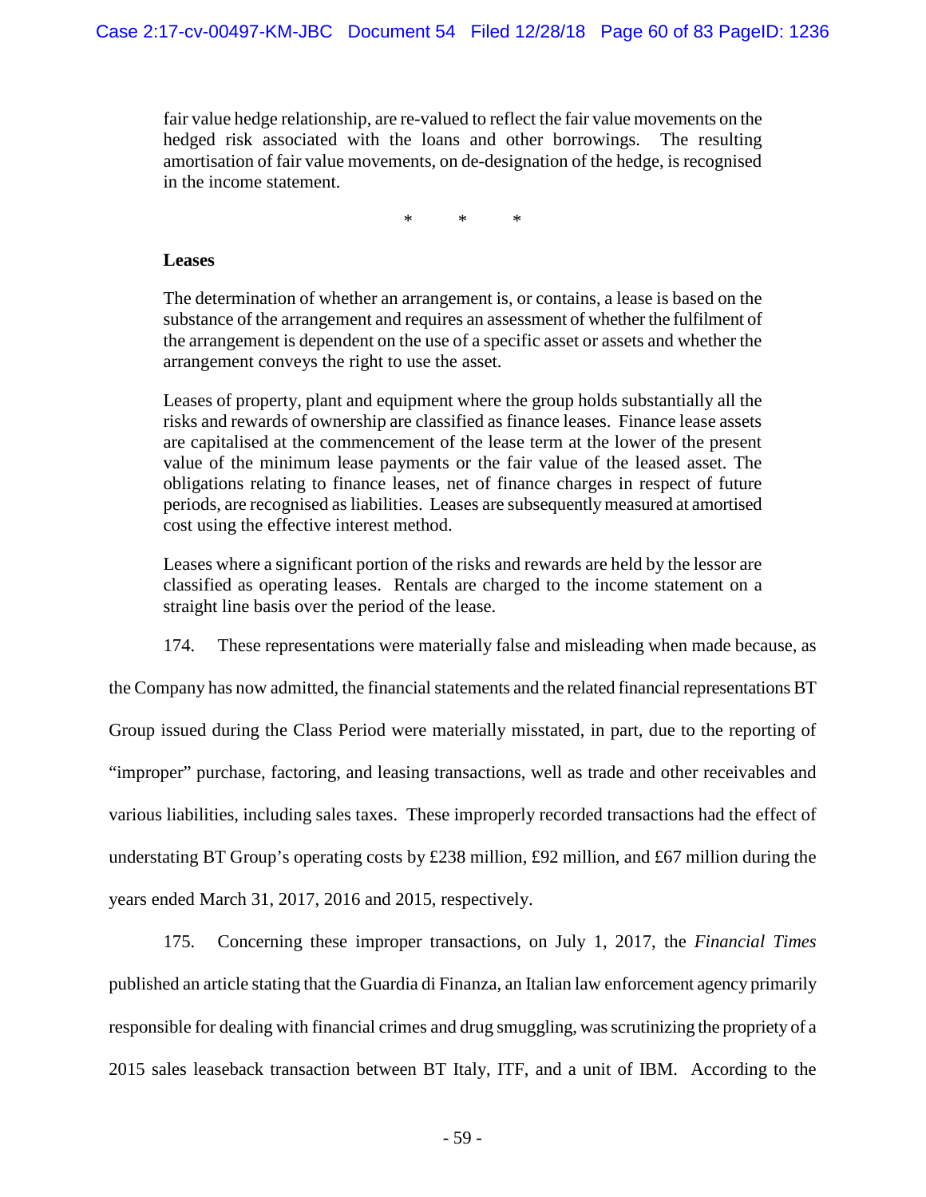fair value hedge relationship, are re-valued to reflect the fair value movements on the hedged risk associated with the loans and other borrowings. The resulting amortisation of fair value movements, on de-designation of the hedge, is recognised in the income statement.

\* \* \*

**Leases**

The determination of whether an arrangement is, or contains, a lease is based on the substance of the arrangement and requires an assessment of whether the fulfilment of the arrangement is dependent on the use of a specific asset or assets and whether the arrangement conveys the right to use the asset.

Leases of property, plant and equipment where the group holds substantially all the risks and rewards of ownership are classified as finance leases. Finance lease assets are capitalised at the commencement of the lease term at the lower of the present value of the minimum lease payments or the fair value of the leased asset. The obligations relating to finance leases, net of finance charges in respect of future periods, are recognised as liabilities. Leases are subsequently measured at amortised cost using the effective interest method.

Leases where a significant portion of the risks and rewards are held by the lessor are classified as operating leases. Rentals are charged to the income statement on a straight line basis over the period of the lease.

174. These representations were materially false and misleading when made because, as the Company has now admitted, the financial statements and the related financial representations BT Group issued during the Class Period were materially misstated, in part, due to the reporting of "improper" purchase, factoring, and leasing transactions, well as trade and other receivables and various liabilities, including sales taxes. These improperly recorded transactions had the effect of understating BT Group's operating costs by £238 million, £92 million, and £67 million during the years ended March 31, 2017, 2016 and 2015, respectively.

175. Concerning these improper transactions, on July 1, 2017, the *Financial Times* published an article stating that the Guardia di Finanza, an Italian law enforcement agency primarily responsible for dealing with financial crimes and drug smuggling, was scrutinizing the propriety of a 2015 sales leaseback transaction between BT Italy, ITF, and a unit of IBM. According to the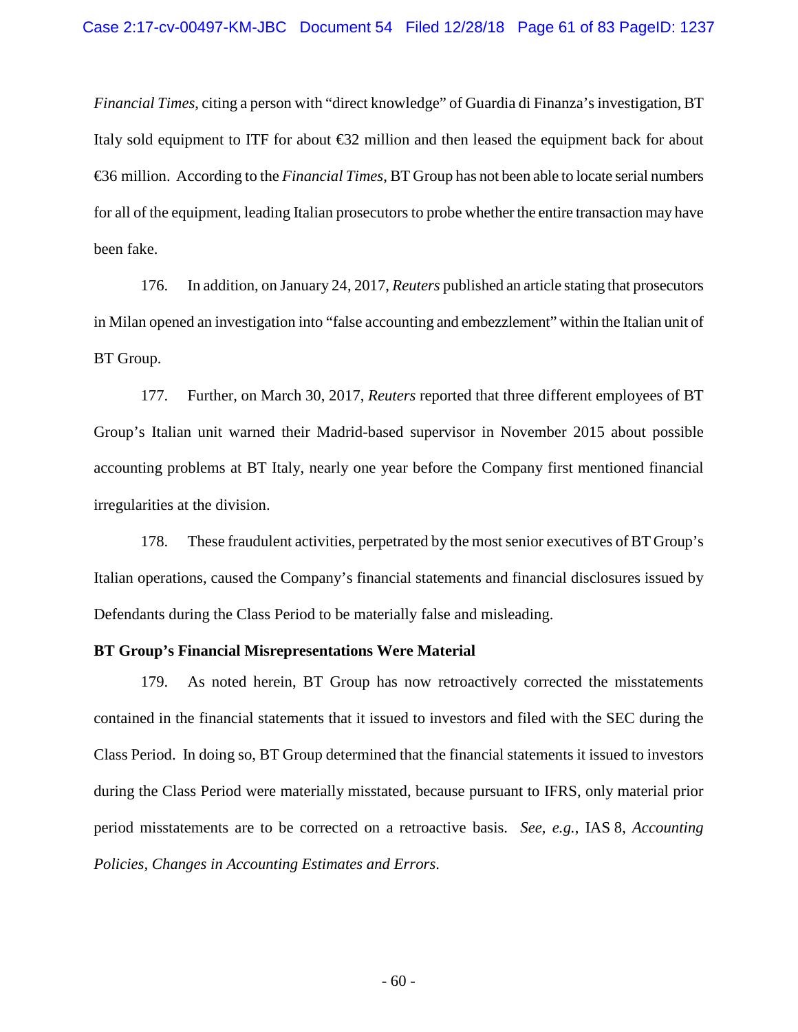*Financial Times*, citing a person with "direct knowledge" of Guardia di Finanza's investigation, BT Italy sold equipment to ITF for about €32 million and then leased the equipment back for about €36 million. According to the *Financial Times*, BT Group has not been able to locate serial numbers for all of the equipment, leading Italian prosecutors to probe whether the entire transaction may have been fake.

176. In addition, on January 24, 2017, *Reuters* published an article stating that prosecutors in Milan opened an investigation into "false accounting and embezzlement" within the Italian unit of BT Group.

177. Further, on March 30, 2017, *Reuters* reported that three different employees of BT Group's Italian unit warned their Madrid-based supervisor in November 2015 about possible accounting problems at BT Italy, nearly one year before the Company first mentioned financial irregularities at the division.

178. These fraudulent activities, perpetrated by the most senior executives of BT Group's Italian operations, caused the Company's financial statements and financial disclosures issued by Defendants during the Class Period to be materially false and misleading.

**BT Group's Financial Misrepresentations Were Material**

179. As noted herein, BT Group has now retroactively corrected the misstatements contained in the financial statements that it issued to investors and filed with the SEC during the Class Period. In doing so, BT Group determined that the financial statements it issued to investors during the Class Period were materially misstated, because pursuant to IFRS, only material prior period misstatements are to be corrected on a retroactive basis. *See, e.g.*, IAS 8, *Accounting Policies, Changes in Accounting Estimates and Errors*.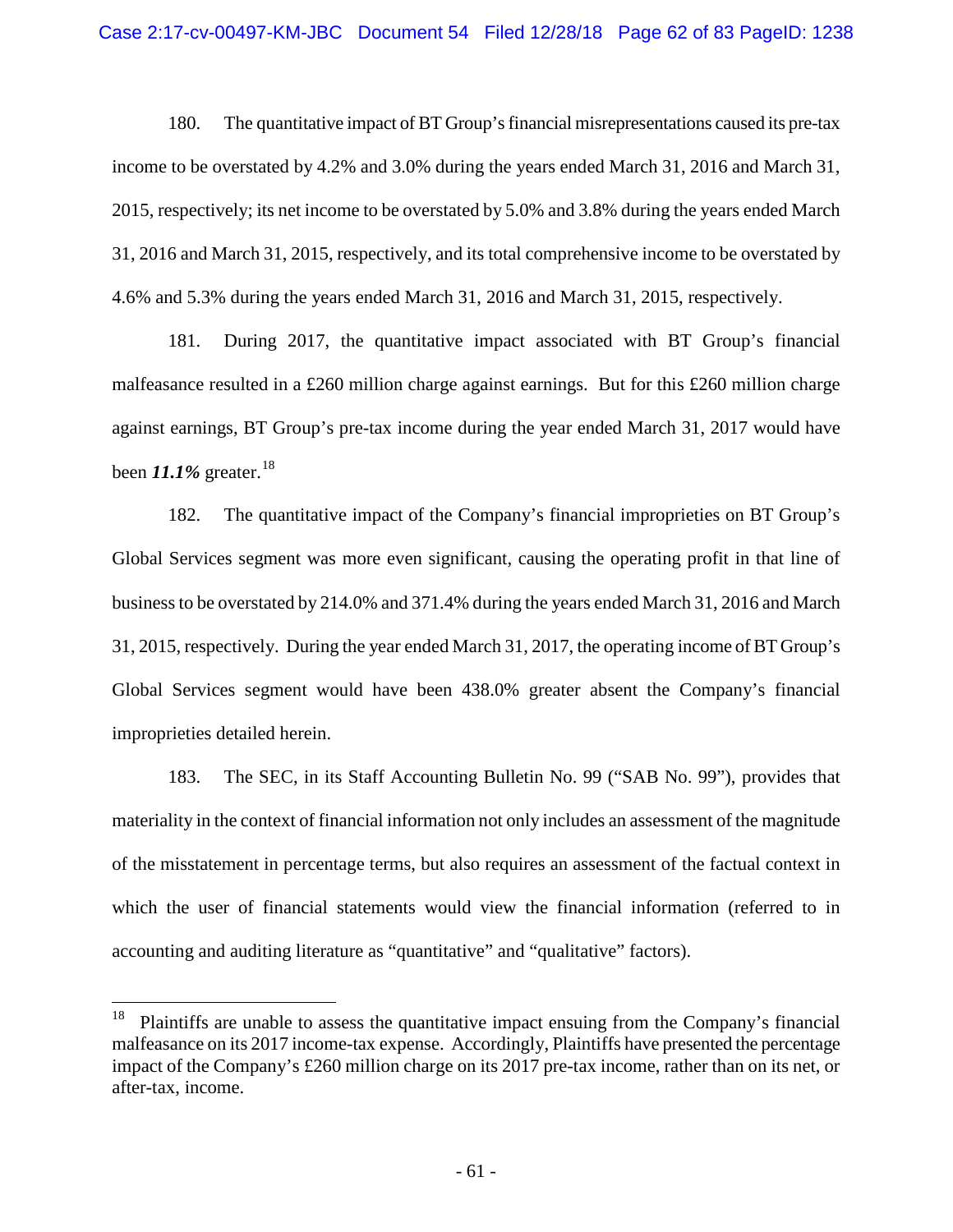180. The quantitative impact of BT Group's financial misrepresentations caused its pre-tax income to be overstated by 4.2% and 3.0% during the years ended March 31, 2016 and March 31, 2015, respectively; its net income to be overstated by 5.0% and 3.8% during the years ended March 31, 2016 and March 31, 2015, respectively, and its total comprehensive income to be overstated by 4.6% and 5.3% during the years ended March 31, 2016 and March 31, 2015, respectively.

181. During 2017, the quantitative impact associated with BT Group's financial malfeasance resulted in a £260 million charge against earnings. But for this £260 million charge against earnings, BT Group's pre-tax income during the year ended March 31, 2017 would have been ***11.1%*** greater.[18]

182. The quantitative impact of the Company's financial improprieties on BT Group's Global Services segment was more even significant, causing the operating profit in that line of business to be overstated by 214.0% and 371.4% during the years ended March 31, 2016 and March 31, 2015, respectively. During the year ended March 31, 2017, the operating income of BT Group's Global Services segment would have been 438.0% greater absent the Company's financial improprieties detailed herein.

183. The SEC, in its Staff Accounting Bulletin No. 99 ("SAB No. 99"), provides that materiality in the context of financial information not only includes an assessment of the magnitude of the misstatement in percentage terms, but also requires an assessment of the factual context in which the user of financial statements would view the financial information (referred to in accounting and auditing literature as "quantitative" and "qualitative" factors).

---

[18] Plaintiffs are unable to assess the quantitative impact ensuing from the Company's financial malfeasance on its 2017 income-tax expense. Accordingly, Plaintiffs have presented the percentage impact of the Company's £260 million charge on its 2017 pre-tax income, rather than on its net, or after-tax, income.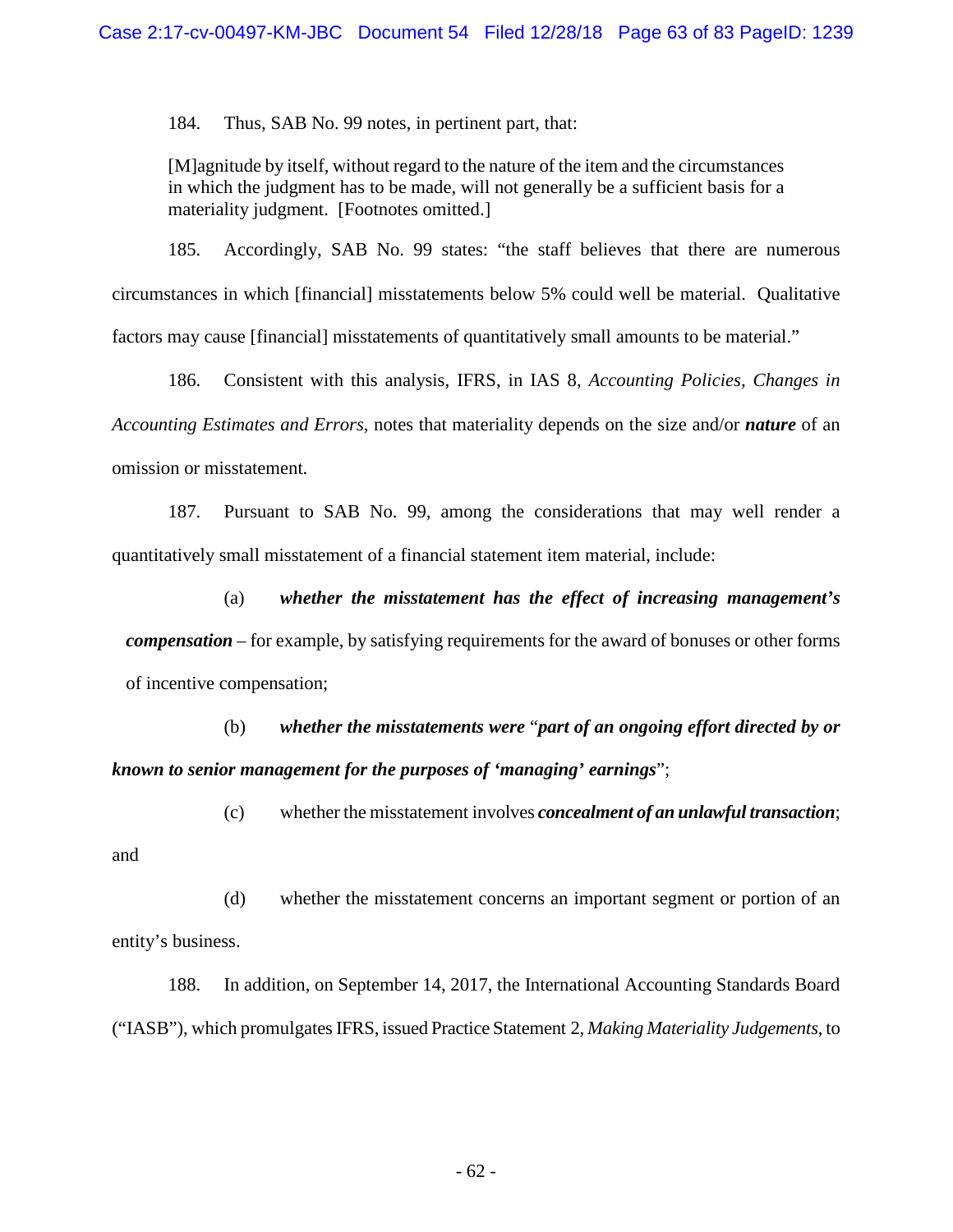184. Thus, SAB No. 99 notes, in pertinent part, that:

> [M]agnitude by itself, without regard to the nature of the item and the circumstances in which the judgment has to be made, will not generally be a sufficient basis for a materiality judgment. [Footnotes omitted.]

185. Accordingly, SAB No. 99 states: "the staff believes that there are numerous circumstances in which [financial] misstatements below 5% could well be material. Qualitative factors may cause [financial] misstatements of quantitatively small amounts to be material."

186. Consistent with this analysis, IFRS, in IAS 8, *Accounting Policies, Changes in Accounting Estimates and Errors*, notes that materiality depends on the size and/or ***nature*** of an omission or misstatement.

187. Pursuant to SAB No. 99, among the considerations that may well render a quantitatively small misstatement of a financial statement item material, include:

(a) ***whether the misstatement has the effect of increasing management's compensation*** – for example, by satisfying requirements for the award of bonuses or other forms of incentive compensation;

(b) ***whether the misstatements were*** "***part of an ongoing effort directed by or known to senior management for the purposes of 'managing' earnings***";

(c) whether the misstatement involves ***concealment of an unlawful transaction***; and

(d) whether the misstatement concerns an important segment or portion of an entity's business.

188. In addition, on September 14, 2017, the International Accounting Standards Board ("IASB"), which promulgates IFRS, issued Practice Statement 2, *Making Materiality Judgements*, to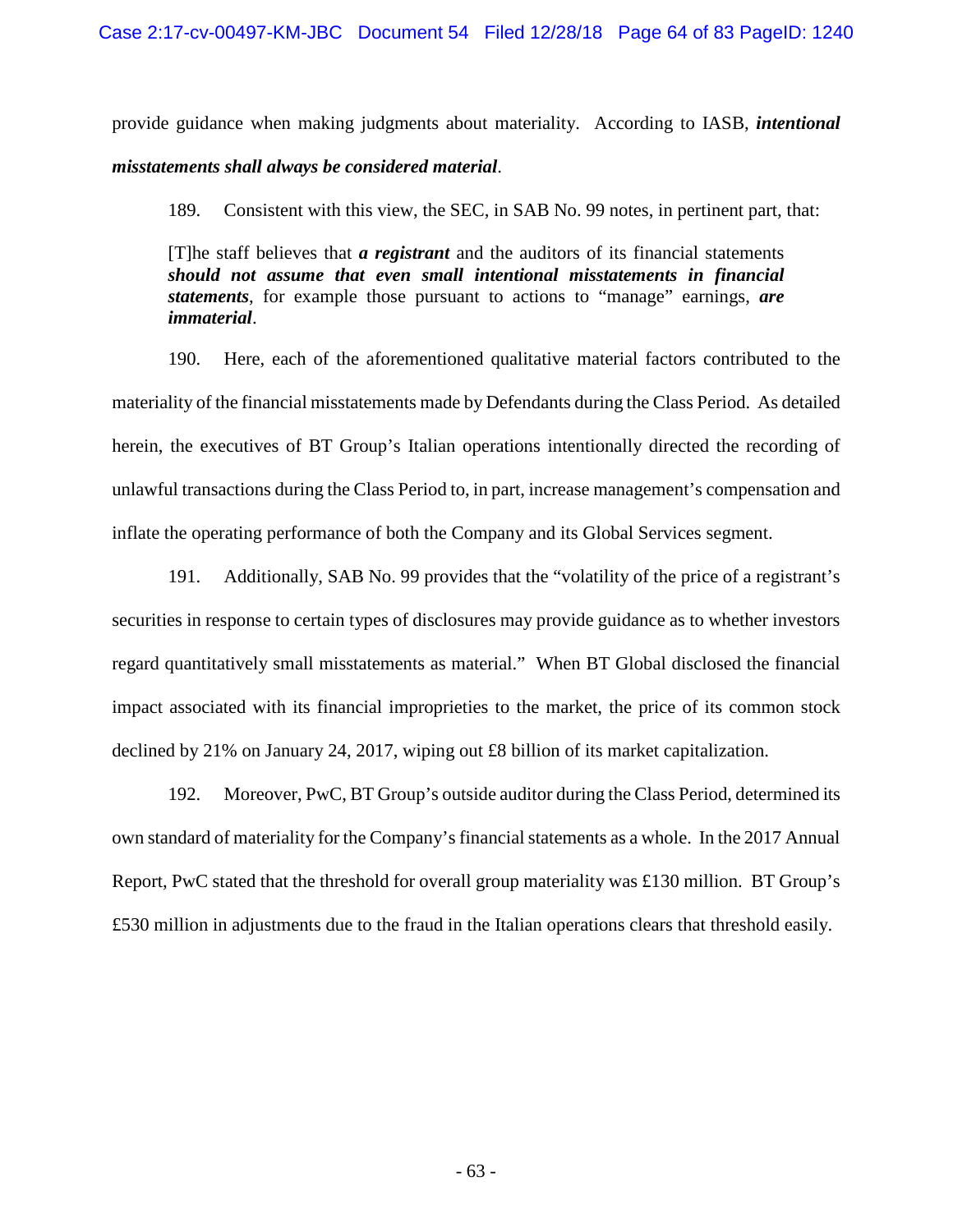provide guidance when making judgments about materiality. According to IASB, ***intentional misstatements shall always be considered material***.

189. Consistent with this view, the SEC, in SAB No. 99 notes, in pertinent part, that:

> [T]he staff believes that ***a registrant*** and the auditors of its financial statements ***should not assume that even small intentional misstatements in financial statements***, for example those pursuant to actions to "manage" earnings, ***are immaterial***.

190. Here, each of the aforementioned qualitative material factors contributed to the materiality of the financial misstatements made by Defendants during the Class Period. As detailed herein, the executives of BT Group's Italian operations intentionally directed the recording of unlawful transactions during the Class Period to, in part, increase management's compensation and inflate the operating performance of both the Company and its Global Services segment.

191. Additionally, SAB No. 99 provides that the "volatility of the price of a registrant's securities in response to certain types of disclosures may provide guidance as to whether investors regard quantitatively small misstatements as material." When BT Global disclosed the financial impact associated with its financial improprieties to the market, the price of its common stock declined by 21% on January 24, 2017, wiping out £8 billion of its market capitalization.

192. Moreover, PwC, BT Group's outside auditor during the Class Period, determined its own standard of materiality for the Company's financial statements as a whole. In the 2017 Annual Report, PwC stated that the threshold for overall group materiality was £130 million. BT Group's £530 million in adjustments due to the fraud in the Italian operations clears that threshold easily.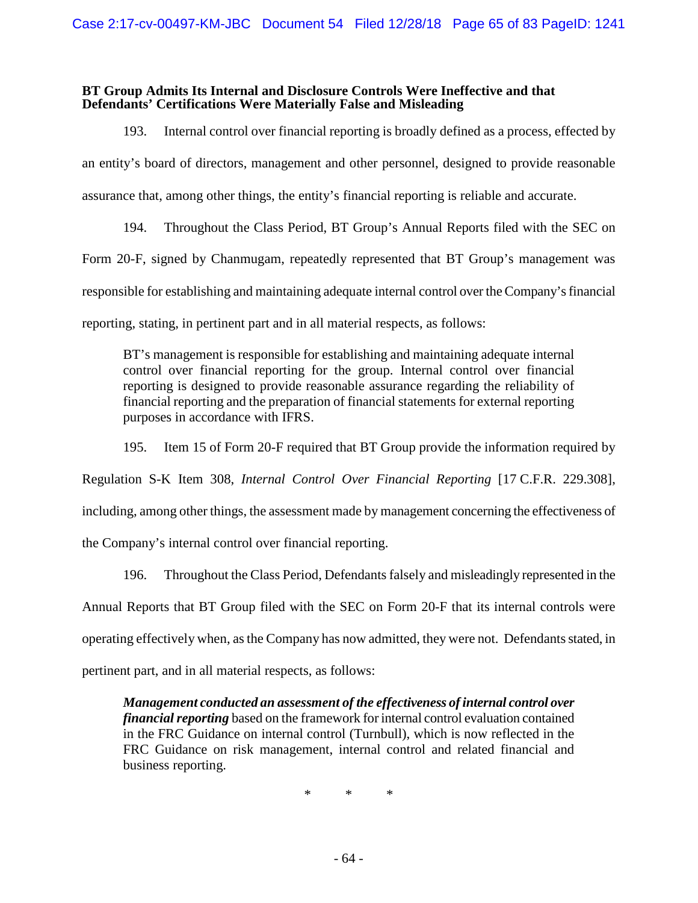**BT Group Admits Its Internal and Disclosure Controls Were Ineffective and that Defendants' Certifications Were Materially False and Misleading**

193. Internal control over financial reporting is broadly defined as a process, effected by an entity's board of directors, management and other personnel, designed to provide reasonable assurance that, among other things, the entity's financial reporting is reliable and accurate.

194. Throughout the Class Period, BT Group's Annual Reports filed with the SEC on Form 20-F, signed by Chanmugam, repeatedly represented that BT Group's management was responsible for establishing and maintaining adequate internal control over the Company's financial reporting, stating, in pertinent part and in all material respects, as follows:

> BT's management is responsible for establishing and maintaining adequate internal control over financial reporting for the group. Internal control over financial reporting is designed to provide reasonable assurance regarding the reliability of financial reporting and the preparation of financial statements for external reporting purposes in accordance with IFRS.

195. Item 15 of Form 20-F required that BT Group provide the information required by Regulation S-K Item 308, *Internal Control Over Financial Reporting* [17 C.F.R. 229.308], including, among other things, the assessment made by management concerning the effectiveness of the Company's internal control over financial reporting.

196. Throughout the Class Period, Defendants falsely and misleadingly represented in the Annual Reports that BT Group filed with the SEC on Form 20-F that its internal controls were operating effectively when, as the Company has now admitted, they were not. Defendants stated, in pertinent part, and in all material respects, as follows:

> ***Management conducted an assessment of the effectiveness of internal control over financial reporting*** based on the framework for internal control evaluation contained in the FRC Guidance on internal control (Turnbull), which is now reflected in the FRC Guidance on risk management, internal control and related financial and business reporting.

\* \* \*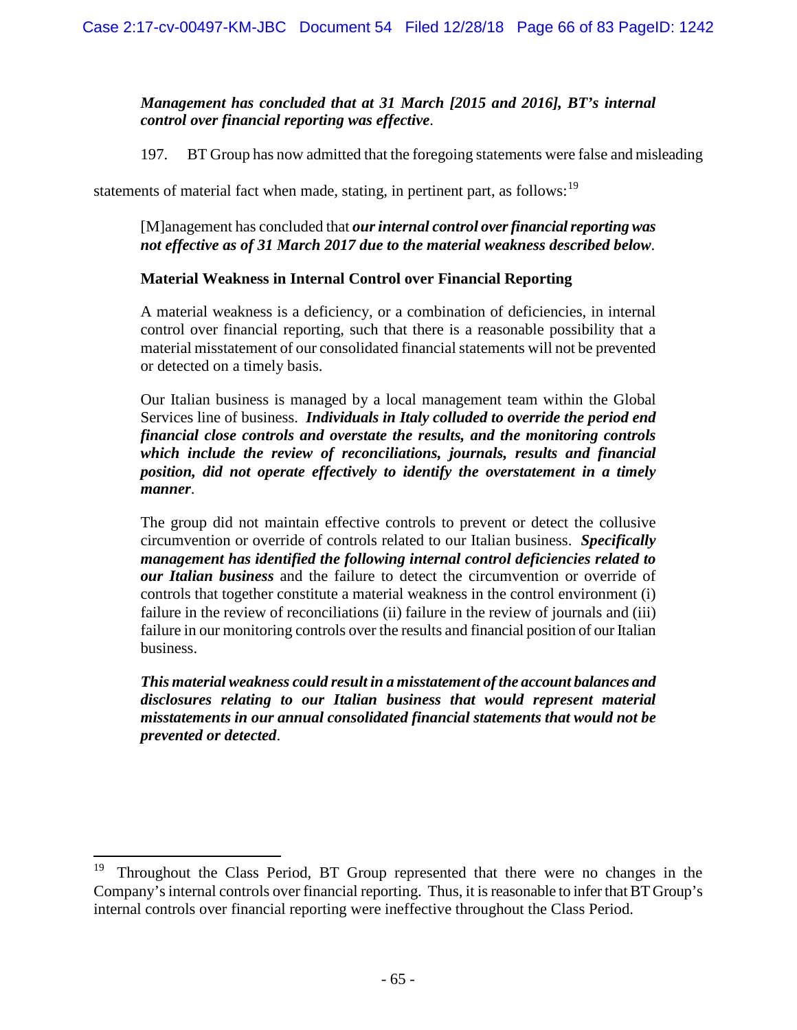> ***Management has concluded that at 31 March [2015 and 2016], BT's internal control over financial reporting was effective*.**

197. BT Group has now admitted that the foregoing statements were false and misleading statements of material fact when made, stating, in pertinent part, as follows:[19]

> [M]anagement has concluded that ***our internal control over financial reporting was not effective as of 31 March 2017 due to the material weakness described below***.
>
> **Material Weakness in Internal Control over Financial Reporting**
>
> A material weakness is a deficiency, or a combination of deficiencies, in internal control over financial reporting, such that there is a reasonable possibility that a material misstatement of our consolidated financial statements will not be prevented or detected on a timely basis.
>
> Our Italian business is managed by a local management team within the Global Services line of business. ***Individuals in Italy colluded to override the period end financial close controls and overstate the results, and the monitoring controls which include the review of reconciliations, journals, results and financial position, did not operate effectively to identify the overstatement in a timely manner***.
>
> The group did not maintain effective controls to prevent or detect the collusive circumvention or override of controls related to our Italian business. ***Specifically management has identified the following internal control deficiencies related to our Italian business*** and the failure to detect the circumvention or override of controls that together constitute a material weakness in the control environment (i) failure in the review of reconciliations (ii) failure in the review of journals and (iii) failure in our monitoring controls over the results and financial position of our Italian business.
>
> ***This material weakness could result in a misstatement of the account balances and disclosures relating to our Italian business that would represent material misstatements in our annual consolidated financial statements that would not be prevented or detected***.

---

[19] Throughout the Class Period, BT Group represented that there were no changes in the Company's internal controls over financial reporting. Thus, it is reasonable to infer that BT Group's internal controls over financial reporting were ineffective throughout the Class Period.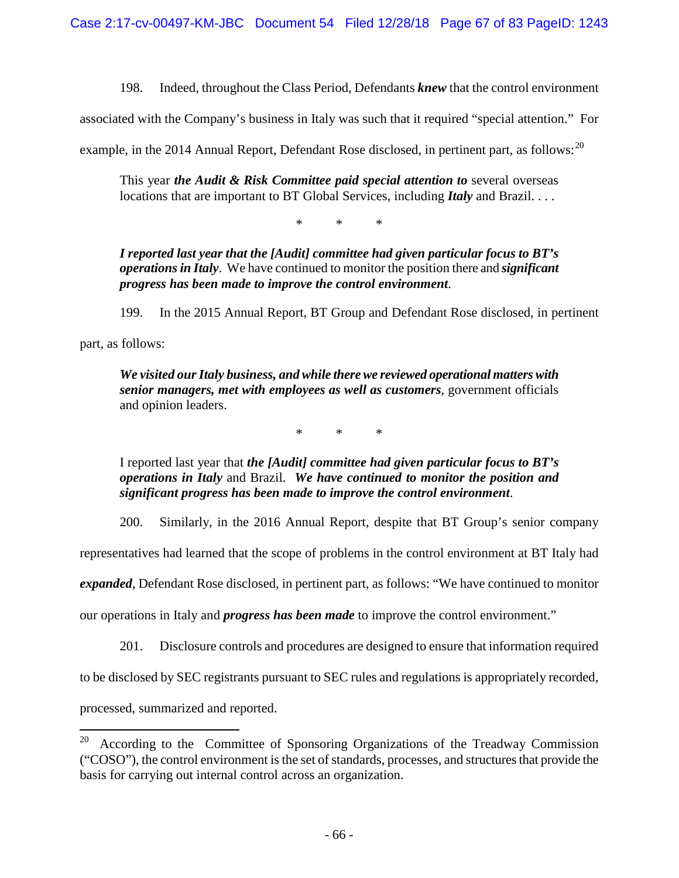198. Indeed, throughout the Class Period, Defendants ***knew*** that the control environment associated with the Company's business in Italy was such that it required "special attention." For example, in the 2014 Annual Report, Defendant Rose disclosed, in pertinent part, as follows:[20]

> This year ***the Audit & Risk Committee paid special attention to*** several overseas locations that are important to BT Global Services, including ***Italy*** and Brazil. . . .
>
> \* \* \*
>
> ***I reported last year that the [Audit] committee had given particular focus to BT's operations in Italy***. We have continued to monitor the position there and ***significant progress has been made to improve the control environment***.

199. In the 2015 Annual Report, BT Group and Defendant Rose disclosed, in pertinent part, as follows:

> ***We visited our Italy business, and while there we reviewed operational matters with senior managers, met with employees as well as customers***, government officials and opinion leaders.
>
> \* \* \*
>
> I reported last year that ***the [Audit] committee had given particular focus to BT's operations in Italy*** and Brazil. ***We have continued to monitor the position and significant progress has been made to improve the control environment***.

200. Similarly, in the 2016 Annual Report, despite that BT Group's senior company representatives had learned that the scope of problems in the control environment at BT Italy had ***expanded***, Defendant Rose disclosed, in pertinent part, as follows: "We have continued to monitor our operations in Italy and ***progress has been made*** to improve the control environment."

201. Disclosure controls and procedures are designed to ensure that information required to be disclosed by SEC registrants pursuant to SEC rules and regulations is appropriately recorded, processed, summarized and reported.

---

[20] According to the Committee of Sponsoring Organizations of the Treadway Commission ("COSO"), the control environment is the set of standards, processes, and structures that provide the basis for carrying out internal control across an organization.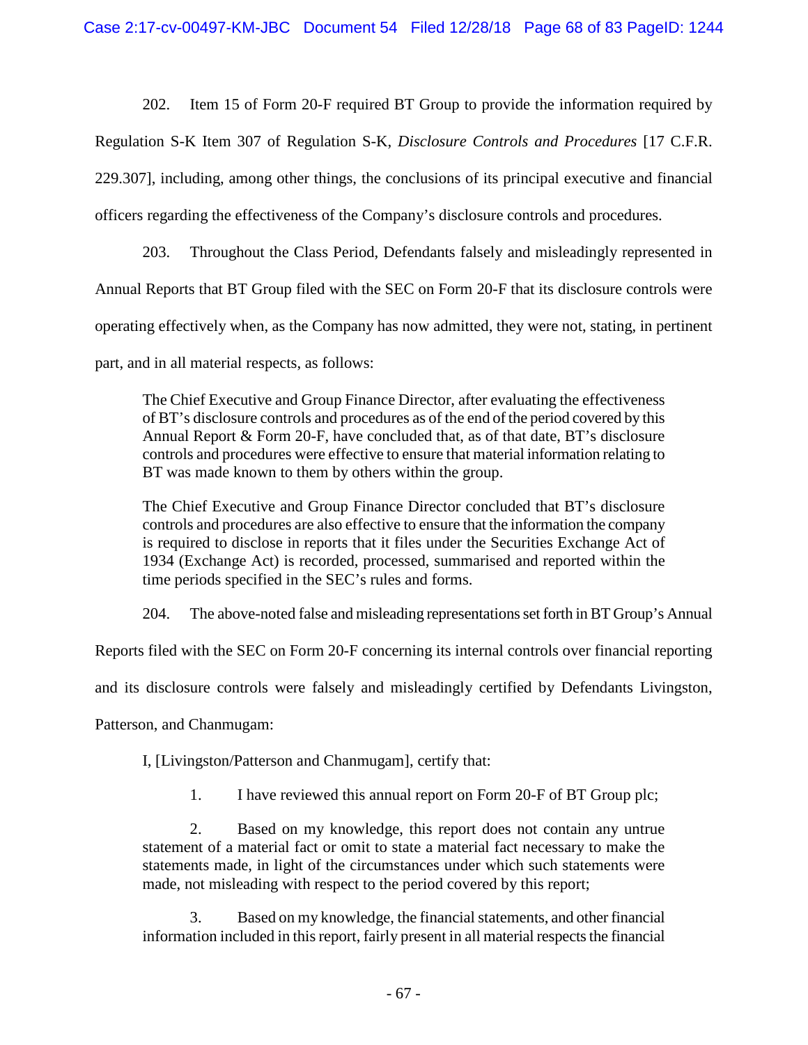202. Item 15 of Form 20-F required BT Group to provide the information required by Regulation S-K Item 307 of Regulation S-K, *Disclosure Controls and Procedures* [17 C.F.R. 229.307], including, among other things, the conclusions of its principal executive and financial officers regarding the effectiveness of the Company's disclosure controls and procedures.

203. Throughout the Class Period, Defendants falsely and misleadingly represented in Annual Reports that BT Group filed with the SEC on Form 20-F that its disclosure controls were operating effectively when, as the Company has now admitted, they were not, stating, in pertinent part, and in all material respects, as follows:

> The Chief Executive and Group Finance Director, after evaluating the effectiveness of BT's disclosure controls and procedures as of the end of the period covered by this Annual Report & Form 20-F, have concluded that, as of that date, BT's disclosure controls and procedures were effective to ensure that material information relating to BT was made known to them by others within the group.
>
> The Chief Executive and Group Finance Director concluded that BT's disclosure controls and procedures are also effective to ensure that the information the company is required to disclose in reports that it files under the Securities Exchange Act of 1934 (Exchange Act) is recorded, processed, summarised and reported within the time periods specified in the SEC's rules and forms.

204. The above-noted false and misleading representations set forth in BT Group's Annual Reports filed with the SEC on Form 20-F concerning its internal controls over financial reporting and its disclosure controls were falsely and misleadingly certified by Defendants Livingston, Patterson, and Chanmugam:

> I, [Livingston/Patterson and Chanmugam], certify that:
>
> 1. I have reviewed this annual report on Form 20-F of BT Group plc;
>
> 2. Based on my knowledge, this report does not contain any untrue statement of a material fact or omit to state a material fact necessary to make the statements made, in light of the circumstances under which such statements were made, not misleading with respect to the period covered by this report;
>
> 3. Based on my knowledge, the financial statements, and other financial information included in this report, fairly present in all material respects the financial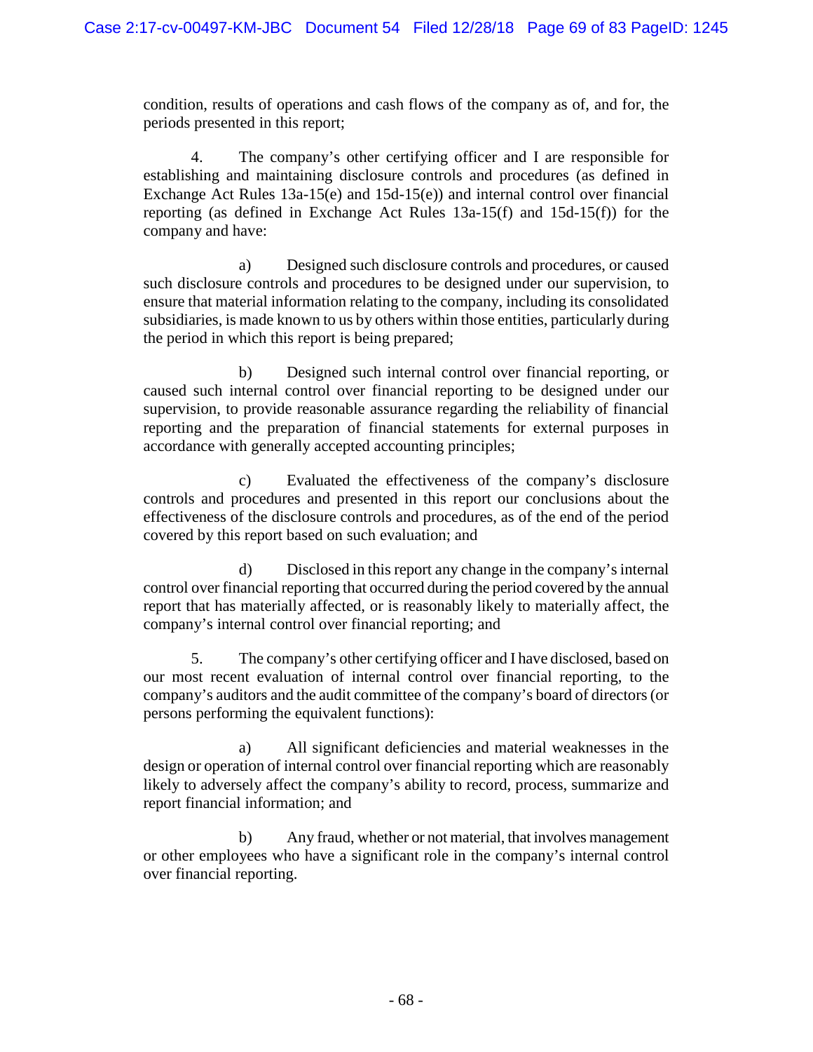condition, results of operations and cash flows of the company as of, and for, the periods presented in this report;

4. The company's other certifying officer and I are responsible for establishing and maintaining disclosure controls and procedures (as defined in Exchange Act Rules 13a-15(e) and 15d-15(e)) and internal control over financial reporting (as defined in Exchange Act Rules 13a-15(f) and 15d-15(f)) for the company and have:

a) Designed such disclosure controls and procedures, or caused such disclosure controls and procedures to be designed under our supervision, to ensure that material information relating to the company, including its consolidated subsidiaries, is made known to us by others within those entities, particularly during the period in which this report is being prepared;

b) Designed such internal control over financial reporting, or caused such internal control over financial reporting to be designed under our supervision, to provide reasonable assurance regarding the reliability of financial reporting and the preparation of financial statements for external purposes in accordance with generally accepted accounting principles;

c) Evaluated the effectiveness of the company's disclosure controls and procedures and presented in this report our conclusions about the effectiveness of the disclosure controls and procedures, as of the end of the period covered by this report based on such evaluation; and

d) Disclosed in this report any change in the company's internal control over financial reporting that occurred during the period covered by the annual report that has materially affected, or is reasonably likely to materially affect, the company's internal control over financial reporting; and

5. The company's other certifying officer and I have disclosed, based on our most recent evaluation of internal control over financial reporting, to the company's auditors and the audit committee of the company's board of directors (or persons performing the equivalent functions):

a) All significant deficiencies and material weaknesses in the design or operation of internal control over financial reporting which are reasonably likely to adversely affect the company's ability to record, process, summarize and report financial information; and

b) Any fraud, whether or not material, that involves management or other employees who have a significant role in the company's internal control over financial reporting.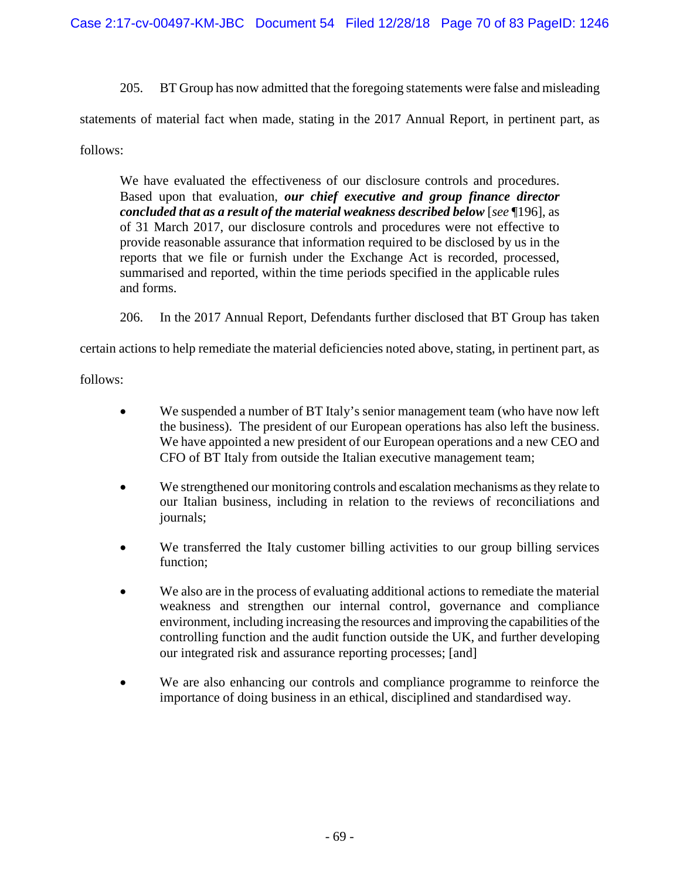205. BT Group has now admitted that the foregoing statements were false and misleading statements of material fact when made, stating in the 2017 Annual Report, in pertinent part, as follows:

> We have evaluated the effectiveness of our disclosure controls and procedures. Based upon that evaluation, ***our chief executive and group finance director concluded that as a result of the material weakness described below*** [*see* ¶196], as of 31 March 2017, our disclosure controls and procedures were not effective to provide reasonable assurance that information required to be disclosed by us in the reports that we file or furnish under the Exchange Act is recorded, processed, summarised and reported, within the time periods specified in the applicable rules and forms.

206. In the 2017 Annual Report, Defendants further disclosed that BT Group has taken certain actions to help remediate the material deficiencies noted above, stating, in pertinent part, as follows:

- We suspended a number of BT Italy's senior management team (who have now left the business). The president of our European operations has also left the business. We have appointed a new president of our European operations and a new CEO and CFO of BT Italy from outside the Italian executive management team;
- We strengthened our monitoring controls and escalation mechanisms as they relate to our Italian business, including in relation to the reviews of reconciliations and journals;
- We transferred the Italy customer billing activities to our group billing services function;
- We also are in the process of evaluating additional actions to remediate the material weakness and strengthen our internal control, governance and compliance environment, including increasing the resources and improving the capabilities of the controlling function and the audit function outside the UK, and further developing our integrated risk and assurance reporting processes; [and]
- We are also enhancing our controls and compliance programme to reinforce the importance of doing business in an ethical, disciplined and standardised way.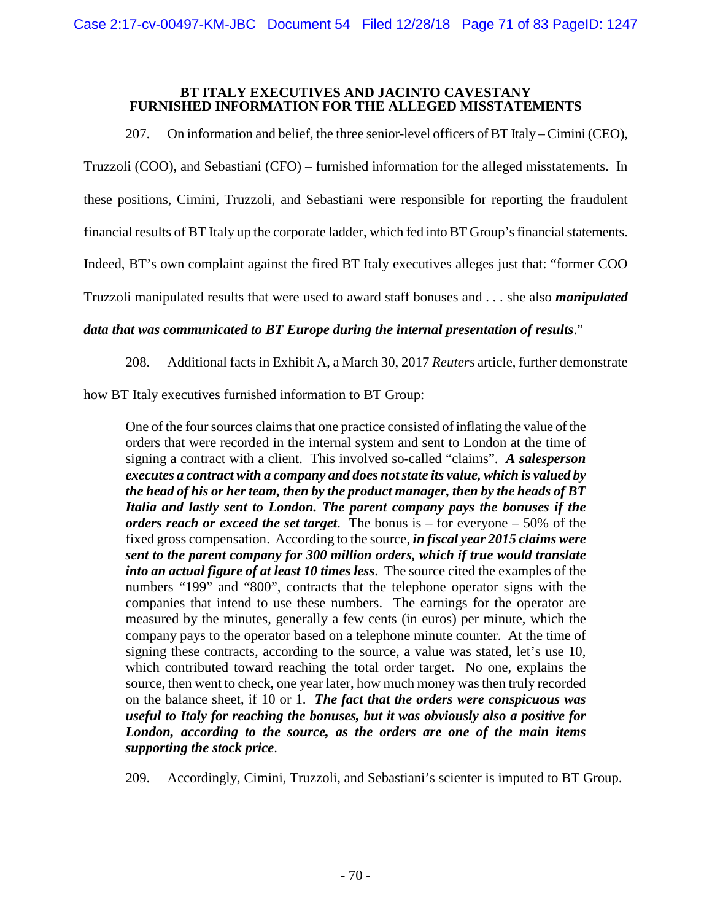## BT ITALY EXECUTIVES AND JACINTO CAVESTANY FURNISHED INFORMATION FOR THE ALLEGED MISSTATEMENTS

207. On information and belief, the three senior-level officers of BT Italy – Cimini (CEO), Truzzoli (COO), and Sebastiani (CFO) – furnished information for the alleged misstatements. In these positions, Cimini, Truzzoli, and Sebastiani were responsible for reporting the fraudulent financial results of BT Italy up the corporate ladder, which fed into BT Group's financial statements. Indeed, BT's own complaint against the fired BT Italy executives alleges just that: "former COO Truzzoli manipulated results that were used to award staff bonuses and . . . she also ***manipulated data that was communicated to BT Europe during the internal presentation of results***."

208. Additional facts in Exhibit A, a March 30, 2017 *Reuters* article, further demonstrate how BT Italy executives furnished information to BT Group:

> One of the four sources claims that one practice consisted of inflating the value of the orders that were recorded in the internal system and sent to London at the time of signing a contract with a client. This involved so-called "claims". ***A salesperson executes a contract with a company and does not state its value, which is valued by the head of his or her team, then by the product manager, then by the heads of BT Italia and lastly sent to London. The parent company pays the bonuses if the orders reach or exceed the set target***. The bonus is – for everyone – 50% of the fixed gross compensation. According to the source, ***in fiscal year 2015 claims were sent to the parent company for 300 million orders, which if true would translate into an actual figure of at least 10 times less***. The source cited the examples of the numbers "199" and "800", contracts that the telephone operator signs with the companies that intend to use these numbers. The earnings for the operator are measured by the minutes, generally a few cents (in euros) per minute, which the company pays to the operator based on a telephone minute counter. At the time of signing these contracts, according to the source, a value was stated, let's use 10, which contributed toward reaching the total order target. No one, explains the source, then went to check, one year later, how much money was then truly recorded on the balance sheet, if 10 or 1. ***The fact that the orders were conspicuous was useful to Italy for reaching the bonuses, but it was obviously also a positive for London, according to the source, as the orders are one of the main items supporting the stock price***.

209. Accordingly, Cimini, Truzzoli, and Sebastiani's scienter is imputed to BT Group.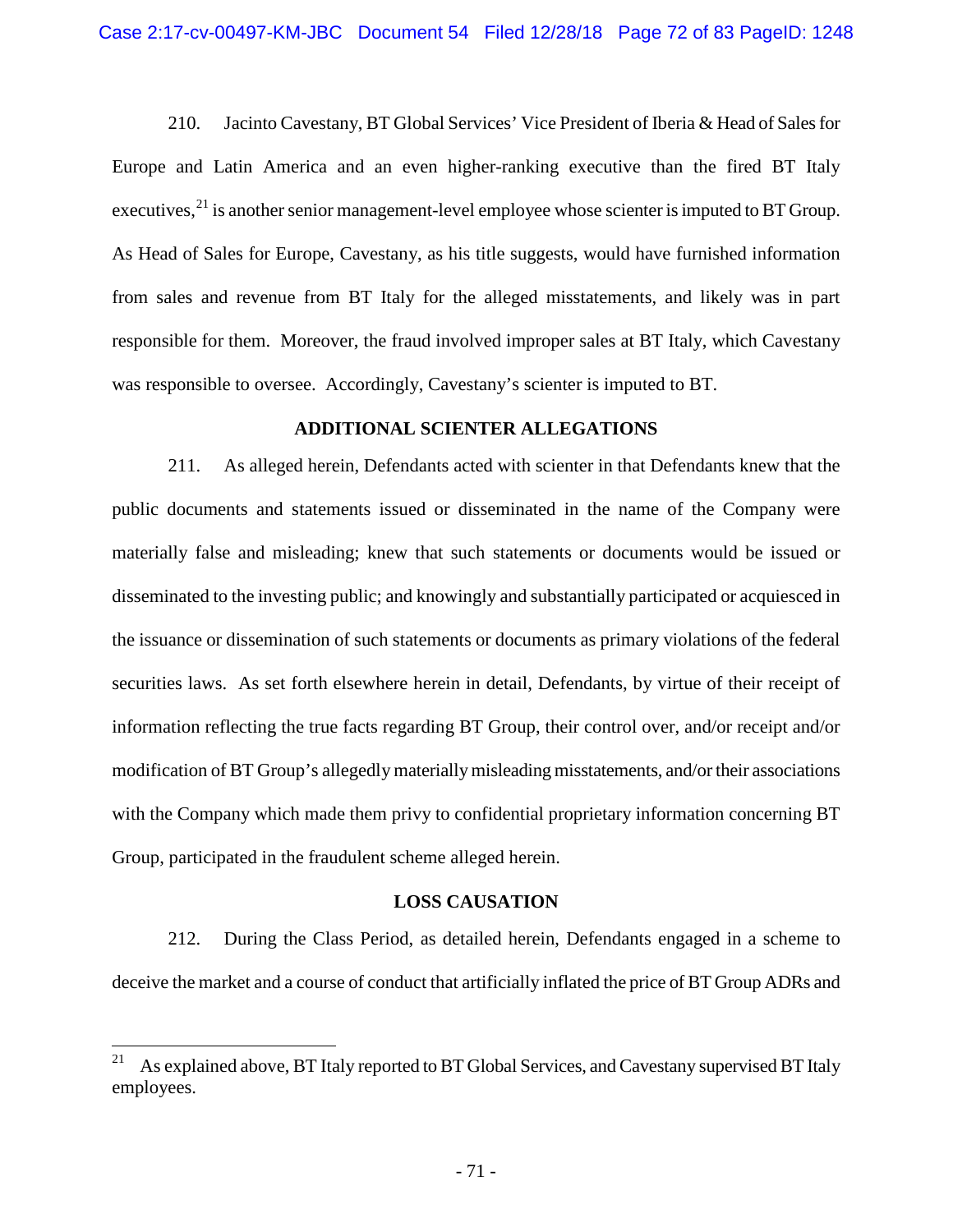210. Jacinto Cavestany, BT Global Services' Vice President of Iberia & Head of Sales for Europe and Latin America and an even higher-ranking executive than the fired BT Italy executives,[21] is another senior management-level employee whose scienter is imputed to BT Group. As Head of Sales for Europe, Cavestany, as his title suggests, would have furnished information from sales and revenue from BT Italy for the alleged misstatements, and likely was in part responsible for them. Moreover, the fraud involved improper sales at BT Italy, which Cavestany was responsible to oversee. Accordingly, Cavestany's scienter is imputed to BT.

## ADDITIONAL SCIENTER ALLEGATIONS

211. As alleged herein, Defendants acted with scienter in that Defendants knew that the public documents and statements issued or disseminated in the name of the Company were materially false and misleading; knew that such statements or documents would be issued or disseminated to the investing public; and knowingly and substantially participated or acquiesced in the issuance or dissemination of such statements or documents as primary violations of the federal securities laws. As set forth elsewhere herein in detail, Defendants, by virtue of their receipt of information reflecting the true facts regarding BT Group, their control over, and/or receipt and/or modification of BT Group's allegedly materially misleading misstatements, and/or their associations with the Company which made them privy to confidential proprietary information concerning BT Group, participated in the fraudulent scheme alleged herein.

## LOSS CAUSATION

212. During the Class Period, as detailed herein, Defendants engaged in a scheme to deceive the market and a course of conduct that artificially inflated the price of BT Group ADRs and

[21] As explained above, BT Italy reported to BT Global Services, and Cavestany supervised BT Italy employees.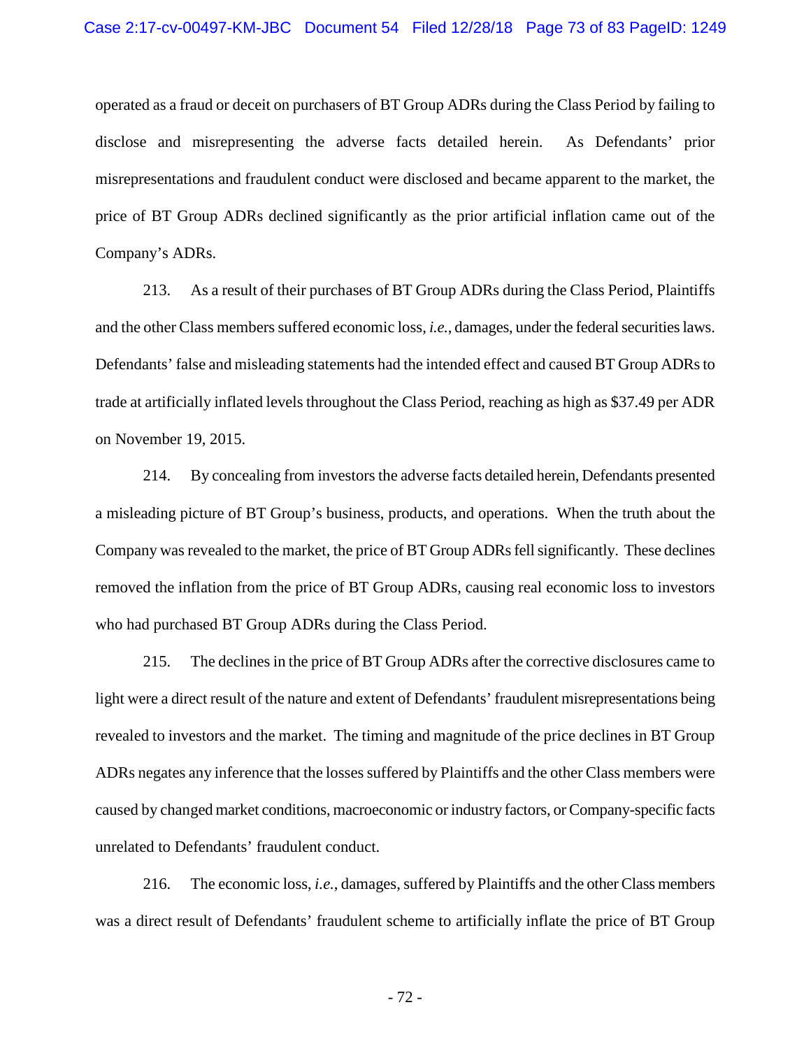operated as a fraud or deceit on purchasers of BT Group ADRs during the Class Period by failing to disclose and misrepresenting the adverse facts detailed herein. As Defendants' prior misrepresentations and fraudulent conduct were disclosed and became apparent to the market, the price of BT Group ADRs declined significantly as the prior artificial inflation came out of the Company's ADRs.

213. As a result of their purchases of BT Group ADRs during the Class Period, Plaintiffs and the other Class members suffered economic loss, *i.e.*, damages, under the federal securities laws. Defendants' false and misleading statements had the intended effect and caused BT Group ADRs to trade at artificially inflated levels throughout the Class Period, reaching as high as $37.49 per ADR on November 19, 2015.

214. By concealing from investors the adverse facts detailed herein, Defendants presented a misleading picture of BT Group's business, products, and operations. When the truth about the Company was revealed to the market, the price of BT Group ADRs fell significantly. These declines removed the inflation from the price of BT Group ADRs, causing real economic loss to investors who had purchased BT Group ADRs during the Class Period.

215. The declines in the price of BT Group ADRs after the corrective disclosures came to light were a direct result of the nature and extent of Defendants' fraudulent misrepresentations being revealed to investors and the market. The timing and magnitude of the price declines in BT Group ADRs negates any inference that the losses suffered by Plaintiffs and the other Class members were caused by changed market conditions, macroeconomic or industry factors, or Company-specific facts unrelated to Defendants' fraudulent conduct.

216. The economic loss, *i.e.*, damages, suffered by Plaintiffs and the other Class members was a direct result of Defendants' fraudulent scheme to artificially inflate the price of BT Group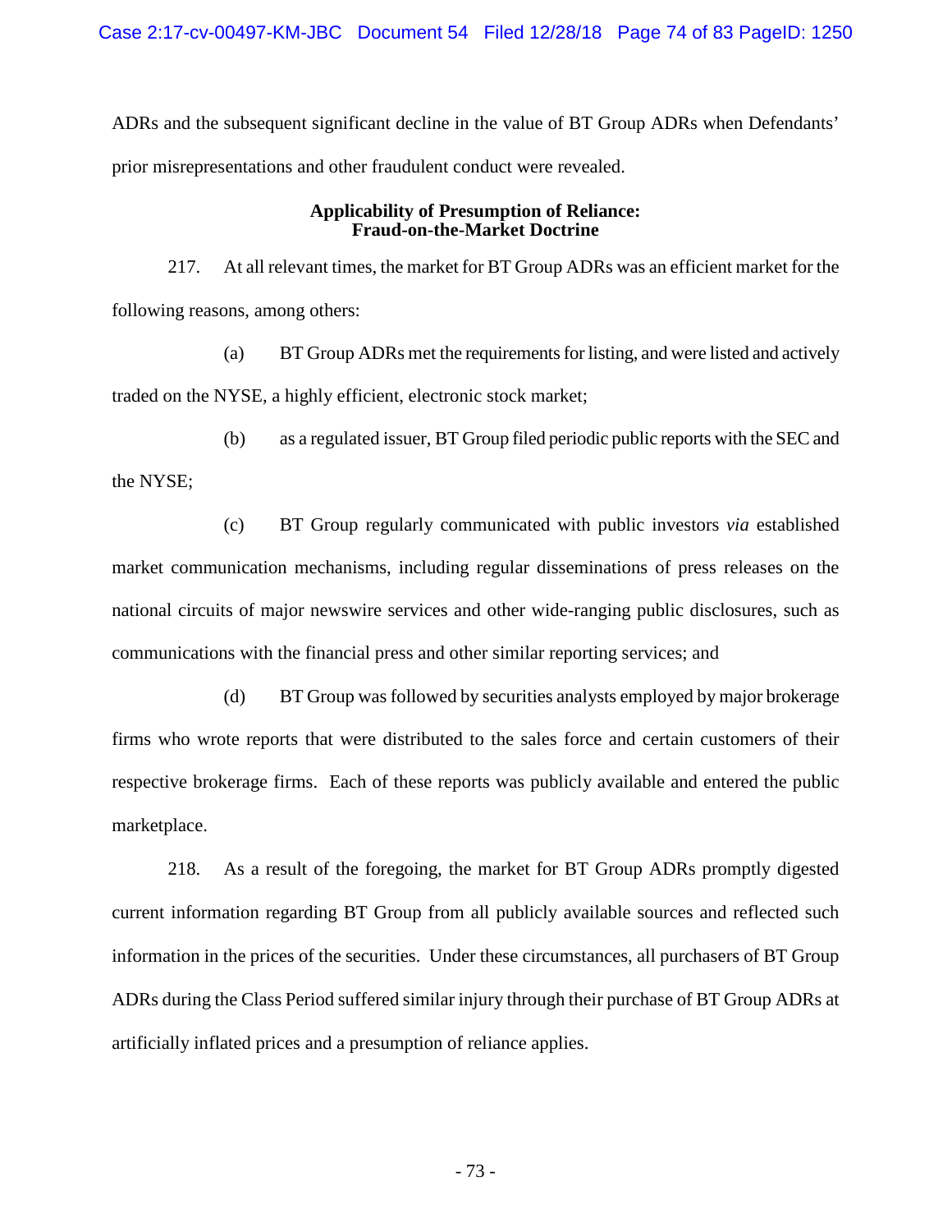ADRs and the subsequent significant decline in the value of BT Group ADRs when Defendants' prior misrepresentations and other fraudulent conduct were revealed.

### Applicability of Presumption of Reliance: Fraud-on-the-Market Doctrine

217. At all relevant times, the market for BT Group ADRs was an efficient market for the following reasons, among others:

(a) BT Group ADRs met the requirements for listing, and were listed and actively traded on the NYSE, a highly efficient, electronic stock market;

(b) as a regulated issuer, BT Group filed periodic public reports with the SEC and the NYSE;

(c) BT Group regularly communicated with public investors *via* established market communication mechanisms, including regular disseminations of press releases on the national circuits of major newswire services and other wide-ranging public disclosures, such as communications with the financial press and other similar reporting services; and

(d) BT Group was followed by securities analysts employed by major brokerage firms who wrote reports that were distributed to the sales force and certain customers of their respective brokerage firms. Each of these reports was publicly available and entered the public marketplace.

218. As a result of the foregoing, the market for BT Group ADRs promptly digested current information regarding BT Group from all publicly available sources and reflected such information in the prices of the securities. Under these circumstances, all purchasers of BT Group ADRs during the Class Period suffered similar injury through their purchase of BT Group ADRs at artificially inflated prices and a presumption of reliance applies.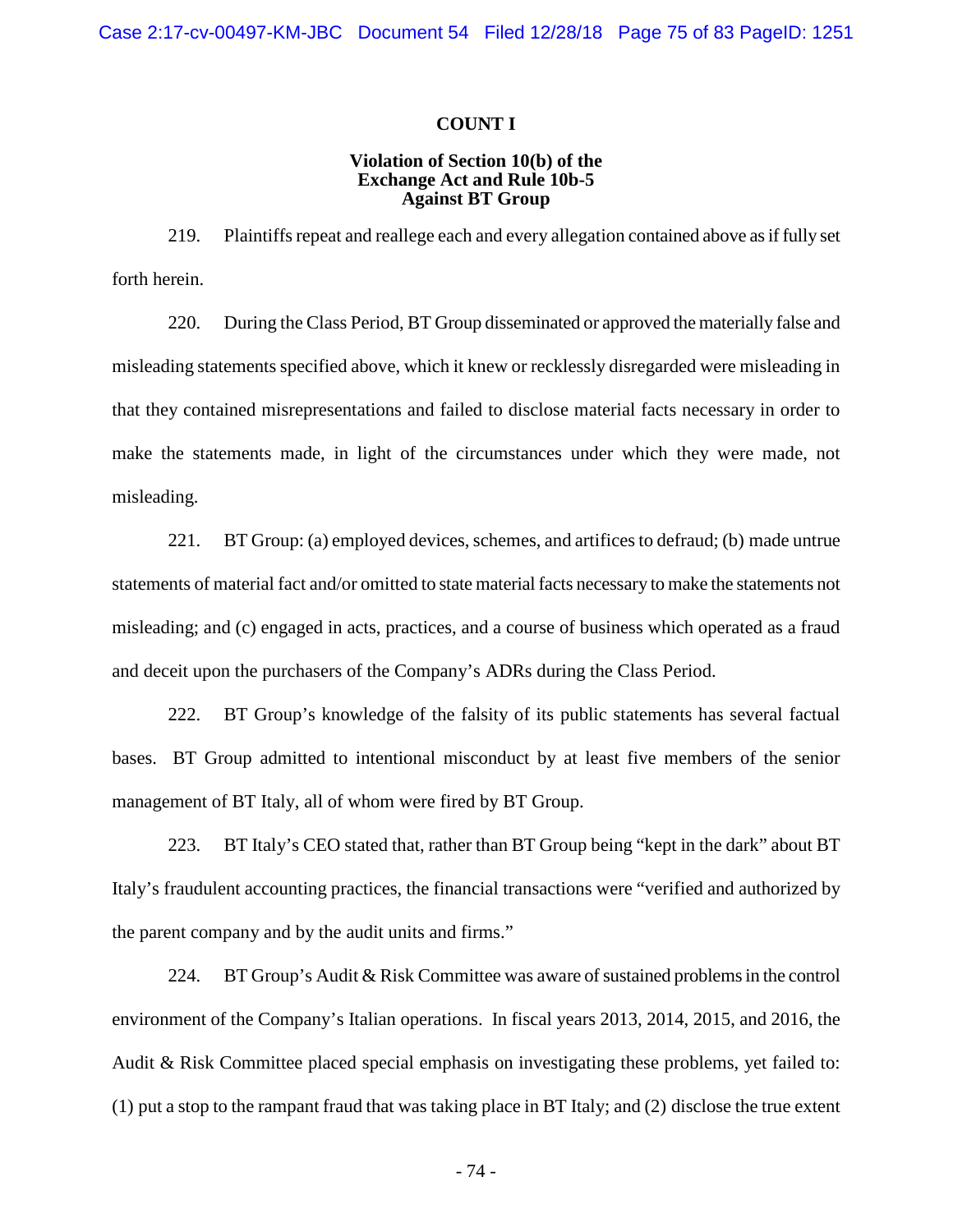## COUNT I

### Violation of Section 10(b) of the Exchange Act and Rule 10b-5 Against BT Group

219. Plaintiffs repeat and reallege each and every allegation contained above as if fully set forth herein.

220. During the Class Period, BT Group disseminated or approved the materially false and misleading statements specified above, which it knew or recklessly disregarded were misleading in that they contained misrepresentations and failed to disclose material facts necessary in order to make the statements made, in light of the circumstances under which they were made, not misleading.

221. BT Group: (a) employed devices, schemes, and artifices to defraud; (b) made untrue statements of material fact and/or omitted to state material facts necessary to make the statements not misleading; and (c) engaged in acts, practices, and a course of business which operated as a fraud and deceit upon the purchasers of the Company's ADRs during the Class Period.

222. BT Group's knowledge of the falsity of its public statements has several factual bases. BT Group admitted to intentional misconduct by at least five members of the senior management of BT Italy, all of whom were fired by BT Group.

223. BT Italy's CEO stated that, rather than BT Group being "kept in the dark" about BT Italy's fraudulent accounting practices, the financial transactions were "verified and authorized by the parent company and by the audit units and firms."

224. BT Group's Audit & Risk Committee was aware of sustained problems in the control environment of the Company's Italian operations. In fiscal years 2013, 2014, 2015, and 2016, the Audit & Risk Committee placed special emphasis on investigating these problems, yet failed to: (1) put a stop to the rampant fraud that was taking place in BT Italy; and (2) disclose the true extent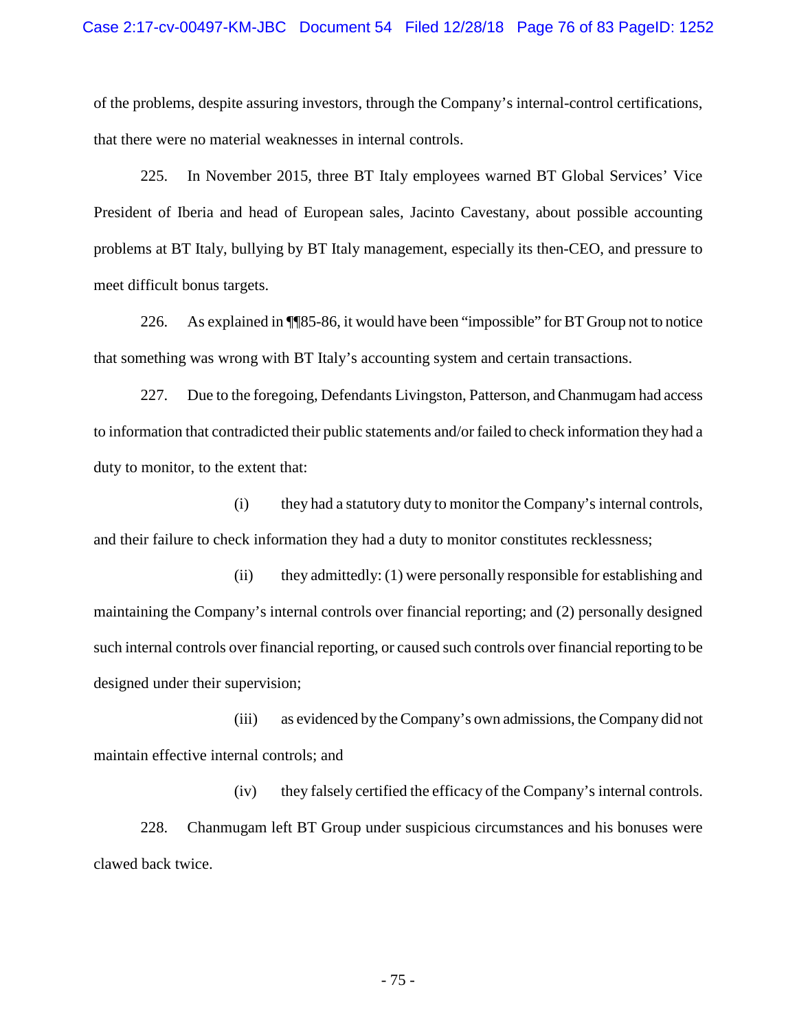of the problems, despite assuring investors, through the Company's internal-control certifications, that there were no material weaknesses in internal controls.

225. In November 2015, three BT Italy employees warned BT Global Services' Vice President of Iberia and head of European sales, Jacinto Cavestany, about possible accounting problems at BT Italy, bullying by BT Italy management, especially its then-CEO, and pressure to meet difficult bonus targets.

226. As explained in ¶¶85-86, it would have been "impossible" for BT Group not to notice that something was wrong with BT Italy's accounting system and certain transactions.

227. Due to the foregoing, Defendants Livingston, Patterson, and Chanmugam had access to information that contradicted their public statements and/or failed to check information they had a duty to monitor, to the extent that:

(i) they had a statutory duty to monitor the Company's internal controls, and their failure to check information they had a duty to monitor constitutes recklessness;

(ii) they admittedly: (1) were personally responsible for establishing and maintaining the Company's internal controls over financial reporting; and (2) personally designed such internal controls over financial reporting, or caused such controls over financial reporting to be designed under their supervision;

(iii) as evidenced by the Company's own admissions, the Company did not maintain effective internal controls; and

(iv) they falsely certified the efficacy of the Company's internal controls.

228. Chanmugam left BT Group under suspicious circumstances and his bonuses were clawed back twice.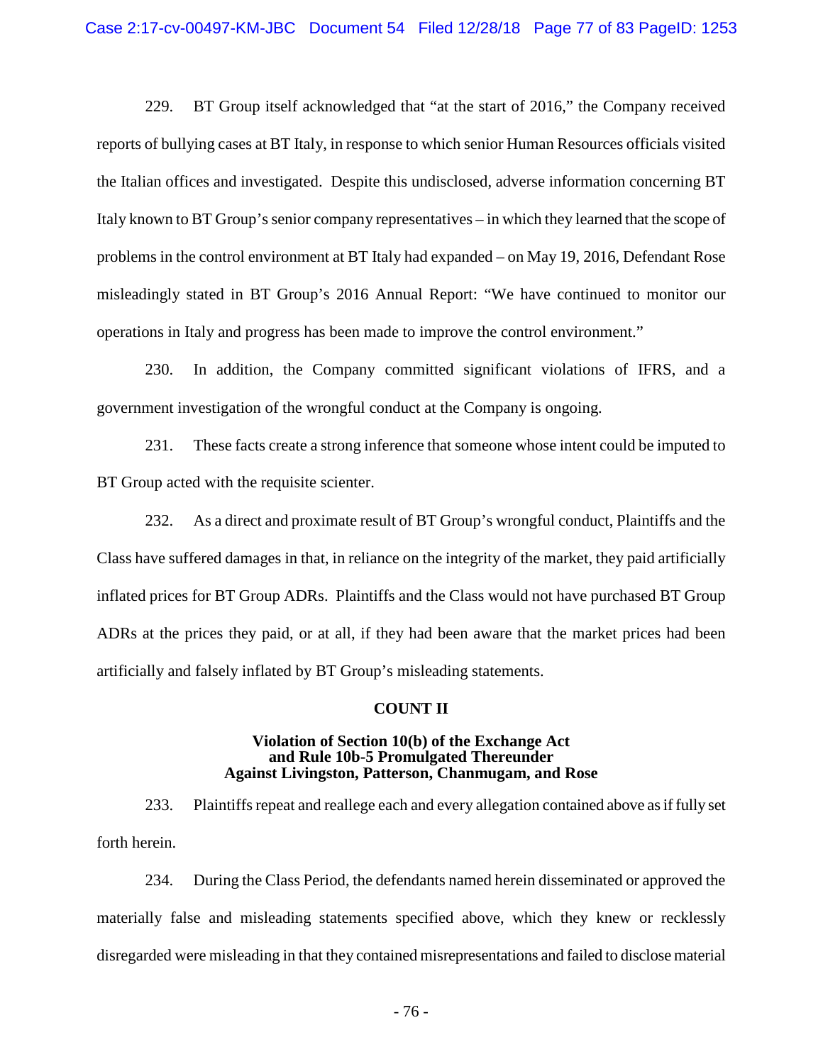229. BT Group itself acknowledged that "at the start of 2016," the Company received reports of bullying cases at BT Italy, in response to which senior Human Resources officials visited the Italian offices and investigated. Despite this undisclosed, adverse information concerning BT Italy known to BT Group's senior company representatives – in which they learned that the scope of problems in the control environment at BT Italy had expanded – on May 19, 2016, Defendant Rose misleadingly stated in BT Group's 2016 Annual Report: "We have continued to monitor our operations in Italy and progress has been made to improve the control environment."

230. In addition, the Company committed significant violations of IFRS, and a government investigation of the wrongful conduct at the Company is ongoing.

231. These facts create a strong inference that someone whose intent could be imputed to BT Group acted with the requisite scienter.

232. As a direct and proximate result of BT Group's wrongful conduct, Plaintiffs and the Class have suffered damages in that, in reliance on the integrity of the market, they paid artificially inflated prices for BT Group ADRs. Plaintiffs and the Class would not have purchased BT Group ADRs at the prices they paid, or at all, if they had been aware that the market prices had been artificially and falsely inflated by BT Group's misleading statements.

## COUNT II

### Violation of Section 10(b) of the Exchange Act and Rule 10b-5 Promulgated Thereunder Against Livingston, Patterson, Chanmugam, and Rose

233. Plaintiffs repeat and reallege each and every allegation contained above as if fully set forth herein.

234. During the Class Period, the defendants named herein disseminated or approved the materially false and misleading statements specified above, which they knew or recklessly disregarded were misleading in that they contained misrepresentations and failed to disclose material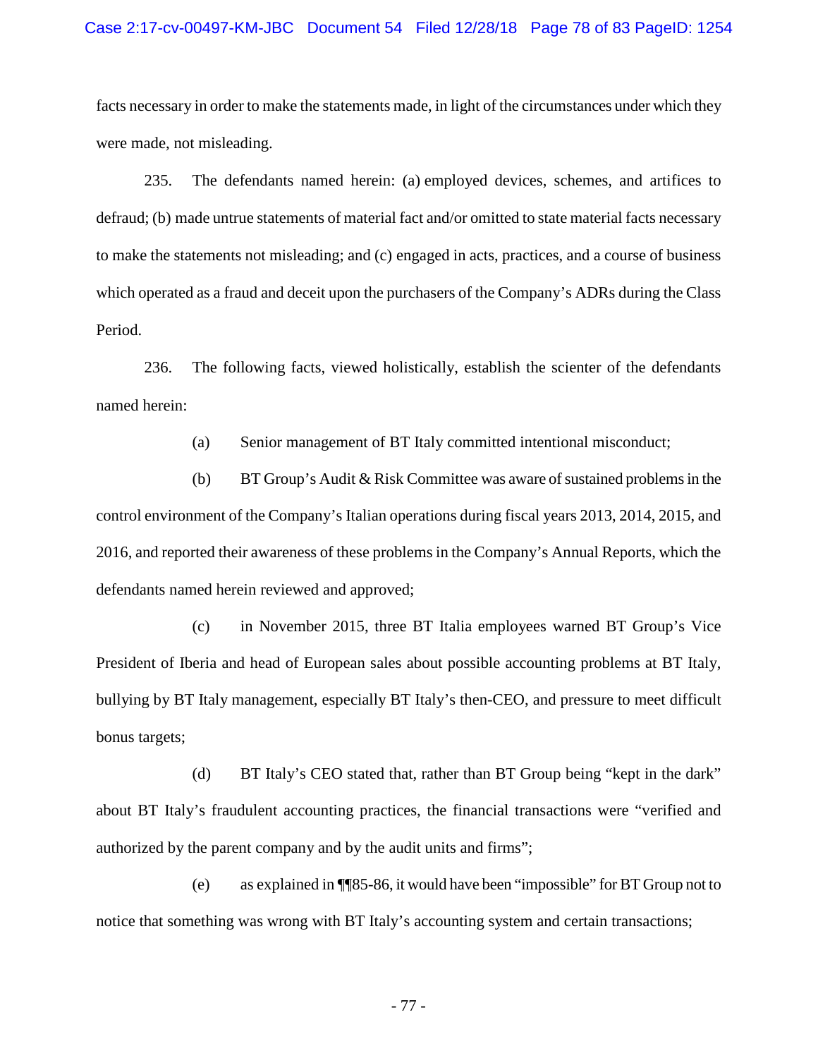facts necessary in order to make the statements made, in light of the circumstances under which they were made, not misleading.

235. The defendants named herein: (a) employed devices, schemes, and artifices to defraud; (b) made untrue statements of material fact and/or omitted to state material facts necessary to make the statements not misleading; and (c) engaged in acts, practices, and a course of business which operated as a fraud and deceit upon the purchasers of the Company's ADRs during the Class Period.

236. The following facts, viewed holistically, establish the scienter of the defendants named herein:

(a) Senior management of BT Italy committed intentional misconduct;

(b) BT Group's Audit & Risk Committee was aware of sustained problems in the control environment of the Company's Italian operations during fiscal years 2013, 2014, 2015, and 2016, and reported their awareness of these problems in the Company's Annual Reports, which the defendants named herein reviewed and approved;

(c) in November 2015, three BT Italia employees warned BT Group's Vice President of Iberia and head of European sales about possible accounting problems at BT Italy, bullying by BT Italy management, especially BT Italy's then-CEO, and pressure to meet difficult bonus targets;

(d) BT Italy's CEO stated that, rather than BT Group being "kept in the dark" about BT Italy's fraudulent accounting practices, the financial transactions were "verified and authorized by the parent company and by the audit units and firms";

(e) as explained in ¶¶85-86, it would have been "impossible" for BT Group not to notice that something was wrong with BT Italy's accounting system and certain transactions;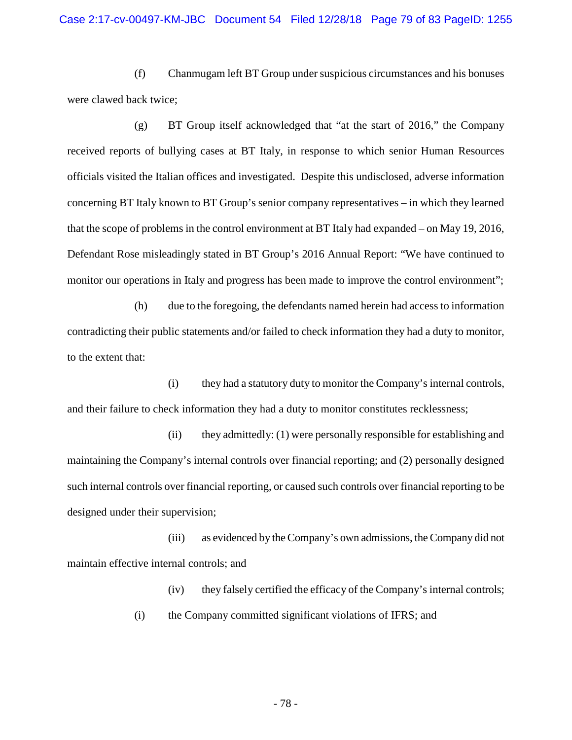(f) Chanmugam left BT Group under suspicious circumstances and his bonuses were clawed back twice;

(g) BT Group itself acknowledged that "at the start of 2016," the Company received reports of bullying cases at BT Italy, in response to which senior Human Resources officials visited the Italian offices and investigated. Despite this undisclosed, adverse information concerning BT Italy known to BT Group's senior company representatives – in which they learned that the scope of problems in the control environment at BT Italy had expanded – on May 19, 2016, Defendant Rose misleadingly stated in BT Group's 2016 Annual Report: "We have continued to monitor our operations in Italy and progress has been made to improve the control environment";

(h) due to the foregoing, the defendants named herein had access to information contradicting their public statements and/or failed to check information they had a duty to monitor, to the extent that:

(i) they had a statutory duty to monitor the Company's internal controls, and their failure to check information they had a duty to monitor constitutes recklessness;

(ii) they admittedly: (1) were personally responsible for establishing and maintaining the Company's internal controls over financial reporting; and (2) personally designed such internal controls over financial reporting, or caused such controls over financial reporting to be designed under their supervision;

(iii) as evidenced by the Company's own admissions, the Company did not maintain effective internal controls; and

(iv) they falsely certified the efficacy of the Company's internal controls;

(i) the Company committed significant violations of IFRS; and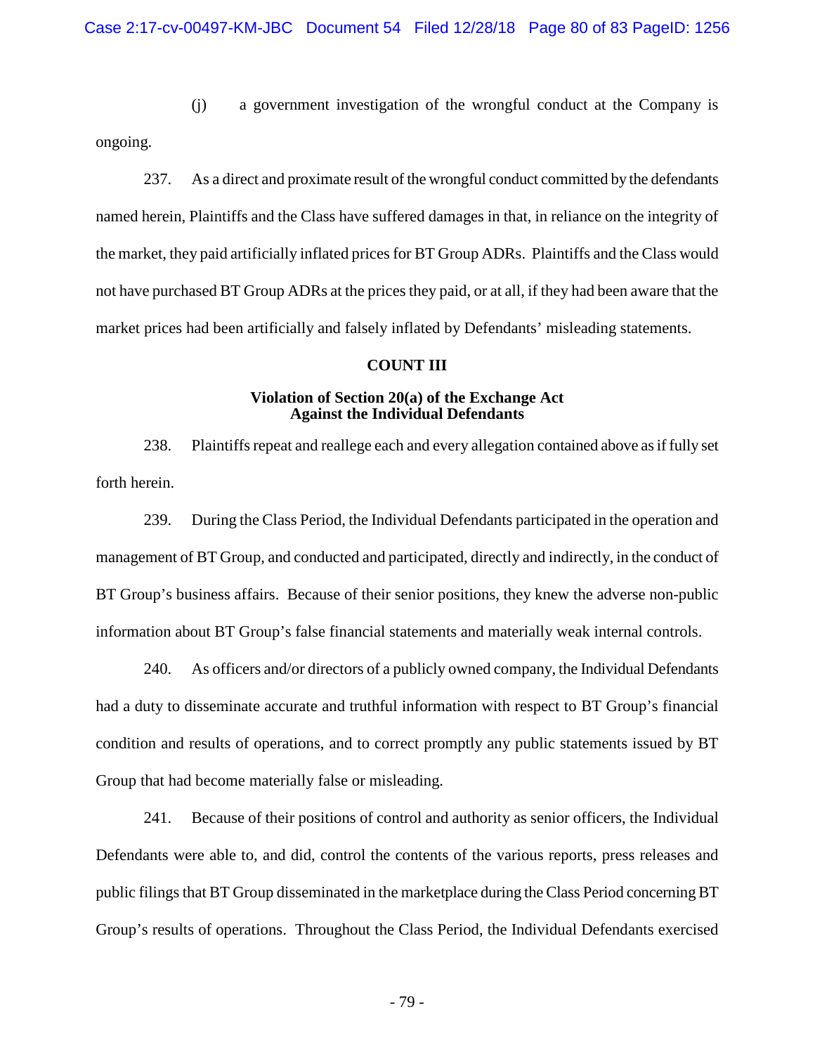(j) a government investigation of the wrongful conduct at the Company is ongoing.

237. As a direct and proximate result of the wrongful conduct committed by the defendants named herein, Plaintiffs and the Class have suffered damages in that, in reliance on the integrity of the market, they paid artificially inflated prices for BT Group ADRs. Plaintiffs and the Class would not have purchased BT Group ADRs at the prices they paid, or at all, if they had been aware that the market prices had been artificially and falsely inflated by Defendants' misleading statements.

## COUNT III

### Violation of Section 20(a) of the Exchange Act Against the Individual Defendants

238. Plaintiffs repeat and reallege each and every allegation contained above as if fully set forth herein.

239. During the Class Period, the Individual Defendants participated in the operation and management of BT Group, and conducted and participated, directly and indirectly, in the conduct of BT Group's business affairs. Because of their senior positions, they knew the adverse non-public information about BT Group's false financial statements and materially weak internal controls.

240. As officers and/or directors of a publicly owned company, the Individual Defendants had a duty to disseminate accurate and truthful information with respect to BT Group's financial condition and results of operations, and to correct promptly any public statements issued by BT Group that had become materially false or misleading.

241. Because of their positions of control and authority as senior officers, the Individual Defendants were able to, and did, control the contents of the various reports, press releases and public filings that BT Group disseminated in the marketplace during the Class Period concerning BT Group's results of operations. Throughout the Class Period, the Individual Defendants exercised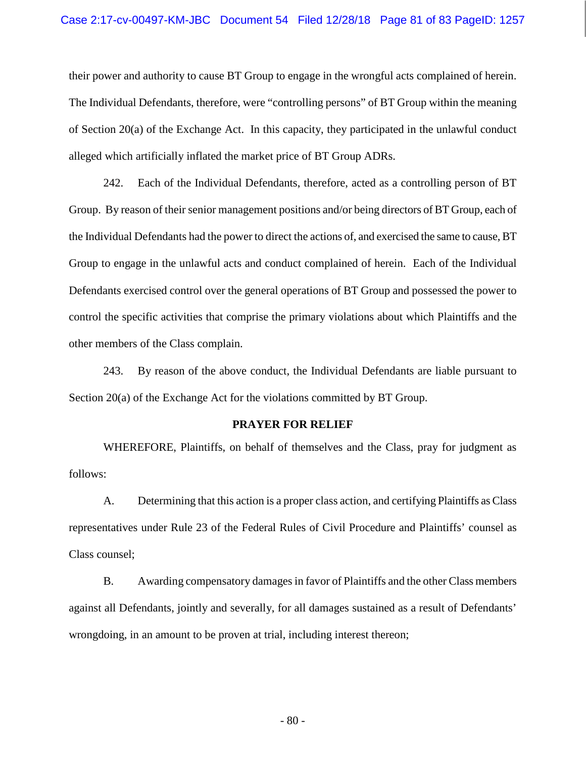their power and authority to cause BT Group to engage in the wrongful acts complained of herein. The Individual Defendants, therefore, were "controlling persons" of BT Group within the meaning of Section 20(a) of the Exchange Act. In this capacity, they participated in the unlawful conduct alleged which artificially inflated the market price of BT Group ADRs.

242. Each of the Individual Defendants, therefore, acted as a controlling person of BT Group. By reason of their senior management positions and/or being directors of BT Group, each of the Individual Defendants had the power to direct the actions of, and exercised the same to cause, BT Group to engage in the unlawful acts and conduct complained of herein. Each of the Individual Defendants exercised control over the general operations of BT Group and possessed the power to control the specific activities that comprise the primary violations about which Plaintiffs and the other members of the Class complain.

243. By reason of the above conduct, the Individual Defendants are liable pursuant to Section 20(a) of the Exchange Act for the violations committed by BT Group.

## PRAYER FOR RELIEF

WHEREFORE, Plaintiffs, on behalf of themselves and the Class, pray for judgment as follows:

A. Determining that this action is a proper class action, and certifying Plaintiffs as Class representatives under Rule 23 of the Federal Rules of Civil Procedure and Plaintiffs' counsel as Class counsel;

B. Awarding compensatory damages in favor of Plaintiffs and the other Class members against all Defendants, jointly and severally, for all damages sustained as a result of Defendants' wrongdoing, in an amount to be proven at trial, including interest thereon;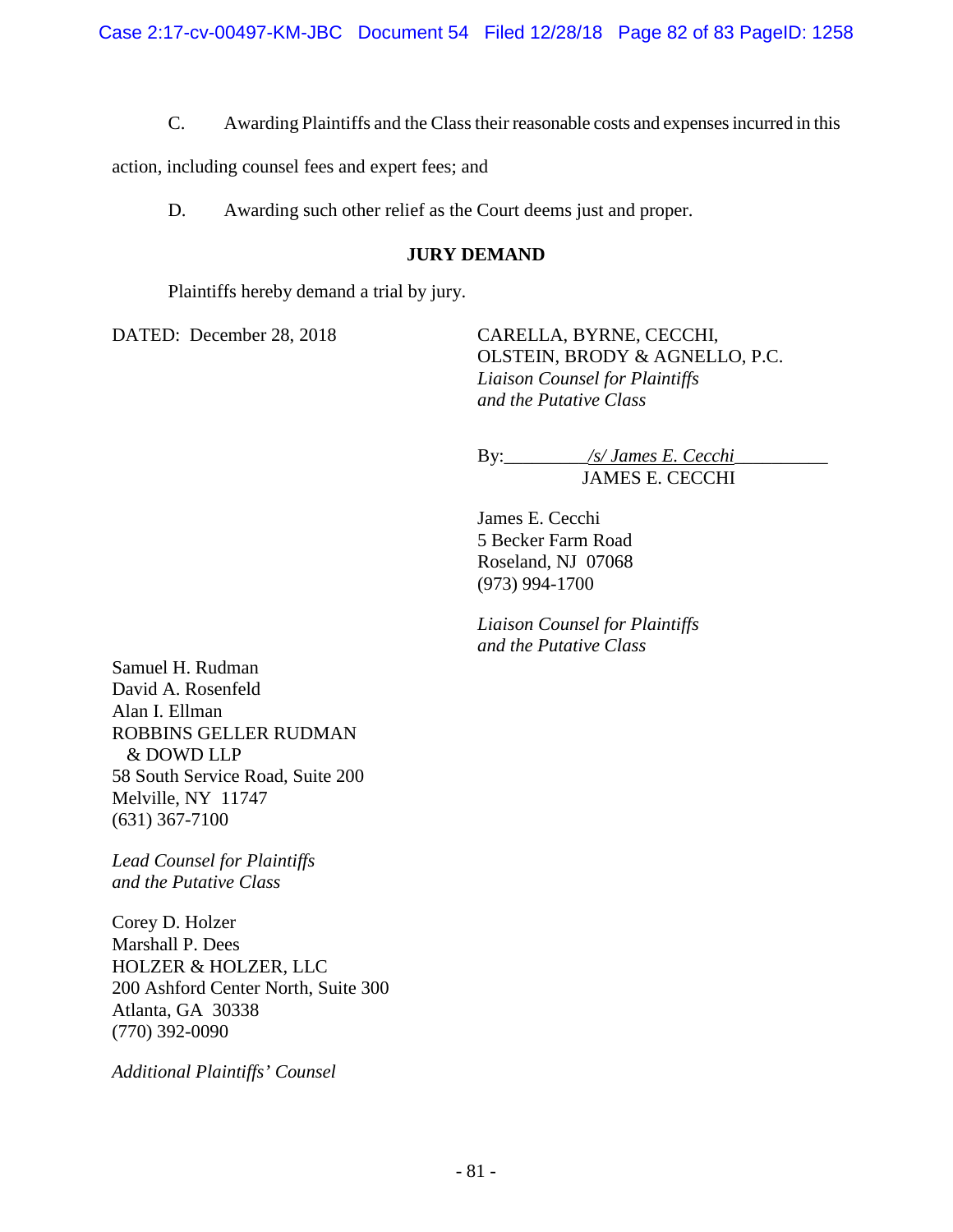C. Awarding Plaintiffs and the Class their reasonable costs and expenses incurred in this action, including counsel fees and expert fees; and

D. Awarding such other relief as the Court deems just and proper.

**JURY DEMAND**

Plaintiffs hereby demand a trial by jury.

DATED: December 28, 2018

CARELLA, BYRNE, CECCHI, OLSTEIN, BRODY & AGNELLO, P.C.
*Liaison Counsel for Plaintiffs and the Putative Class*

By: */s/ James E. Cecchi*
JAMES E. CECCHI

James E. Cecchi
5 Becker Farm Road
Roseland, NJ 07068
(973) 994-1700

*Liaison Counsel for Plaintiffs and the Putative Class*

Samuel H. Rudman
David A. Rosenfeld
Alan I. Ellman
ROBBINS GELLER RUDMAN & DOWD LLP
58 South Service Road, Suite 200
Melville, NY 11747
(631) 367-7100

*Lead Counsel for Plaintiffs and the Putative Class*

Corey D. Holzer
Marshall P. Dees
HOLZER & HOLZER, LLC
200 Ashford Center North, Suite 300
Atlanta, GA 30338
(770) 392-0090

*Additional Plaintiffs' Counsel*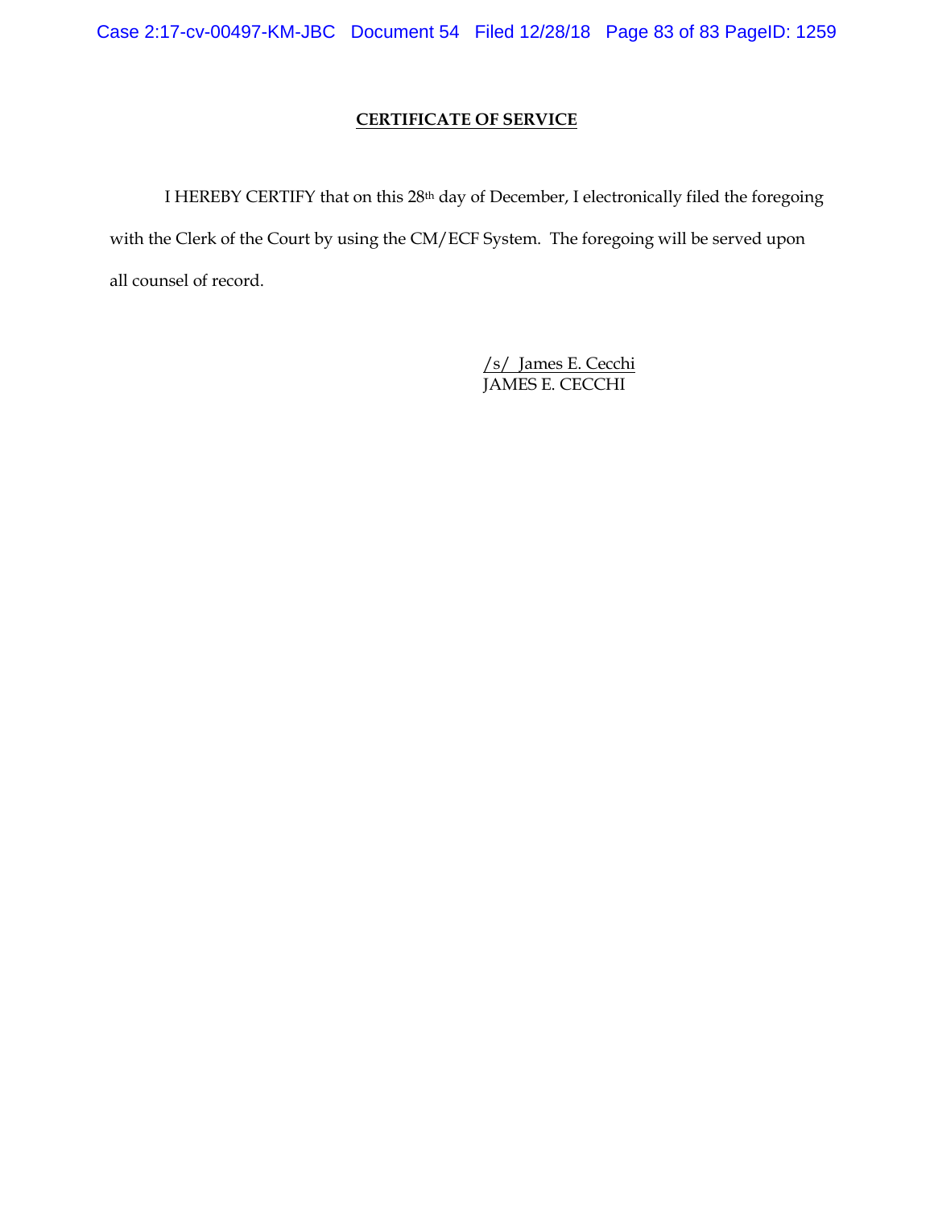## CERTIFICATE OF SERVICE

I HEREBY CERTIFY that on this 28th day of December, I electronically filed the foregoing with the Clerk of the Court by using the CM/ECF System. The foregoing will be served upon all counsel of record.

/s/ James E. Cecchi
JAMES E. CECCHI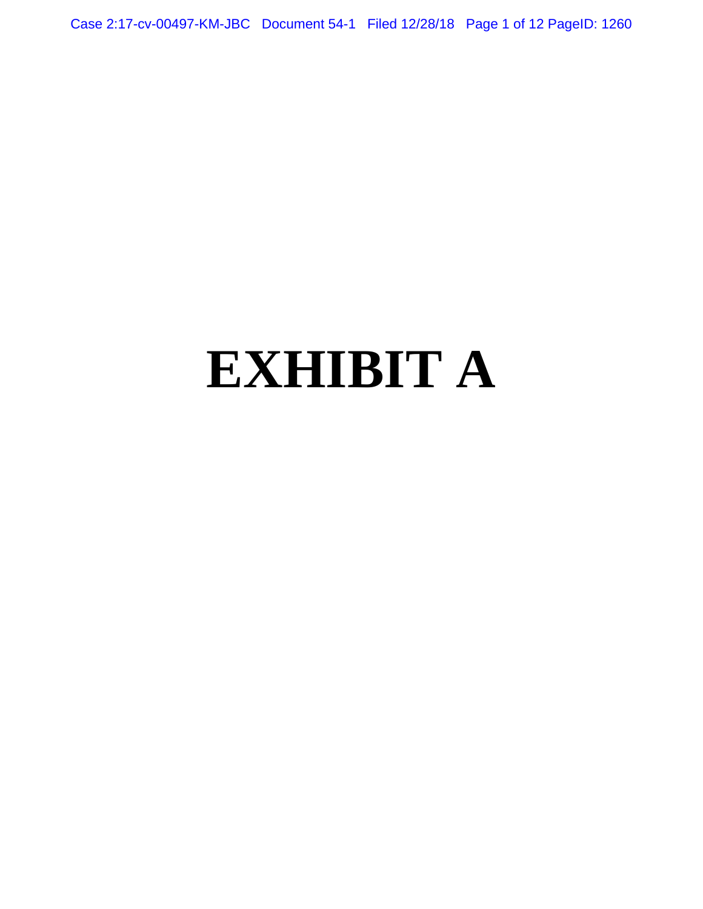# EXHIBIT A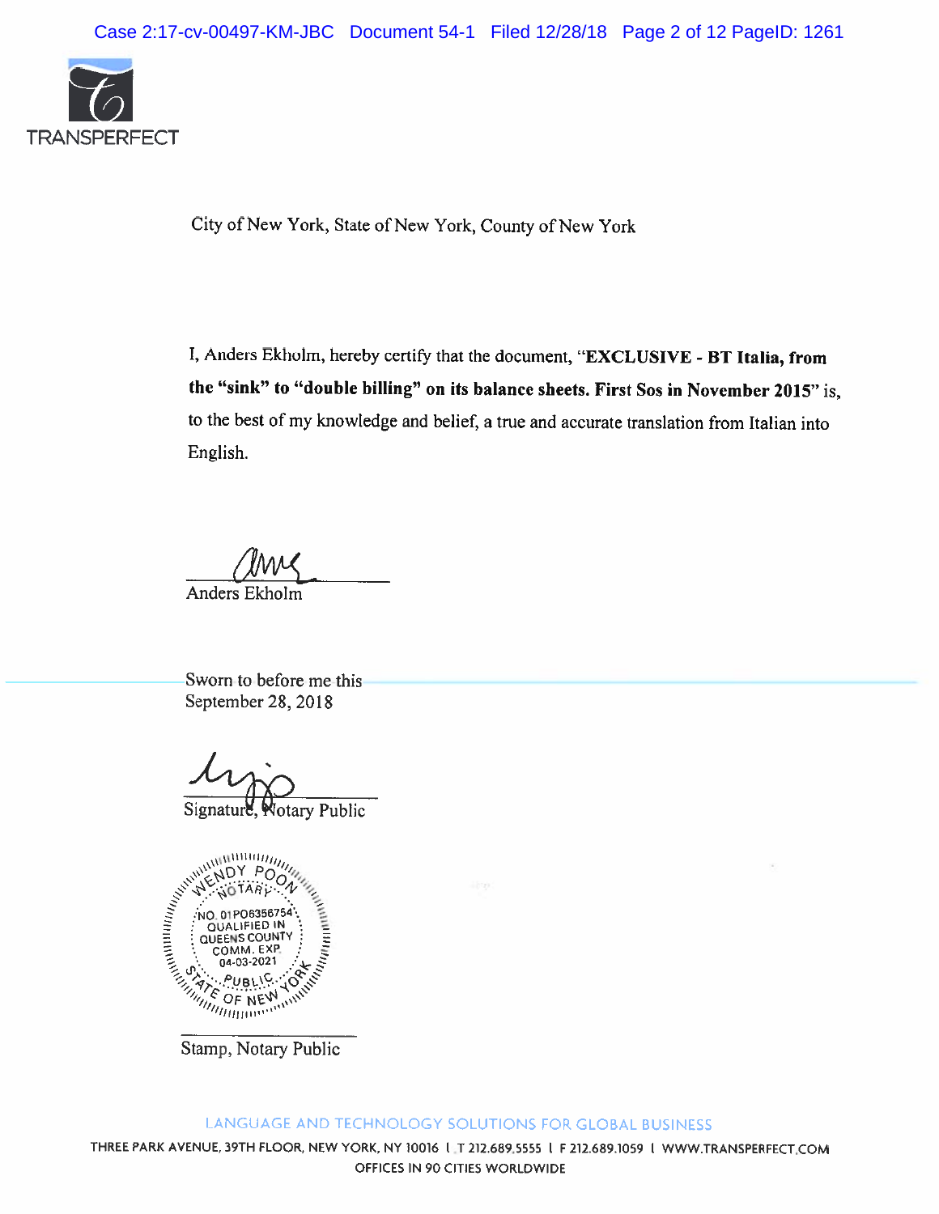TRANSPERFECT

City of New York, State of New York, County of New York

I, Anders Ekholm, hereby certify that the document, "**EXCLUSIVE - BT Italia, from the "sink" to "double billing" on its balance sheets. First Sos in November 2015**" is, to the best of my knowledge and belief, a true and accurate translation from Italian into English.

Anders Ekholm

Sworn to before me this
September 28, 2018

Signature, Notary Public

WENDY POON
NOTARY
NO. 01PO6356754
QUALIFIED IN
QUEENS COUNTY
COMM. EXP.
04-03-2021
PUBLIC
STATE OF NEW YORK

Stamp, Notary Public

LANGUAGE AND TECHNOLOGY SOLUTIONS FOR GLOBAL BUSINESS

THREE PARK AVENUE, 39TH FLOOR, NEW YORK, NY 10016 | T 212.689.5555 | F 212.689.1059 | WWW.TRANSPERFECT.COM
OFFICES IN 90 CITIES WORLDWIDE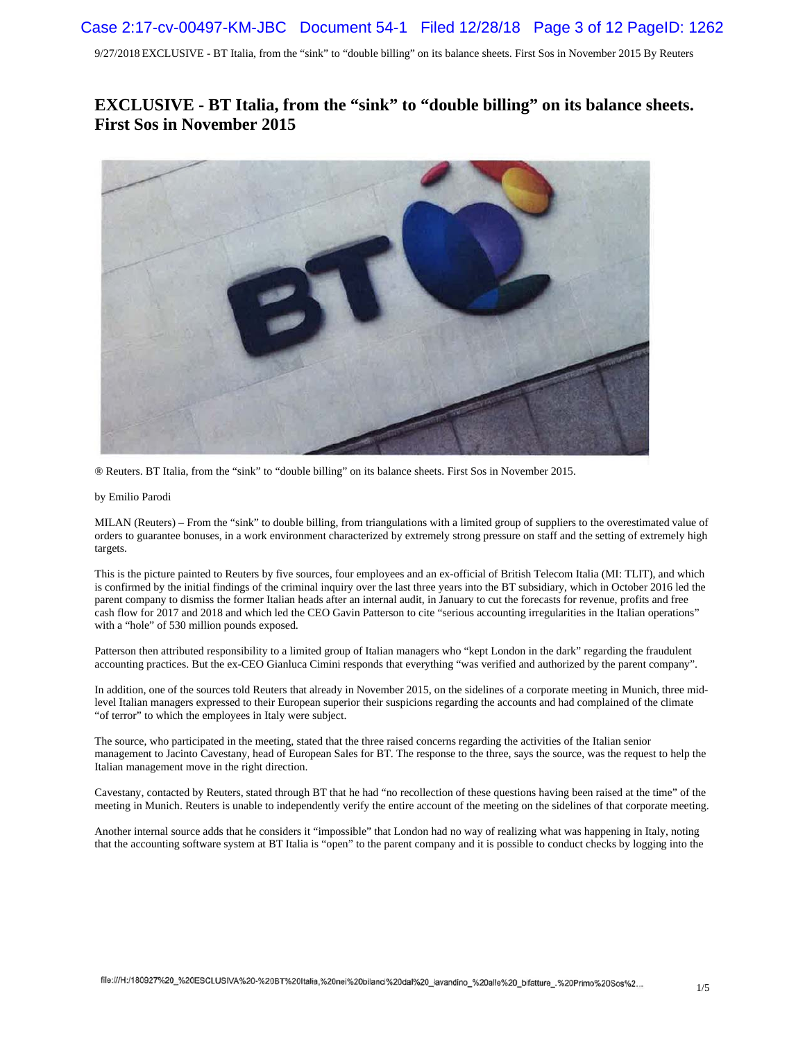# EXCLUSIVE - BT Italia, from the "sink" to "double billing" on its balance sheets. First Sos in November 2015

® Reuters. BT Italia, from the "sink" to "double billing" on its balance sheets. First Sos in November 2015.

by Emilio Parodi

MILAN (Reuters) – From the "sink" to double billing, from triangulations with a limited group of suppliers to the overestimated value of orders to guarantee bonuses, in a work environment characterized by extremely strong pressure on staff and the setting of extremely high targets.

This is the picture painted to Reuters by five sources, four employees and an ex-official of British Telecom Italia (MI: TLIT), and which is confirmed by the initial findings of the criminal inquiry over the last three years into the BT subsidiary, which in October 2016 led the parent company to dismiss the former Italian heads after an internal audit, in January to cut the forecasts for revenue, profits and free cash flow for 2017 and 2018 and which led the CEO Gavin Patterson to cite "serious accounting irregularities in the Italian operations" with a "hole" of 530 million pounds exposed.

Patterson then attributed responsibility to a limited group of Italian managers who "kept London in the dark" regarding the fraudulent accounting practices. But the ex-CEO Gianluca Cimini responds that everything "was verified and authorized by the parent company".

In addition, one of the sources told Reuters that already in November 2015, on the sidelines of a corporate meeting in Munich, three mid-level Italian managers expressed to their European superior their suspicions regarding the accounts and had complained of the climate "of terror" to which the employees in Italy were subject.

The source, who participated in the meeting, stated that the three raised concerns regarding the activities of the Italian senior management to Jacinto Cavestany, head of European Sales for BT. The response to the three, says the source, was the request to help the Italian management move in the right direction.

Cavestany, contacted by Reuters, stated through BT that he had "no recollection of these questions having been raised at the time" of the meeting in Munich. Reuters is unable to independently verify the entire account of the meeting on the sidelines of that corporate meeting.

Another internal source adds that he considers it "impossible" that London had no way of realizing what was happening in Italy, noting that the accounting software system at BT Italia is "open" to the parent company and it is possible to conduct checks by logging into the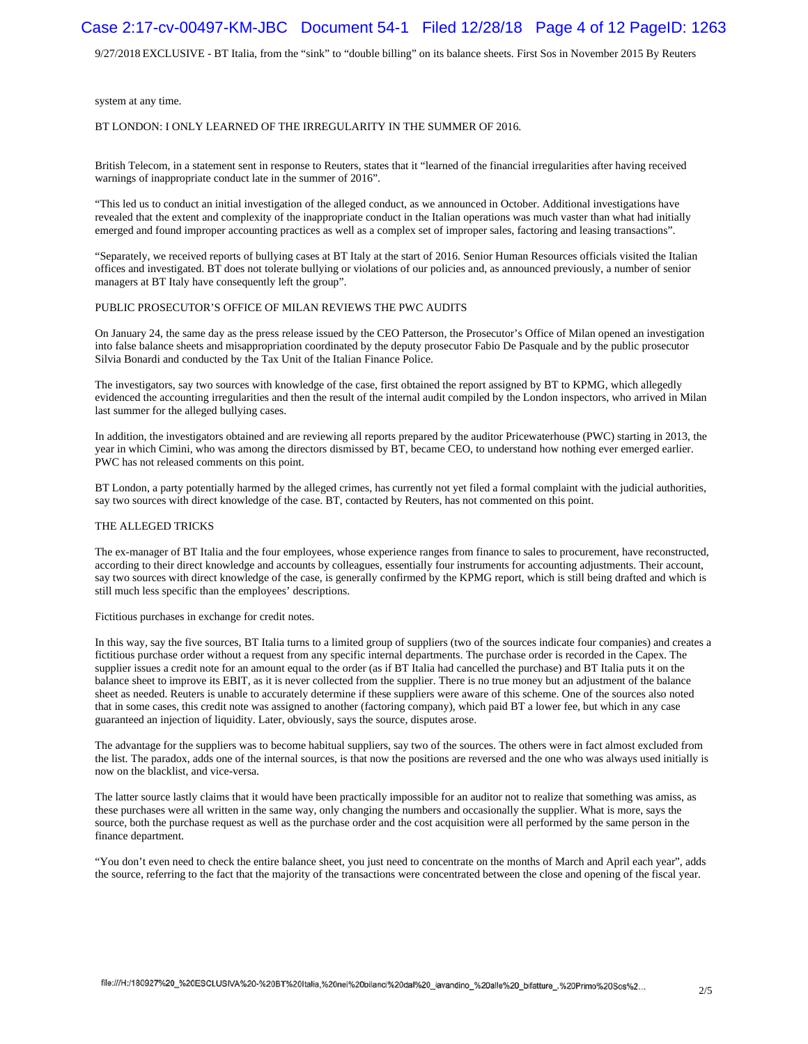system at any time.

BT LONDON: I ONLY LEARNED OF THE IRREGULARITY IN THE SUMMER OF 2016.

British Telecom, in a statement sent in response to Reuters, states that it "learned of the financial irregularities after having received warnings of inappropriate conduct late in the summer of 2016".

"This led us to conduct an initial investigation of the alleged conduct, as we announced in October. Additional investigations have revealed that the extent and complexity of the inappropriate conduct in the Italian operations was much vaster than what had initially emerged and found improper accounting practices as well as a complex set of improper sales, factoring and leasing transactions".

"Separately, we received reports of bullying cases at BT Italy at the start of 2016. Senior Human Resources officials visited the Italian offices and investigated. BT does not tolerate bullying or violations of our policies and, as announced previously, a number of senior managers at BT Italy have consequently left the group".

PUBLIC PROSECUTOR'S OFFICE OF MILAN REVIEWS THE PWC AUDITS

On January 24, the same day as the press release issued by the CEO Patterson, the Prosecutor's Office of Milan opened an investigation into false balance sheets and misappropriation coordinated by the deputy prosecutor Fabio De Pasquale and by the public prosecutor Silvia Bonardi and conducted by the Tax Unit of the Italian Finance Police.

The investigators, say two sources with knowledge of the case, first obtained the report assigned by BT to KPMG, which allegedly evidenced the accounting irregularities and then the result of the internal audit compiled by the London inspectors, who arrived in Milan last summer for the alleged bullying cases.

In addition, the investigators obtained and are reviewing all reports prepared by the auditor Pricewaterhouse (PWC) starting in 2013, the year in which Cimini, who was among the directors dismissed by BT, became CEO, to understand how nothing ever emerged earlier. PWC has not released comments on this point.

BT London, a party potentially harmed by the alleged crimes, has currently not yet filed a formal complaint with the judicial authorities, say two sources with direct knowledge of the case. BT, contacted by Reuters, has not commented on this point.

THE ALLEGED TRICKS

The ex-manager of BT Italia and the four employees, whose experience ranges from finance to sales to procurement, have reconstructed, according to their direct knowledge and accounts by colleagues, essentially four instruments for accounting adjustments. Their account, say two sources with direct knowledge of the case, is generally confirmed by the KPMG report, which is still being drafted and which is still much less specific than the employees' descriptions.

Fictitious purchases in exchange for credit notes.

In this way, say the five sources, BT Italia turns to a limited group of suppliers (two of the sources indicate four companies) and creates a fictitious purchase order without a request from any specific internal departments. The purchase order is recorded in the Capex. The supplier issues a credit note for an amount equal to the order (as if BT Italia had cancelled the purchase) and BT Italia puts it on the balance sheet to improve its EBIT, as it is never collected from the supplier. There is no true money but an adjustment of the balance sheet as needed. Reuters is unable to accurately determine if these suppliers were aware of this scheme. One of the sources also noted that in some cases, this credit note was assigned to another (factoring company), which paid BT a lower fee, but which in any case guaranteed an injection of liquidity. Later, obviously, says the source, disputes arose.

The advantage for the suppliers was to become habitual suppliers, say two of the sources. The others were in fact almost excluded from the list. The paradox, adds one of the internal sources, is that now the positions are reversed and the one who was always used initially is now on the blacklist, and vice-versa.

The latter source lastly claims that it would have been practically impossible for an auditor not to realize that something was amiss, as these purchases were all written in the same way, only changing the numbers and occasionally the supplier. What is more, says the source, both the purchase request as well as the purchase order and the cost acquisition were all performed by the same person in the finance department.

"You don't even need to check the entire balance sheet, you just need to concentrate on the months of March and April each year", adds the source, referring to the fact that the majority of the transactions were concentrated between the close and opening of the fiscal year.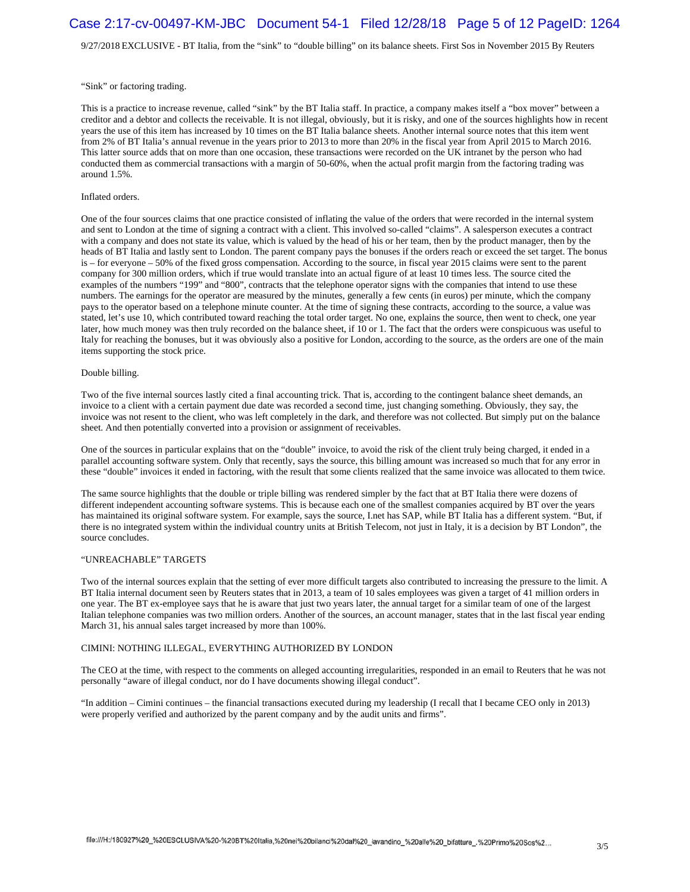"Sink" or factoring trading.

This is a practice to increase revenue, called "sink" by the BT Italia staff. In practice, a company makes itself a "box mover" between a creditor and a debtor and collects the receivable. It is not illegal, obviously, but it is risky, and one of the sources highlights how in recent years the use of this item has increased by 10 times on the BT Italia balance sheets. Another internal source notes that this item went from 2% of BT Italia's annual revenue in the years prior to 2013 to more than 20% in the fiscal year from April 2015 to March 2016. This latter source adds that on more than one occasion, these transactions were recorded on the UK intranet by the person who had conducted them as commercial transactions with a margin of 50-60%, when the actual profit margin from the factoring trading was around 1.5%.

Inflated orders.

One of the four sources claims that one practice consisted of inflating the value of the orders that were recorded in the internal system and sent to London at the time of signing a contract with a client. This involved so-called "claims". A salesperson executes a contract with a company and does not state its value, which is valued by the head of his or her team, then by the product manager, then by the heads of BT Italia and lastly sent to London. The parent company pays the bonuses if the orders reach or exceed the set target. The bonus is – for everyone – 50% of the fixed gross compensation. According to the source, in fiscal year 2015 claims were sent to the parent company for 300 million orders, which if true would translate into an actual figure of at least 10 times less. The source cited the examples of the numbers "199" and "800", contracts that the telephone operator signs with the companies that intend to use these numbers. The earnings for the operator are measured by the minutes, generally a few cents (in euros) per minute, which the company pays to the operator based on a telephone minute counter. At the time of signing these contracts, according to the source, a value was stated, let's use 10, which contributed toward reaching the total order target. No one, explains the source, then went to check, one year later, how much money was then truly recorded on the balance sheet, if 10 or 1. The fact that the orders were conspicuous was useful to Italy for reaching the bonuses, but it was obviously also a positive for London, according to the source, as the orders are one of the main items supporting the stock price.

Double billing.

Two of the five internal sources lastly cited a final accounting trick. That is, according to the contingent balance sheet demands, an invoice to a client with a certain payment due date was recorded a second time, just changing something. Obviously, they say, the invoice was not resent to the client, who was left completely in the dark, and therefore was not collected. But simply put on the balance sheet. And then potentially converted into a provision or assignment of receivables.

One of the sources in particular explains that on the "double" invoice, to avoid the risk of the client truly being charged, it ended in a parallel accounting software system. Only that recently, says the source, this billing amount was increased so much that for any error in these "double" invoices it ended in factoring, with the result that some clients realized that the same invoice was allocated to them twice.

The same source highlights that the double or triple billing was rendered simpler by the fact that at BT Italia there were dozens of different independent accounting software systems. This is because each one of the smallest companies acquired by BT over the years has maintained its original software system. For example, says the source, I.net has SAP, while BT Italia has a different system. "But, if there is no integrated system within the individual country units at British Telecom, not just in Italy, it is a decision by BT London", the source concludes.

"UNREACHABLE" TARGETS

Two of the internal sources explain that the setting of ever more difficult targets also contributed to increasing the pressure to the limit. A BT Italia internal document seen by Reuters states that in 2013, a team of 10 sales employees was given a target of 41 million orders in one year. The BT ex-employee says that he is aware that just two years later, the annual target for a similar team of one of the largest Italian telephone companies was two million orders. Another of the sources, an account manager, states that in the last fiscal year ending March 31, his annual sales target increased by more than 100%.

CIMINI: NOTHING ILLEGAL, EVERYTHING AUTHORIZED BY LONDON

The CEO at the time, with respect to the comments on alleged accounting irregularities, responded in an email to Reuters that he was not personally "aware of illegal conduct, nor do I have documents showing illegal conduct".

"In addition – Cimini continues – the financial transactions executed during my leadership (I recall that I became CEO only in 2013) were properly verified and authorized by the parent company and by the audit units and firms".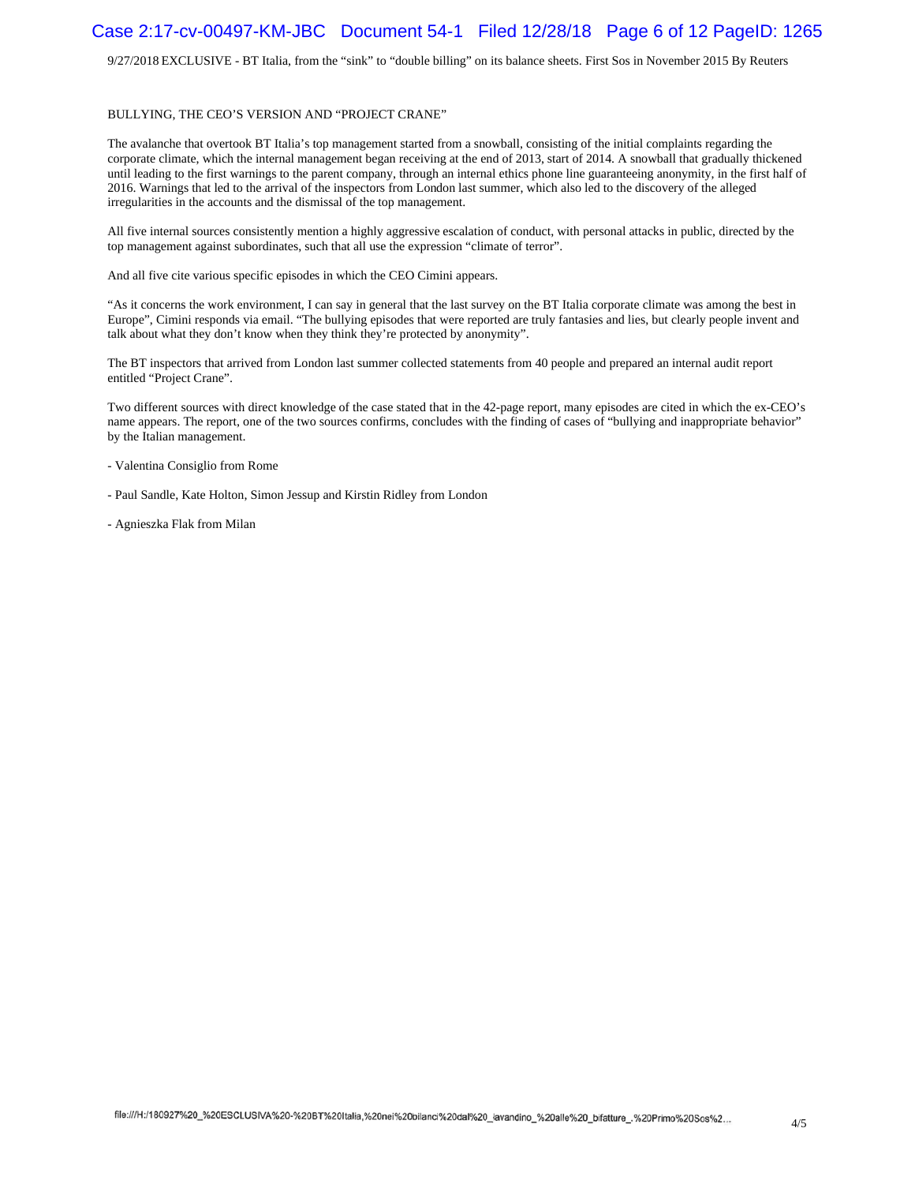## BULLYING, THE CEO'S VERSION AND "PROJECT CRANE"

The avalanche that overtook BT Italia's top management started from a snowball, consisting of the initial complaints regarding the corporate climate, which the internal management began receiving at the end of 2013, start of 2014. A snowball that gradually thickened until leading to the first warnings to the parent company, through an internal ethics phone line guaranteeing anonymity, in the first half of 2016. Warnings that led to the arrival of the inspectors from London last summer, which also led to the discovery of the alleged irregularities in the accounts and the dismissal of the top management.

All five internal sources consistently mention a highly aggressive escalation of conduct, with personal attacks in public, directed by the top management against subordinates, such that all use the expression "climate of terror".

And all five cite various specific episodes in which the CEO Cimini appears.

"As it concerns the work environment, I can say in general that the last survey on the BT Italia corporate climate was among the best in Europe", Cimini responds via email. "The bullying episodes that were reported are truly fantasies and lies, but clearly people invent and talk about what they don't know when they think they're protected by anonymity".

The BT inspectors that arrived from London last summer collected statements from 40 people and prepared an internal audit report entitled "Project Crane".

Two different sources with direct knowledge of the case stated that in the 42-page report, many episodes are cited in which the ex-CEO's name appears. The report, one of the two sources confirms, concludes with the finding of cases of "bullying and inappropriate behavior" by the Italian management.

- Valentina Consiglio from Rome

- Paul Sandle, Kate Holton, Simon Jessup and Kirstin Ridley from London

- Agnieszka Flak from Milan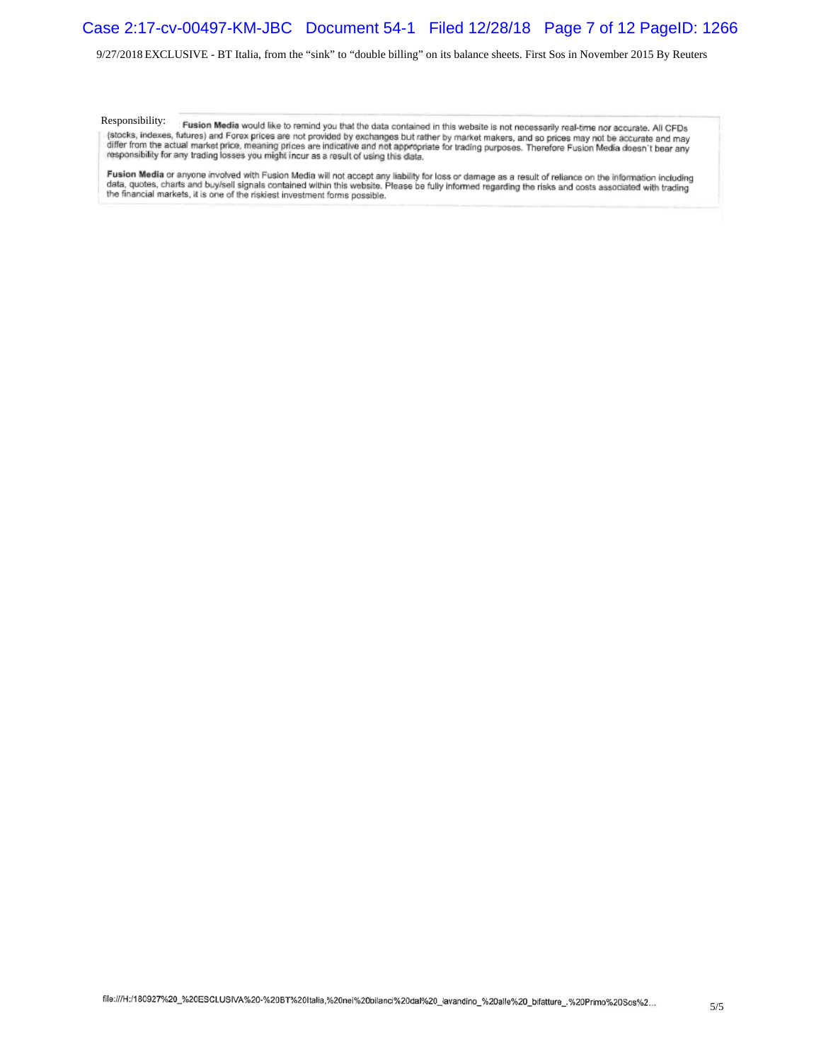Responsibility: **Fusion Media** would like to remind you that the data contained in this website is not necessarily real-time nor accurate. All CFDs (stocks, indexes, futures) and Forex prices are not provided by exchanges but rather by market makers, and so prices may not be accurate and may differ from the actual market price, meaning prices are indicative and not appropriate for trading purposes. Therefore Fusion Media doesn't bear any responsibility for any trading losses you might incur as a result of using this data.

**Fusion Media** or anyone involved with Fusion Media will not accept any liability for loss or damage as a result of reliance on the information including data, quotes, charts and buy/sell signals contained within this website. Please be fully informed regarding the risks and costs associated with trading the financial markets, it is one of the riskiest investment forms possible.

file:///H:/180927%20_%20ESCLUSIVA%20-%20BT%20Italia,%20nei%20bilanci%20dal%20_lavandino_%20alle%20_bifatture_.%20Primo%20Sos%2...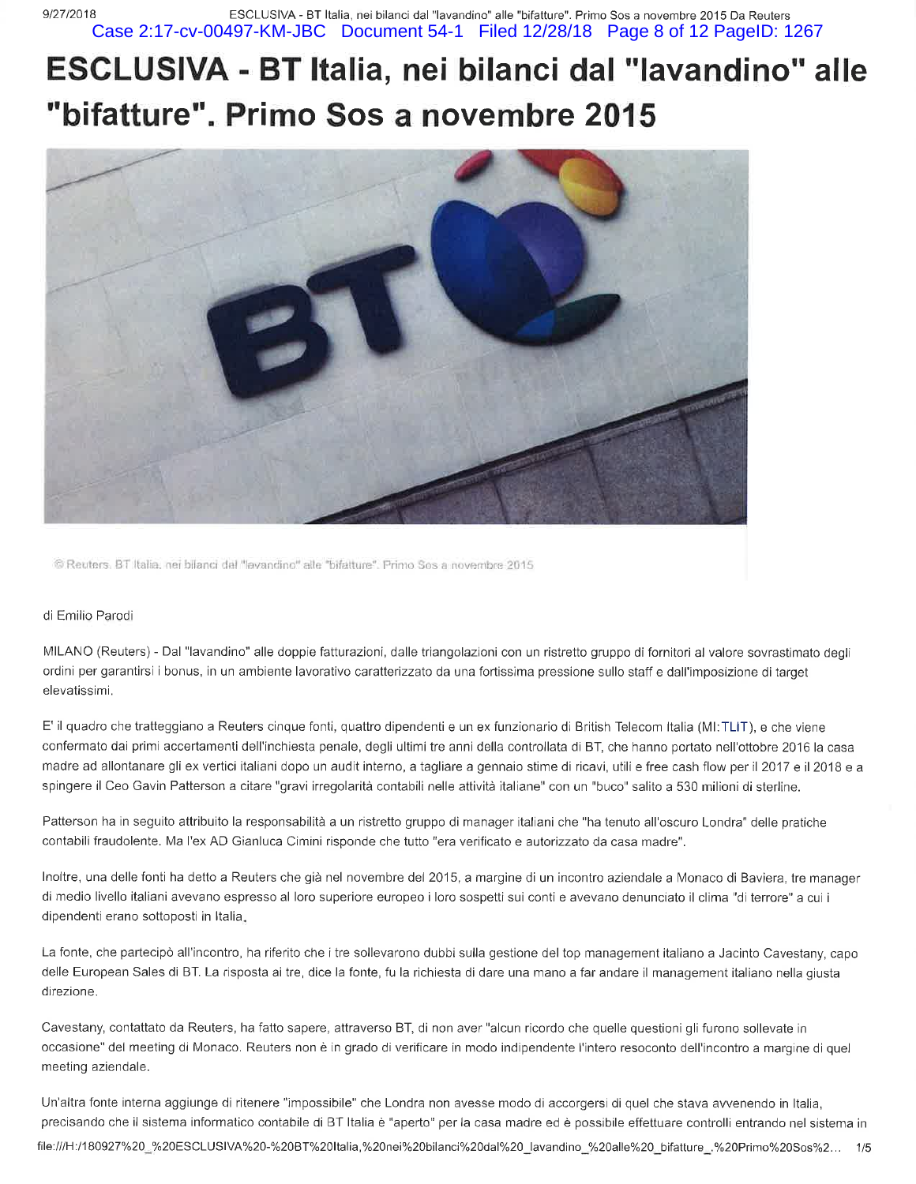# ESCLUSIVA - BT Italia, nei bilanci dal "lavandino" alle "bifatture". Primo Sos a novembre 2015

© Reuters. BT Italia, nei bilanci dal "lavandino" alle "bifatture". Primo Sos a novembre 2015

di Emilio Parodi

MILANO (Reuters) - Dal "lavandino" alle doppie fatturazioni, dalle triangolazioni con un ristretto gruppo di fornitori al valore sovrastimato degli ordini per garantirsi i bonus, in un ambiente lavorativo caratterizzato da una fortissima pressione sullo staff e dall'imposizione di target elevatissimi.

E' il quadro che tratteggiano a Reuters cinque fonti, quattro dipendenti e un ex funzionario di British Telecom Italia (MI:TLIT), e che viene confermato dai primi accertamenti dell'inchiesta penale, degli ultimi tre anni della controllata di BT, che hanno portato nell'ottobre 2016 la casa madre ad allontanare gli ex vertici italiani dopo un audit interno, a tagliare a gennaio stime di ricavi, utili e free cash flow per il 2017 e il 2018 e a spingere il Ceo Gavin Patterson a citare "gravi irregolarità contabili nelle attività italiane" con un "buco" salito a 530 milioni di sterline.

Patterson ha in seguito attribuito la responsabilità a un ristretto gruppo di manager italiani che "ha tenuto all'oscuro Londra" delle pratiche contabili fraudolente. Ma l'ex AD Gianluca Cimini risponde che tutto "era verificato e autorizzato da casa madre".

Inoltre, una delle fonti ha detto a Reuters che già nel novembre del 2015, a margine di un incontro aziendale a Monaco di Baviera, tre manager di medio livello italiani avevano espresso al loro superiore europeo i loro sospetti sui conti e avevano denunciato il clima "di terrore" a cui i dipendenti erano sottoposti in Italia.

La fonte, che partecipò all'incontro, ha riferito che i tre sollevarono dubbi sulla gestione del top management italiano a Jacinto Cavestany, capo delle European Sales di BT. La risposta ai tre, dice la fonte, fu la richiesta di dare una mano a far andare il management italiano nella giusta direzione.

Cavestany, contattato da Reuters, ha fatto sapere, attraverso BT, di non aver "alcun ricordo che quelle questioni gli furono sollevate in occasione" del meeting di Monaco. Reuters non è in grado di verificare in modo indipendente l'intero resoconto dell'incontro a margine di quel meeting aziendale.

Un'altra fonte interna aggiunge di ritenere "impossibile" che Londra non avesse modo di accorgersi di quel che stava avvenendo in Italia, precisando che il sistema informatico contabile di BT Italia è "aperto" per la casa madre ed è possibile effettuare controlli entrando nel sistema in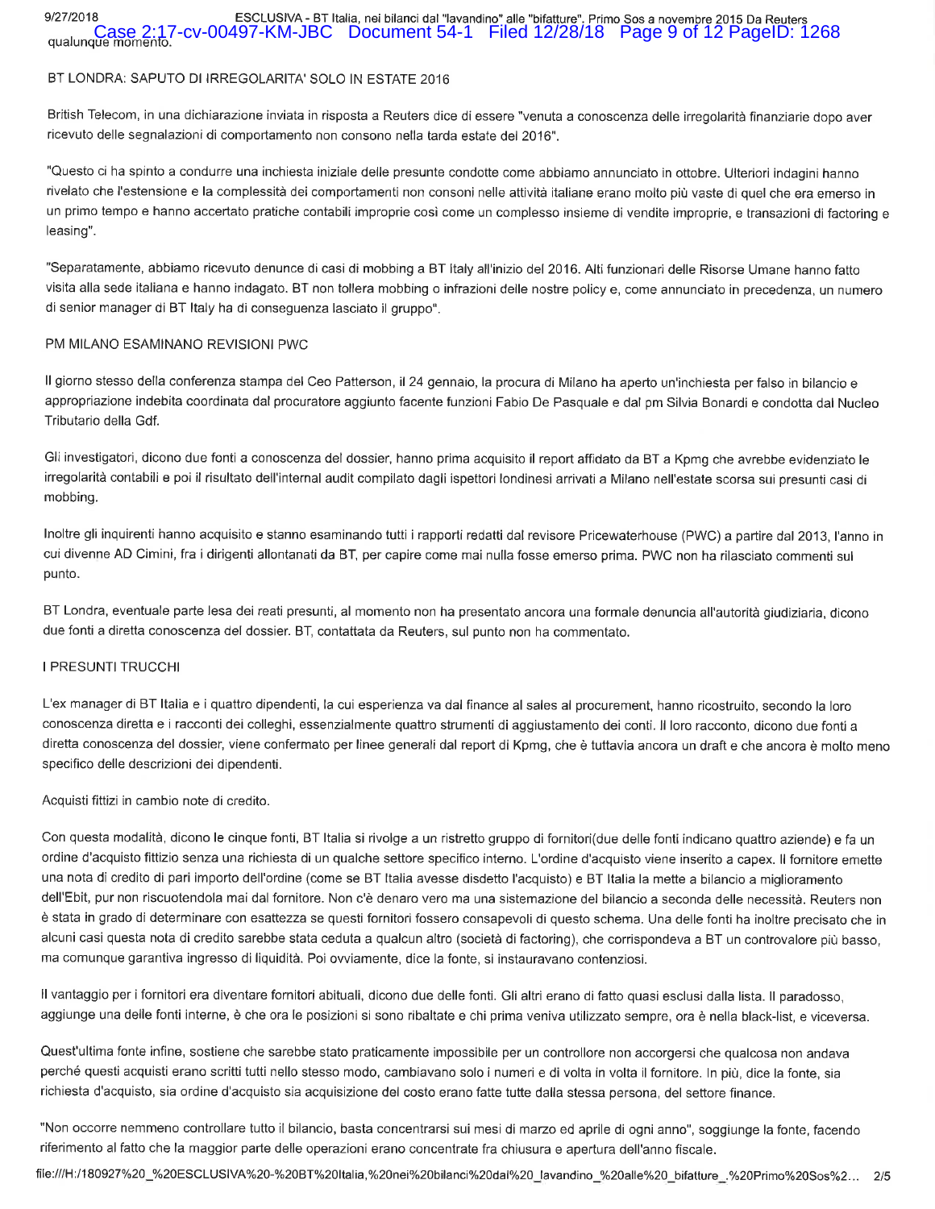qualunque momento.

BT LONDRA: SAPUTO DI IRREGOLARITA' SOLO IN ESTATE 2016

British Telecom, in una dichiarazione inviata in risposta a Reuters dice di essere "venuta a conoscenza delle irregolarità finanziarie dopo aver ricevuto delle segnalazioni di comportamento non consono nella tarda estate del 2016".

"Questo ci ha spinto a condurre una inchiesta iniziale delle presunte condotte come abbiamo annunciato in ottobre. Ulteriori indagini hanno rivelato che l'estensione e la complessità dei comportamenti non consoni nelle attività italiane erano molto più vaste di quel che era emerso in un primo tempo e hanno accertato pratiche contabili improprie così come un complesso insieme di vendite improprie, e transazioni di factoring e leasing".

"Separatamente, abbiamo ricevuto denunce di casi di mobbing a BT Italy all'inizio del 2016. Alti funzionari delle Risorse Umane hanno fatto visita alla sede italiana e hanno indagato. BT non tollera mobbing o infrazioni delle nostre policy e, come annunciato in precedenza, un numero di senior manager di BT Italy ha di conseguenza lasciato il gruppo".

PM MILANO ESAMINANO REVISIONI PWC

Il giorno stesso della conferenza stampa del Ceo Patterson, il 24 gennaio, la procura di Milano ha aperto un'inchiesta per falso in bilancio e appropriazione indebita coordinata dal procuratore aggiunto facente funzioni Fabio De Pasquale e dal pm Silvia Bonardi e condotta dal Nucleo Tributario della Gdf.

Gli investigatori, dicono due fonti a conoscenza del dossier, hanno prima acquisito il report affidato da BT a Kpmg che avrebbe evidenziato le irregolarità contabili e poi il risultato dell'internal audit compilato dagli ispettori londinesi arrivati a Milano nell'estate scorsa sui presunti casi di mobbing.

Inoltre gli inquirenti hanno acquisito e stanno esaminando tutti i rapporti redatti dal revisore Pricewaterhouse (PWC) a partire dal 2013, l'anno in cui divenne AD Cimini, fra i dirigenti allontanati da BT, per capire come mai nulla fosse emerso prima. PWC non ha rilasciato commenti sul punto.

BT Londra, eventuale parte lesa dei reati presunti, al momento non ha presentato ancora una formale denuncia all'autorità giudiziaria, dicono due fonti a diretta conoscenza del dossier. BT, contattata da Reuters, sul punto non ha commentato.

I PRESUNTI TRUCCHI

L'ex manager di BT Italia e i quattro dipendenti, la cui esperienza va dal finance al sales al procurement, hanno ricostruito, secondo la loro conoscenza diretta e i racconti dei colleghi, essenzialmente quattro strumenti di aggiustamento dei conti. Il loro racconto, dicono due fonti a diretta conoscenza del dossier, viene confermato per linee generali dal report di Kpmg, che è tuttavia ancora un draft e che ancora è molto meno specifico delle descrizioni dei dipendenti.

Acquisti fittizi in cambio note di credito.

Con questa modalità, dicono le cinque fonti, BT Italia si rivolge a un ristretto gruppo di fornitori(due delle fonti indicano quattro aziende) e fa un ordine d'acquisto fittizio senza una richiesta di un qualche settore specifico interno. L'ordine d'acquisto viene inserito a capex. Il fornitore emette una nota di credito di pari importo dell'ordine (come se BT Italia avesse disdetto l'acquisto) e BT Italia la mette a bilancio a miglioramento dell'Ebit, pur non riscuotendola mai dal fornitore. Non c'è denaro vero ma una sistemazione del bilancio a seconda delle necessità. Reuters non è stata in grado di determinare con esattezza se questi fornitori fossero consapevoli di questo schema. Una delle fonti ha inoltre precisato che in alcuni casi questa nota di credito sarebbe stata ceduta a qualcun altro (società di factoring), che corrispondeva a BT un controvalore più basso, ma comunque garantiva ingresso di liquidità. Poi ovviamente, dice la fonte, si instauravano contenziosi.

Il vantaggio per i fornitori era diventare fornitori abituali, dicono due delle fonti. Gli altri erano di fatto quasi esclusi dalla lista. Il paradosso, aggiunge una delle fonti interne, è che ora le posizioni si sono ribaltate e chi prima veniva utilizzato sempre, ora è nella black-list, e viceversa.

Quest'ultima fonte infine, sostiene che sarebbe stato praticamente impossibile per un controllore non accorgersi che qualcosa non andava perché questi acquisti erano scritti tutti nello stesso modo, cambiavano solo i numeri e di volta in volta il fornitore. In più, dice la fonte, sia richiesta d'acquisto, sia ordine d'acquisto sia acquisizione del costo erano fatte tutte dalla stessa persona, del settore finance.

"Non occorre nemmeno controllare tutto il bilancio, basta concentrarsi sui mesi di marzo ed aprile di ogni anno", soggiunge la fonte, facendo riferimento al fatto che la maggior parte delle operazioni erano concentrate fra chiusura e apertura dell'anno fiscale.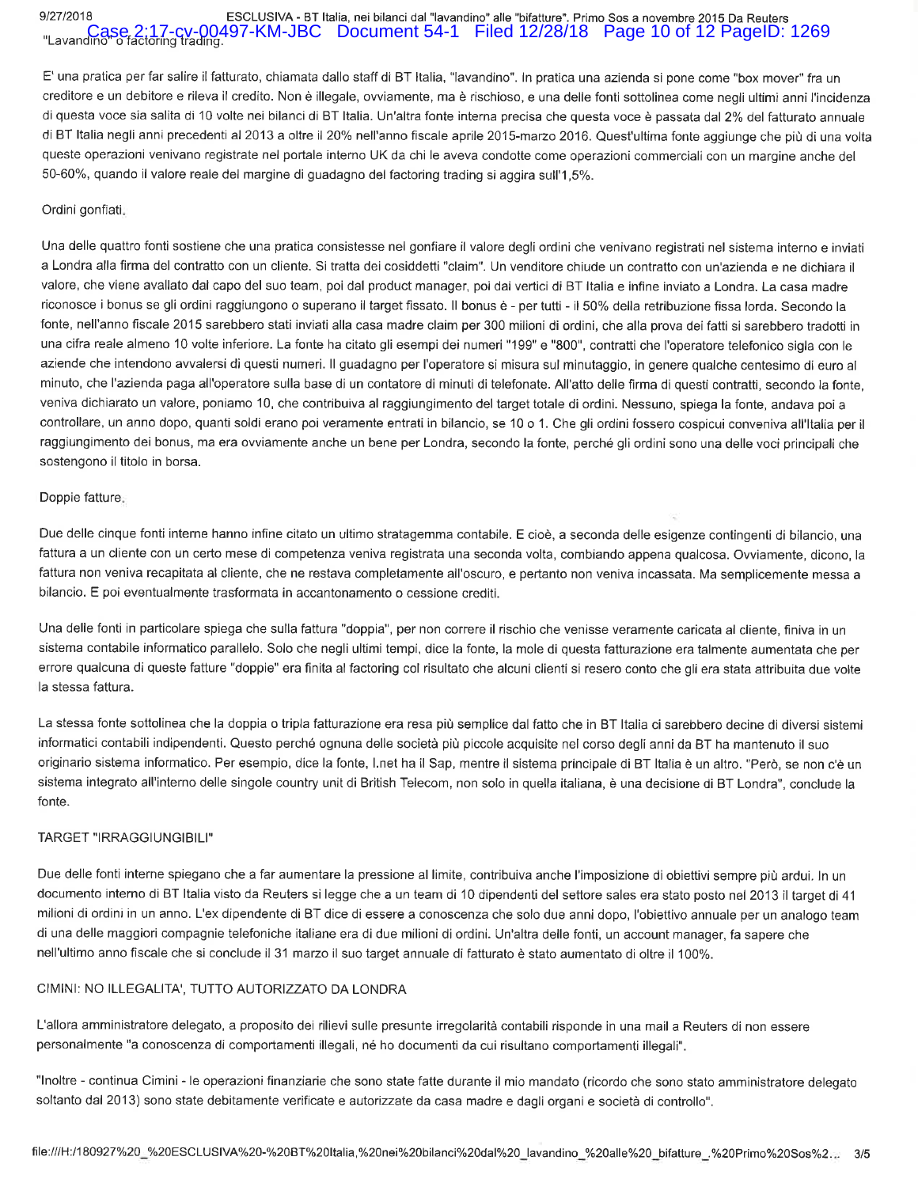"Lavandino" o factoring trading.

E' una pratica per far salire il fatturato, chiamata dallo staff di BT Italia, "lavandino". In pratica una azienda si pone come "box mover" fra un creditore e un debitore e rileva il credito. Non è illegale, ovviamente, ma è rischioso, e una delle fonti sottolinea come negli ultimi anni l'incidenza di questa voce sia salita di 10 volte nei bilanci di BT Italia. Un'altra fonte interna precisa che questa voce è passata dal 2% del fatturato annuale di BT Italia negli anni precedenti al 2013 a oltre il 20% nell'anno fiscale aprile 2015-marzo 2016. Quest'ultima fonte aggiunge che più di una volta queste operazioni venivano registrate nel portale interno UK da chi le aveva condotte come operazioni commerciali con un margine anche del 50-60%, quando il valore reale del margine di guadagno del factoring trading si aggira sull'1,5%.

Ordini gonfiati.

Una delle quattro fonti sostiene che una pratica consistesse nel gonfiare il valore degli ordini che venivano registrati nel sistema interno e inviati a Londra alla firma del contratto con un cliente. Si tratta dei cosiddetti "claim". Un venditore chiude un contratto con un'azienda e ne dichiara il valore, che viene avallato dal capo del suo team, poi dal product manager, poi dai vertici di BT Italia e infine inviato a Londra. La casa madre riconosce i bonus se gli ordini raggiungono o superano il target fissato. Il bonus è - per tutti - il 50% della retribuzione fissa lorda. Secondo la fonte, nell'anno fiscale 2015 sarebbero stati inviati alla casa madre claim per 300 milioni di ordini, che alla prova dei fatti si sarebbero tradotti in una cifra reale almeno 10 volte inferiore. La fonte ha citato gli esempi dei numeri "199" e "800", contratti che l'operatore telefonico sigla con le aziende che intendono avvalersi di questi numeri. Il guadagno per l'operatore si misura sul minutaggio, in genere qualche centesimo di euro al minuto, che l'azienda paga all'operatore sulla base di un contatore di minuti di telefonate. All'atto delle firma di questi contratti, secondo la fonte, veniva dichiarato un valore, poniamo 10, che contribuiva al raggiungimento del target totale di ordini. Nessuno, spiega la fonte, andava poi a controllare, un anno dopo, quanti soldi erano poi veramente entrati in bilancio, se 10 o 1. Che gli ordini fossero cospicui conveniva all'Italia per il raggiungimento dei bonus, ma era ovviamente anche un bene per Londra, secondo la fonte, perché gli ordini sono una delle voci principali che sostengono il titolo in borsa.

Doppie fatture.

Due delle cinque fonti interne hanno infine citato un ultimo stratagemma contabile. E cioè, a seconda delle esigenze contingenti di bilancio, una fattura a un cliente con un certo mese di competenza veniva registrata una seconda volta, combiando appena qualcosa. Ovviamente, dicono, la fattura non veniva recapitata al cliente, che ne restava completamente all'oscuro, e pertanto non veniva incassata. Ma semplicemente messa a bilancio. E poi eventualmente trasformata in accantonamento o cessione crediti.

Una delle fonti in particolare spiega che sulla fattura "doppia", per non correre il rischio che venisse veramente caricata al cliente, finiva in un sistema contabile informatico parallelo. Solo che negli ultimi tempi, dice la fonte, la mole di questa fatturazione era talmente aumentata che per errore qualcuna di queste fatture "doppie" era finita al factoring col risultato che alcuni clienti si resero conto che gli era stata attribuita due volte la stessa fattura.

La stessa fonte sottolinea che la doppia o tripla fatturazione era resa più semplice dal fatto che in BT Italia ci sarebbero decine di diversi sistemi informatici contabili indipendenti. Questo perché ognuna delle società più piccole acquisite nel corso degli anni da BT ha mantenuto il suo originario sistema informatico. Per esempio, dice la fonte, I.net ha il Sap, mentre il sistema principale di BT Italia è un altro. "Però, se non c'è un sistema integrato all'interno delle singole country unit di British Telecom, non solo in quella italiana, è una decisione di BT Londra", conclude la fonte.

TARGET "IRRAGGIUNGIBILI"

Due delle fonti interne spiegano che a far aumentare la pressione al limite, contribuiva anche l'imposizione di obiettivi sempre più ardui. In un documento interno di BT Italia visto da Reuters si legge che a un team di 10 dipendenti del settore sales era stato posto nel 2013 il target di 41 milioni di ordini in un anno. L'ex dipendente di BT dice di essere a conoscenza che solo due anni dopo, l'obiettivo annuale per un analogo team di una delle maggiori compagnie telefoniche italiane era di due milioni di ordini. Un'altra delle fonti, un account manager, fa sapere che nell'ultimo anno fiscale che si conclude il 31 marzo il suo target annuale di fatturato è stato aumentato di oltre il 100%.

CIMINI: NO ILLEGALITA', TUTTO AUTORIZZATO DA LONDRA

L'allora amministratore delegato, a proposito dei rilievi sulle presunte irregolarità contabili risponde in una mail a Reuters di non essere personalmente "a conoscenza di comportamenti illegali, né ho documenti da cui risultano comportamenti illegali".

"Inoltre - continua Cimini - le operazioni finanziarie che sono state fatte durante il mio mandato (ricordo che sono stato amministratore delegato soltanto dal 2013) sono state debitamente verificate e autorizzate da casa madre e dagli organi e società di controllo".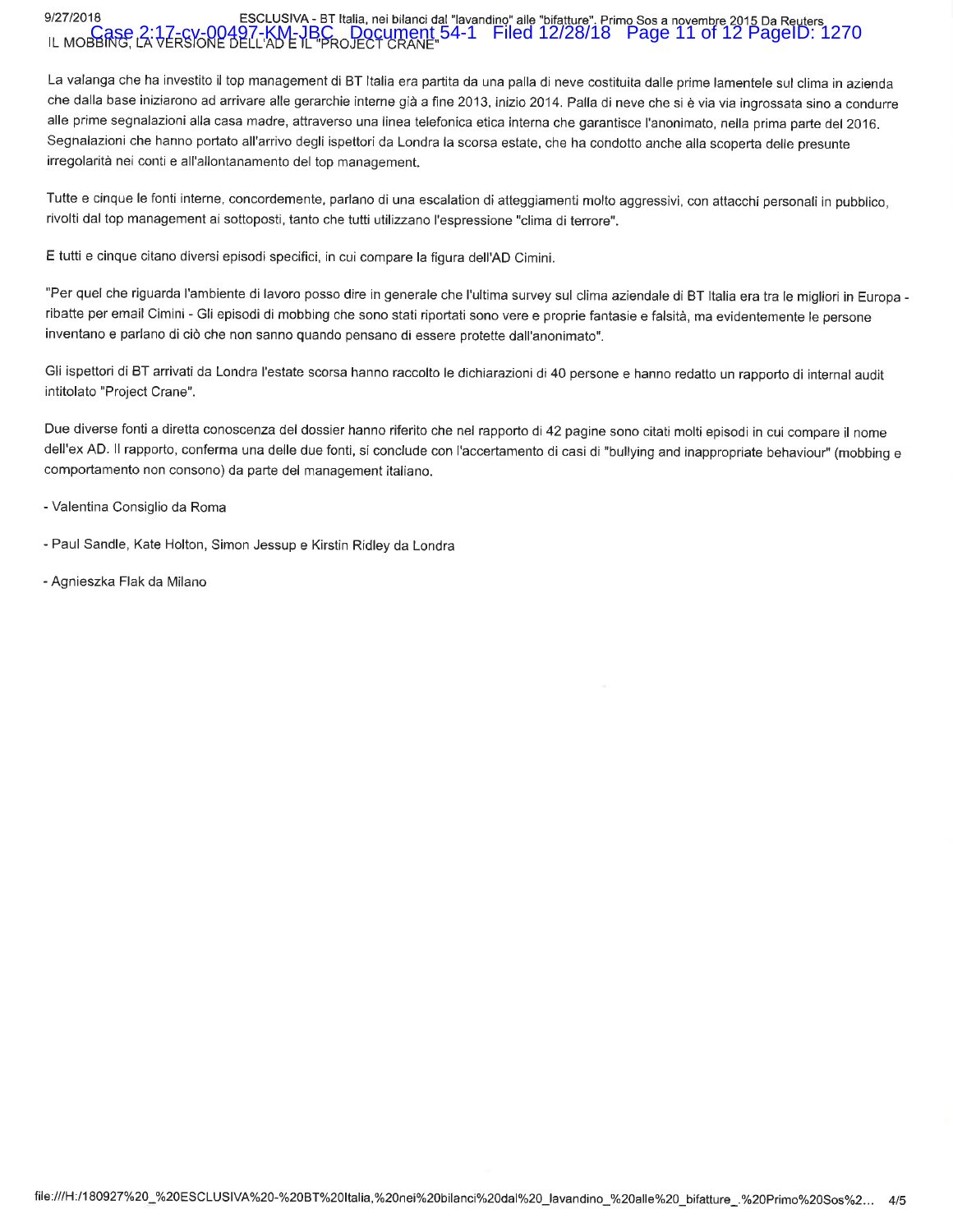IL MOBBING, LA VERSIONE DELL'AD E IL "PROJECT CRANE"

La valanga che ha investito il top management di BT Italia era partita da una palla di neve costituita dalle prime lamentele sul clima in azienda che dalla base iniziarono ad arrivare alle gerarchie interne già a fine 2013, inizio 2014. Palla di neve che si è via via ingrossata sino a condurre alle prime segnalazioni alla casa madre, attraverso una linea telefonica etica interna che garantisce l'anonimato, nella prima parte del 2016. Segnalazioni che hanno portato all'arrivo degli ispettori da Londra la scorsa estate, che ha condotto anche alla scoperta delle presunte irregolarità nei conti e all'allontanamento del top management.

Tutte e cinque le fonti interne, concordemente, parlano di una escalation di atteggiamenti molto aggressivi, con attacchi personali in pubblico, rivolti dal top management ai sottoposti, tanto che tutti utilizzano l'espressione "clima di terrore".

E tutti e cinque citano diversi episodi specifici, in cui compare la figura dell'AD Cimini.

"Per quel che riguarda l'ambiente di lavoro posso dire in generale che l'ultima survey sul clima aziendale di BT Italia era tra le migliori in Europa - ribatte per email Cimini - Gli episodi di mobbing che sono stati riportati sono vere e proprie fantasie e falsità, ma evidentemente le persone inventano e parlano di ciò che non sanno quando pensano di essere protette dall'anonimato".

Gli ispettori di BT arrivati da Londra l'estate scorsa hanno raccolto le dichiarazioni di 40 persone e hanno redatto un rapporto di internal audit intitolato "Project Crane".

Due diverse fonti a diretta conoscenza del dossier hanno riferito che nel rapporto di 42 pagine sono citati molti episodi in cui compare il nome dell'ex AD. Il rapporto, conferma una delle due fonti, si conclude con l'accertamento di casi di "bullying and inappropriate behaviour" (mobbing e comportamento non consono) da parte del management italiano.

- Valentina Consiglio da Roma

- Paul Sandle, Kate Holton, Simon Jessup e Kirstin Ridley da Londra

- Agnieszka Flak da Milano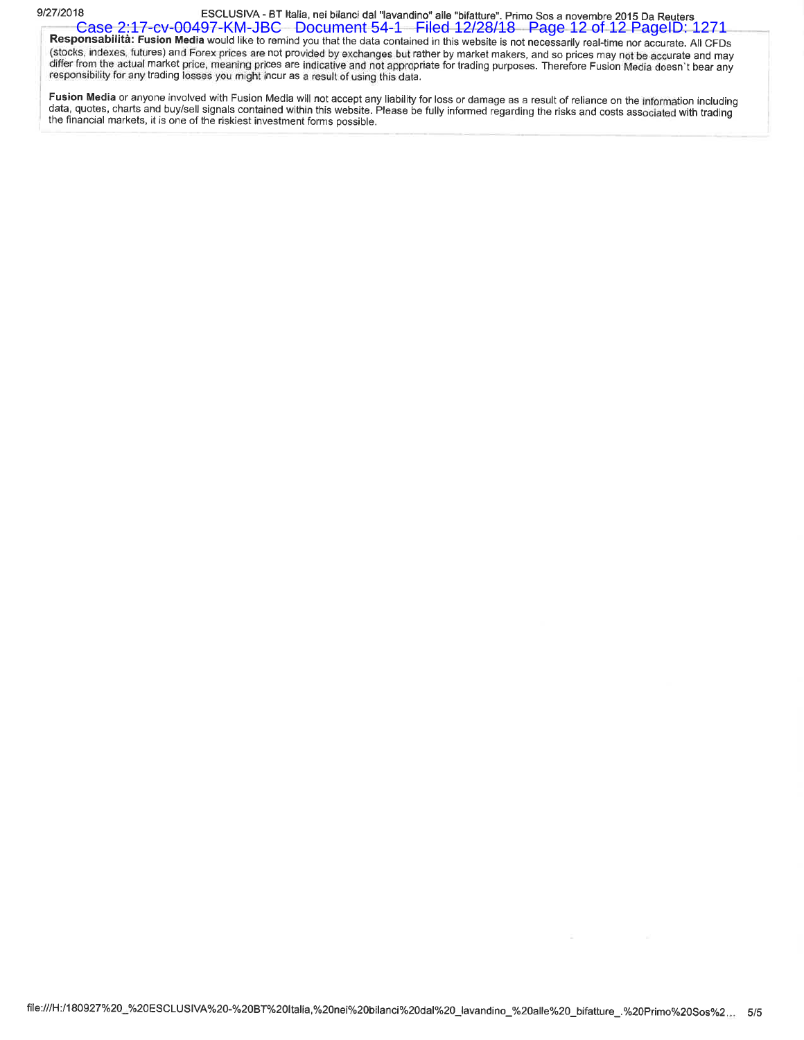**Responsabilità: Fusion Media** would like to remind you that the data contained in this website is not necessarily real-time nor accurate. All CFDs (stocks, indexes, futures) and Forex prices are not provided by exchanges but rather by market makers, and so prices may not be accurate and may differ from the actual market price, meaning prices are indicative and not appropriate for trading purposes. Therefore Fusion Media doesn`t bear any responsibility for any trading losses you might incur as a result of using this data.

**Fusion Media** or anyone involved with Fusion Media will not accept any liability for loss or damage as a result of reliance on the information including data, quotes, charts and buy/sell signals contained within this website. Please be fully informed regarding the risks and costs associated with trading the financial markets, it is one of the riskiest investment forms possible.